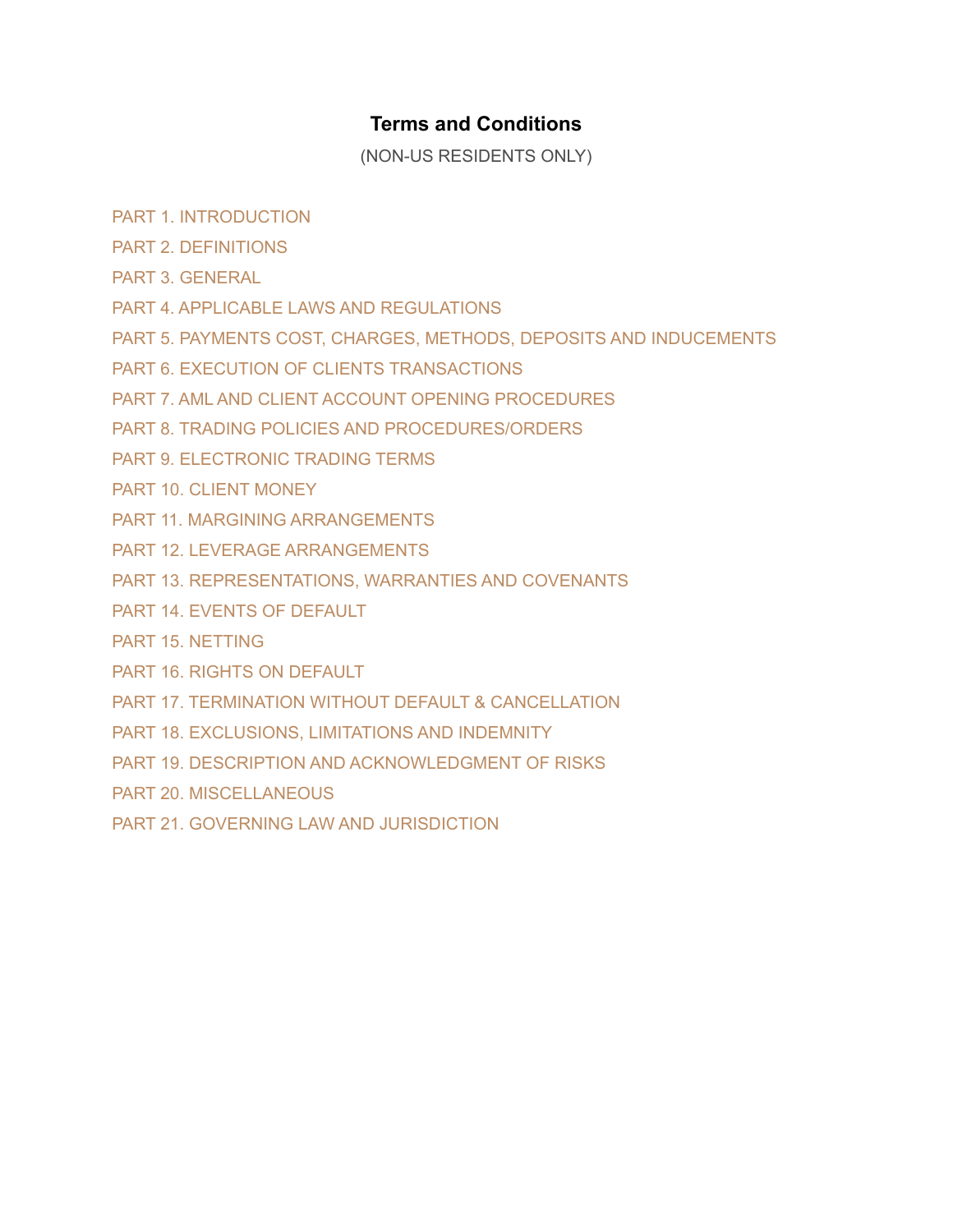# Terms and Conditions

(NON-US RESIDENTS ONLY)

PART 1. INTRODUCTION

PART 2. DEFINITIONS

PART 3. GENERAL

PART 4. APPLICABLE LAWS AND REGULATIONS

PART 5. PAYMENTS COST, CHARGES, METHODS, DEPOSITS AND INDUCEMENTS

PART 6. EXECUTION OF CLIENTS TRANSACTIONS

PART 7. AML AND CLIENT ACCOUNT OPENING PROCEDURES

PART 8. TRADING POLICIES AND PROCEDURES/ORDERS

PART 9. ELECTRONIC TRADING TERMS

PART 10. CLIENT MONEY

PART 11. MARGINING ARRANGEMENTS

PART 12. LEVERAGE ARRANGEMENTS

PART 13. REPRESENTATIONS, WARRANTIES AND COVENANTS

PART 14. EVENTS OF DEFAULT

PART 15. NETTING

PART 16. RIGHTS ON DEFAULT

PART 17. TERMINATION WITHOUT DEFAULT & CANCELLATION

PART 18. EXCLUSIONS, LIMITATIONS AND INDEMNITY

PART 19. DESCRIPTION AND ACKNOWLEDGMENT OF RISKS

PART 20. MISCELLANEOUS

PART 21. GOVERNING LAW AND JURISDICTION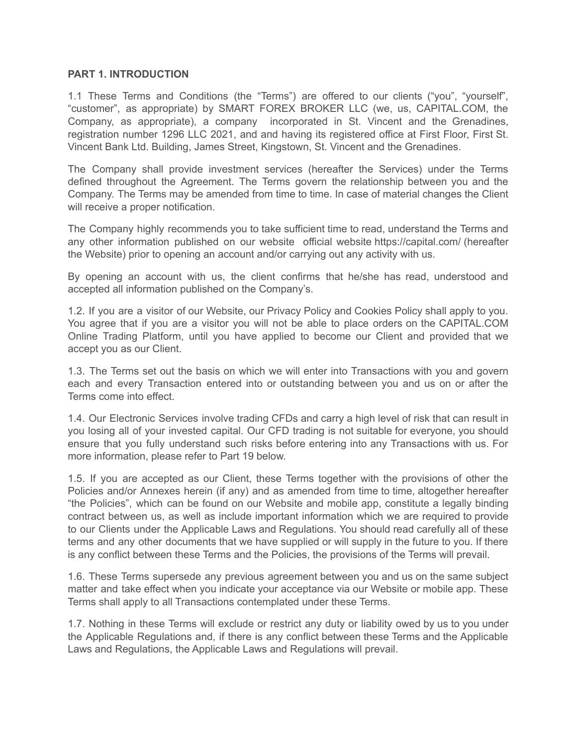## PART 1. INTRODUCTION

1.1 These Terms and Conditions (the "Terms") are offered to our clients ("you", "yourself", "customer", as appropriate) by SMART FOREX BROKER LLC (we, us, CAPITAL.COM, the Company, as appropriate), a company incorporated in St. Vincent and the Grenadines, registration number 1296 LLC 2021, and aпd having its registered office at First Floor, First St. Vincent Bank Ltd. Building, James Street, Kingstown, St. Vincent and the Grenadines.

The Company shall provide investment services (hereafter the Services) under the Terms defined throughout the Agreement. The Terms govern the relationship between you and the Company. The Terms may be amended from time to time. In case of material changes the Client will receive a proper notification.

The Company highly recommends you to take sufficient time to read, understand the Terms and any other information published on our website official website https://capital.com/ (hereafter the Website) prior to opening an account and/or carrying out any activity with us.

By opening an account with us, the client confirms that he/she has read, understood and accepted all information published on the Company's.

1.2. If you are a visitor of our Website, our Privacy Policy and Cookies Policy shall apply to you. You agree that if you are a visitor you will not be able to place orders on the CAPITAL.COM Online Trading Platform, until you have applied to become our Client and provided that we accept you as our Client.

1.3. The Terms set out the basis on which we will enter into Transactions with you and govern each and every Transaction entered into or outstanding between you and us on or after the Terms come into effect.

1.4. Our Electronic Services involve trading CFDs and carry a high level of risk that can result in you losing all of your invested capital. Our CFD trading is not suitable for everyone, you should ensure that you fully understand such risks before entering into any Transactions with us. For more information, please refer to Part 19 below.

1.5. If you are accepted as our Client, these Terms together with the provisions of other the Policies and/or Annexes herein (if any) and as amended from time to time, altogether hereafter "the Policies", which can be found on our Website and mobile app, constitute a legally binding contract between us, as well as include important information which we are required to provide to our Clients under the Applicable Laws and Regulations. You should read carefully all of these terms and any other documents that we have supplied or will supply in the future to you. If there is any conflict between these Terms and the Policies, the provisions of the Terms will prevail.

1.6. These Terms supersede any previous agreement between you and us on the same subject matter and take effect when you indicate your acceptance via our Website or mobile app. These Terms shall apply to all Transactions contemplated under these Terms.

1.7. Nothing in these Terms will exclude or restrict any duty or liability owed by us to you under the Applicable Regulations and, if there is any conflict between these Terms and the Applicable Laws and Regulations, the Applicable Laws and Regulations will prevail.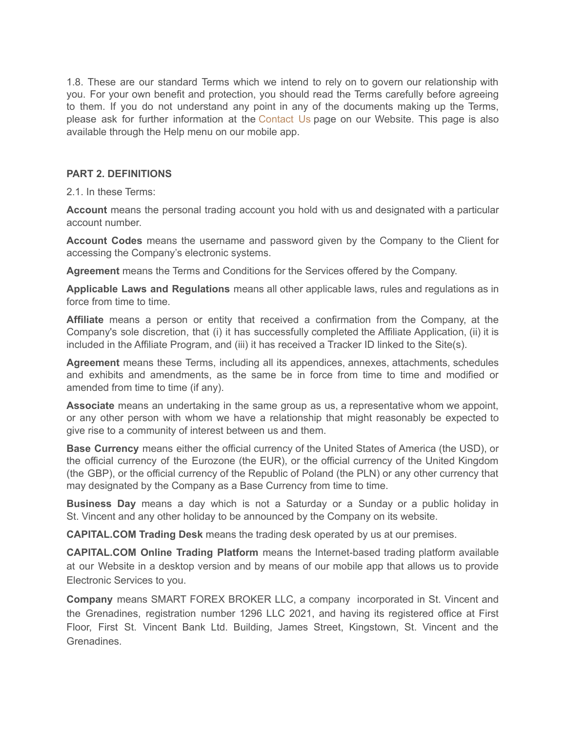1.8. These are our standard Terms which we intend to rely on to govern our relationship with you. For your own benefit and protection, you should read the Terms carefully before agreeing to them. If you do not understand any point in any of the documents making up the Terms, please ask for further information at the Contact Us page on our Website. This page is also available through the Help menu on our mobile app.

**PART 2. DEFINITIONS**

2.1. In these Terms:

**Account** means the personal trading account you hold with us and designated with a particular account number.

**Account Codes** means the username and password given by the Company to the Client for accessing the Company's electronic systems.

**Agreement** means the Terms and Conditions for the Services offered by the Company.

**Applicable Laws and Regulations** means all other applicable laws, rules and regulations as in force from time to time.

**Affiliate** means a person or entity that received a confirmation from the Company, at the Company's sole discretion, that (i) it has successfully completed the Affiliate Application, (ii) it is included in the Affiliate Program, and (iii) it has received a Tracker ID linked to the Site(s).

**Agreement** means these Terms, including all its appendices, annexes, attachments, schedules and exhibits and amendments, as the same be in force from time to time and modified or amended from time to time (if any).

**Associate** means an undertaking in the same group as us, a representative whom we appoint, or any other person with whom we have a relationship that might reasonably be expected to give rise to a community of interest between us and them.

**Base Currency** means either the official currency of the United States of America (the USD), or the official currency of the Eurozone (the EUR), or the official currency of the United Kingdom (the GBP), or the official currency of the Republic of Poland (the PLN) or any other currency that may designated by the Company as a Base Currency from time to time.

**Business Day** means a day which is not a Saturday or a Sunday or a public holiday in St. Vincent and any other holiday to be announced by the Company on its website.

**CAPITAL.COM Trading Desk** means the trading desk operated by us at our premises.

**CAPITAL.COM Online Trading Platform** means the Internet-based trading platform available at our Website in a desktop version and by means of our mobile app that allows us to provide Electronic Services to you.

**Company** means SMART FOREX BROKER LLC, a company incorporated in St. Vincent and the Grenadines, registration number 1296 LLC 2021, and having its registered office at First Floor, First St. Vincent Bank Ltd. Building, James Street, Kingstown, St. Vincent and the Grenadines.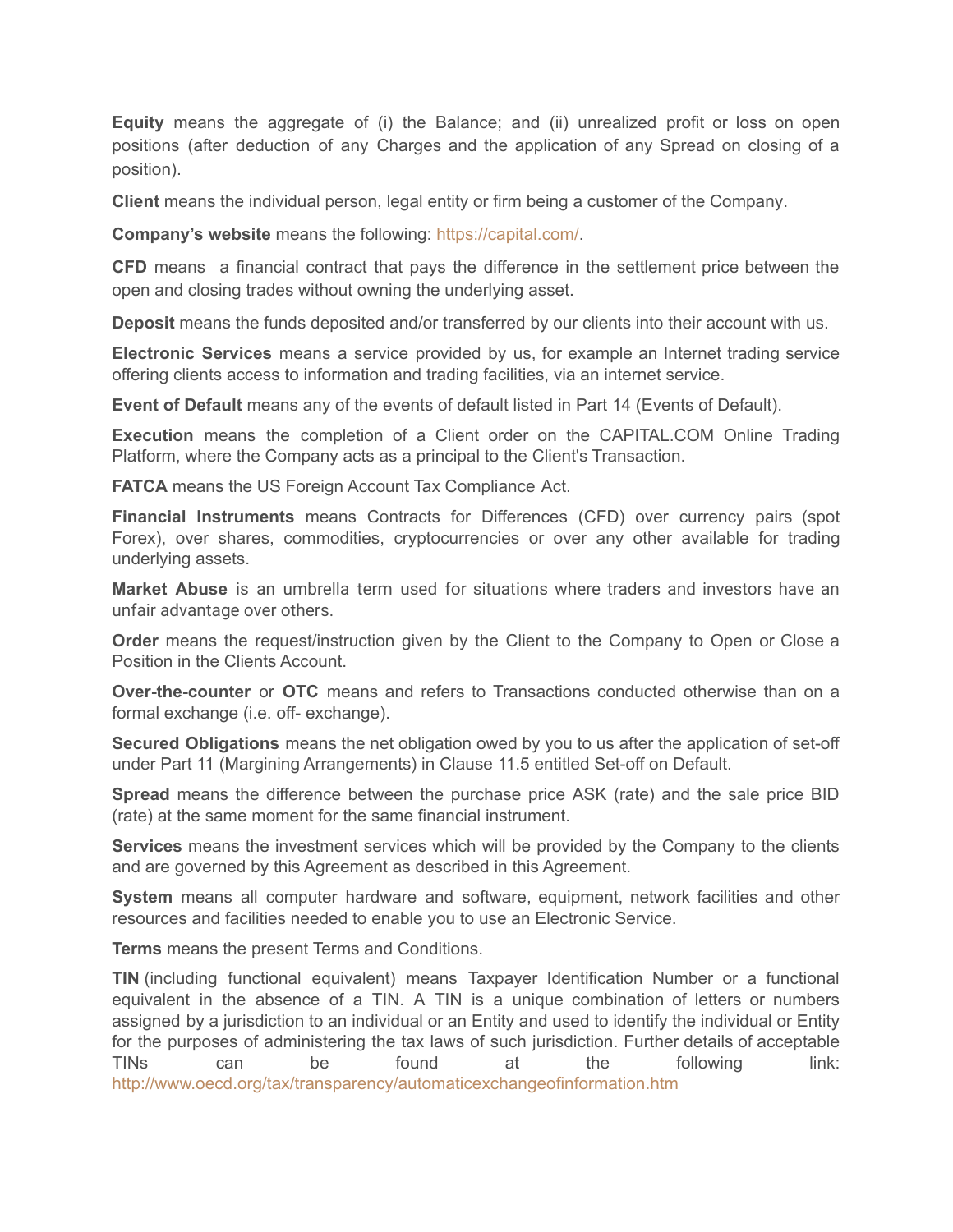**Equity** means the aggregate of (i) the Balance; and (ii) unrealized profit or loss on open positions (after deduction of any Charges and the application of any Spread on closing of a position).

**Client** means the individual person, legal entity or firm being a customer of the Company.

**Company's website** means the following: https://capital.com/.

**CFD** means a financial contract that pays the difference in the settlement price between the open and closing trades without owning the underlying asset.

**Deposit** means the funds deposited and/or transferred by our clients into their account with us.

**Electronic Services** means a service provided by us, for example an Internet trading service offering clients access to information and trading facilities, via an internet service.

**Event of Default** means any of the events of default listed in Part 14 (Events of Default).

**Execution** means the completion of a Client order on the CAPITAL.COM Online Trading Platform, where the Company acts as a principal to the Client's Transaction.

**FATCA** means the US Foreign Account Tax Compliance Act.

**Financial Instruments** means Contracts for Differences (CFD) over currency pairs (spot Forex), over shares, commodities, cryptocurrencies or over any other available for trading underlying assets.

**Market Abuse** is an umbrella term used for situations where traders and investors have an unfair advantage over others.

**Order** means the request/instruction given by the Client to the Company to Open or Close a Position in the Clients Account.

**Over-the-counter** or **OTC** means and refers to Transactions conducted otherwise than on a formal exchange (i.e. off- exchange).

**Secured Obligations** means the net obligation owed by you to us after the application of set-off under Part 11 (Margining Arrangements) in Clause 11.5 entitled Set-off on Default.

**Spread** means the difference between the purchase price ASK (rate) and the sale price BID (rate) at the same moment for the same financial instrument.

**Services** means the investment services which will be provided by the Company to the clients and are governed by this Agreement as described in this Agreement.

**System** means all computer hardware and software, equipment, network facilities and other resources and facilities needed to enable you to use an Electronic Service.

**Terms** means the present Terms and Conditions.

**TIN** (including functional equivalent) means Taxpayer Identification Number or a functional equivalent in the absence of a TIN. A TIN is a unique combination of letters or numbers assigned by a jurisdiction to an individual or an Entity and used to identify the individual or Entity for the purposes of administering the tax laws of such jurisdiction. Further details of acceptable TINs can be found at the following link: http://www.oecd.org/tax/transparency/automaticexchangeofinformation.htm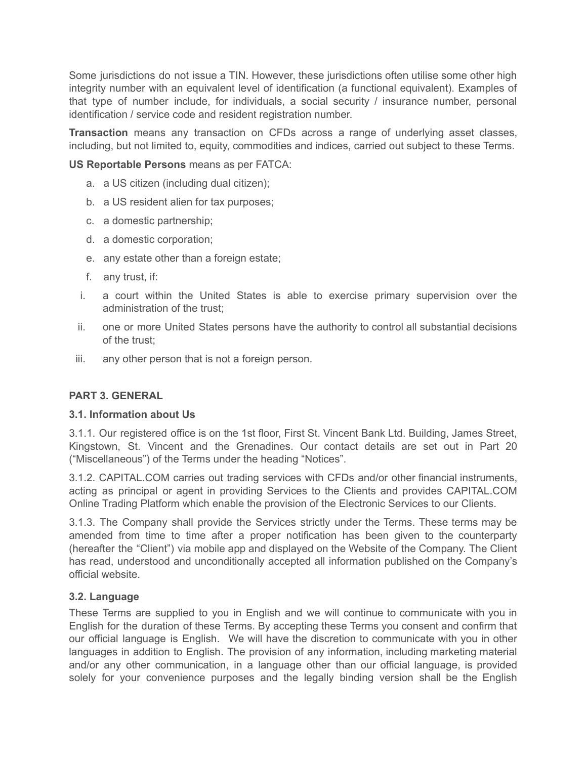Some jurisdictions do not issue a TIN. However, these jurisdictions often utilise some other high integrity number with an equivalent level of identification (a functional equivalent). Examples of that type of number include, for individuals, a social security / insurance number, personal identification / service code and resident registration number.

**Transaction** means any transaction on CFDs across a range of underlying asset classes, including, but not limited to, equity, commodities and indices, carried out subject to these Terms.

**US Reportable Persons** means as per FATCA:

a. a US citizen (including dual citizen);

b. a US resident alien for tax purposes;

c. a domestic partnership;

d. a domestic corporation;

e. any estate other than a foreign estate;

f. any trust, if:

i. a court within the United States is able to exercise primary supervision over the administration of the trust;

ii. one or more United States persons have the authority to control all substantial decisions of the trust;

iii. any other person that is not a foreign person.

## PART 3. GENERAL

### 3.1. Information about Us

3.1.1. Our registered office is on the 1st floor, First St. Vincent Bank Ltd. Building, James Street, Kingstown, St. Vincent and the Grenadines. Our contact details are set out in Part 20 ("Miscellaneous") of the Terms under the heading "Notices".

3.1.2. CAPITAL.COM carries out trading services with CFDs and/or other financial instruments, acting as principal or agent in providing Services to the Clients and provides CAPITAL.COM Online Trading Platform which enable the provision of the Electronic Services to our Clients.

3.1.3. The Company shall provide the Services strictly under the Terms. These terms may be amended from time to time after a proper notification has been given to the counterparty (hereafter the "Client") via mobile app and displayed on the Website of the Company. The Client has read, understood and unconditionally accepted all information published on the Company's official website.

### 3.2. Language

These Terms are supplied to you in English and we will continue to communicate with you in English for the duration of these Terms. By accepting these Terms you consent and confirm that our official language is English. We will have the discretion to communicate with you in other languages in addition to English. The provision of any information, including marketing material and/or any other communication, in a language other than our official language, is provided solely for your convenience purposes and the legally binding version shall be the English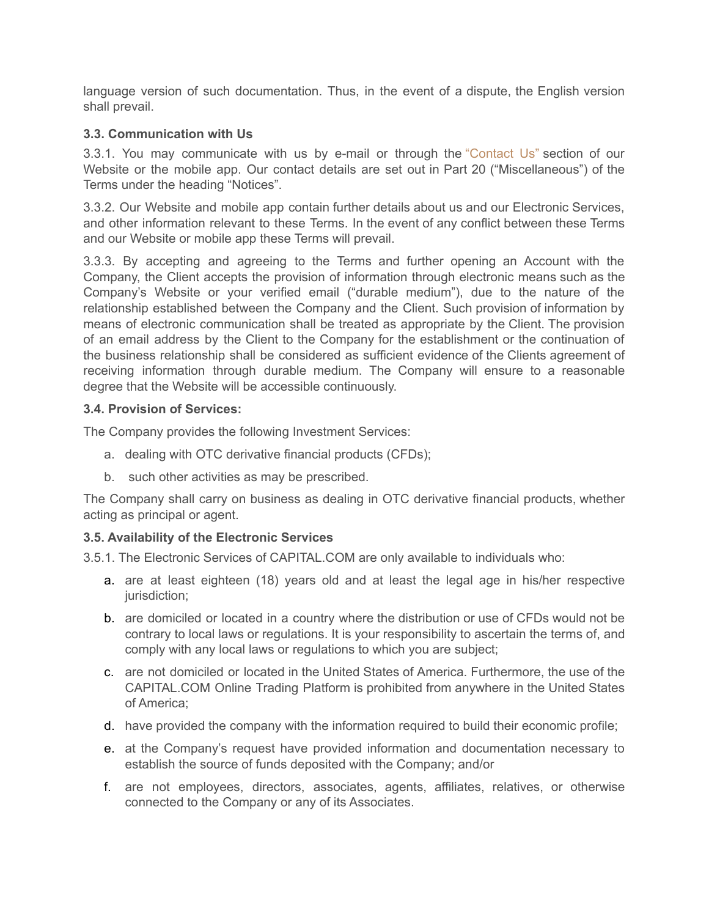language version of such documentation. Thus, in the event of a dispute, the English version shall prevail.

**3.3. Communication with Us**

3.3.1. You may communicate with us by e-mail or through the "Contact Us" section of our Website or the mobile app. Our contact details are set out in Part 20 ("Miscellaneous") of the Terms under the heading "Notices".

3.3.2. Our Website and mobile app contain further details about us and our Electronic Services, and other information relevant to these Terms. In the event of any conflict between these Terms and our Website or mobile app these Terms will prevail.

3.3.3. By accepting and agreeing to the Terms and further opening an Account with the Company, the Client accepts the provision of information through electronic means such as the Company's Website or your verified email ("durable medium"), due to the nature of the relationship established between the Company and the Client. Such provision of information by means of electronic communication shall be treated as appropriate by the Client. The provision of an email address by the Client to the Company for the establishment or the continuation of the business relationship shall be considered as sufficient evidence of the Clients agreement of receiving information through durable medium. The Company will ensure to a reasonable degree that the Website will be accessible continuously.

**3.4. Provision of Services:**

The Company provides the following Investment Services:

a. dealing with OTC derivative financial products (CFDs);

b. such other activities as may be prescribed.

The Company shall carry on business as dealing in OTC derivative financial products, whether acting as principal or agent.

**3.5. Availability of the Electronic Services**

3.5.1. The Electronic Services of CAPITAL.COM are only available to individuals who:

a. are at least eighteen (18) years old and at least the legal age in his/her respective jurisdiction;

b. are domiciled or located in a country where the distribution or use of CFDs would not be contrary to local laws or regulations. It is your responsibility to ascertain the terms of, and comply with any local laws or regulations to which you are subject;

c. are not domiciled or located in the United States of America. Furthermore, the use of the CAPITAL.COM Online Trading Platform is prohibited from anywhere in the United States of America;

d. have provided the company with the information required to build their economic profile;

e. at the Company's request have provided information and documentation necessary to establish the source of funds deposited with the Company; and/or

f. are not employees, directors, associates, agents, affiliates, relatives, or otherwise connected to the Company or any of its Associates.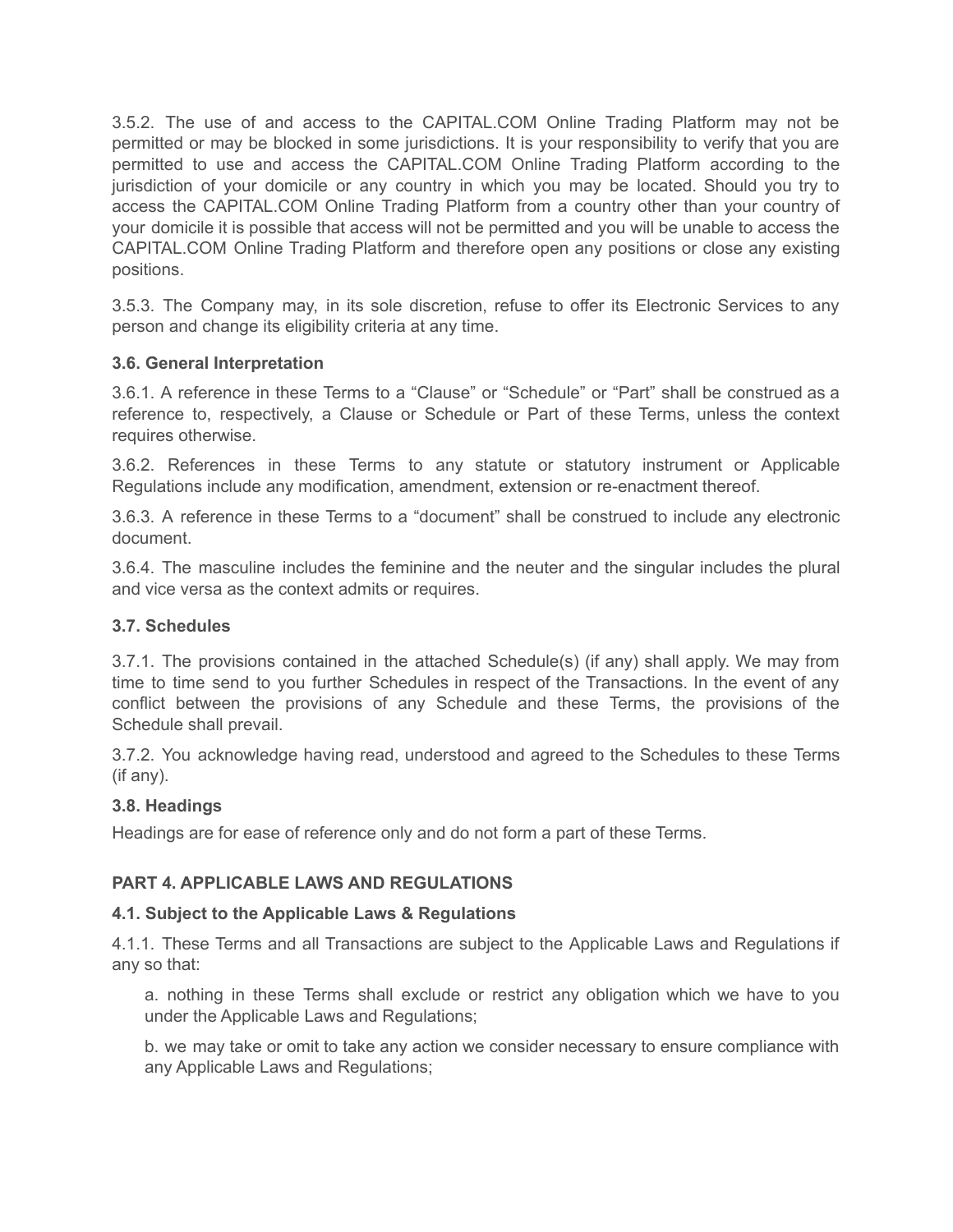3.5.2. The use of and access to the CAPITAL.COM Online Trading Platform may not be permitted or may be blocked in some jurisdictions. It is your responsibility to verify that you are permitted to use and access the CAPITAL.COM Online Trading Platform according to the jurisdiction of your domicile or any country in which you may be located. Should you try to access the CAPITAL.COM Online Trading Platform from a country other than your country of your domicile it is possible that access will not be permitted and you will be unable to access the CAPITAL.COM Online Trading Platform and therefore open any positions or close any existing positions.

3.5.3. The Company may, in its sole discretion, refuse to offer its Electronic Services to any person and change its eligibility criteria at any time.

### 3.6. General Interpretation

3.6.1. A reference in these Terms to a “Clause” or “Schedule” or “Part” shall be construed as a reference to, respectively, a Clause or Schedule or Part of these Terms, unless the context requires otherwise.

3.6.2. References in these Terms to any statute or statutory instrument or Applicable Regulations include any modification, amendment, extension or re-enactment thereof.

3.6.3. A reference in these Terms to a “document” shall be construed to include any electronic document.

3.6.4. The masculine includes the feminine and the neuter and the singular includes the plural and vice versa as the context admits or requires.

### 3.7. Schedules

3.7.1. The provisions contained in the attached Schedule(s) (if any) shall apply. We may from time to time send to you further Schedules in respect of the Transactions. In the event of any conflict between the provisions of any Schedule and these Terms, the provisions of the Schedule shall prevail.

3.7.2. You acknowledge having read, understood and agreed to the Schedules to these Terms (if any).

### 3.8. Headings

Headings are for ease of reference only and do not form a part of these Terms.

## PART 4. APPLICABLE LAWS AND REGULATIONS

### 4.1. Subject to the Applicable Laws & Regulations

4.1.1. These Terms and all Transactions are subject to the Applicable Laws and Regulations if any so that:

a. nothing in these Terms shall exclude or restrict any obligation which we have to you under the Applicable Laws and Regulations;

b. we may take or omit to take any action we consider necessary to ensure compliance with any Applicable Laws and Regulations;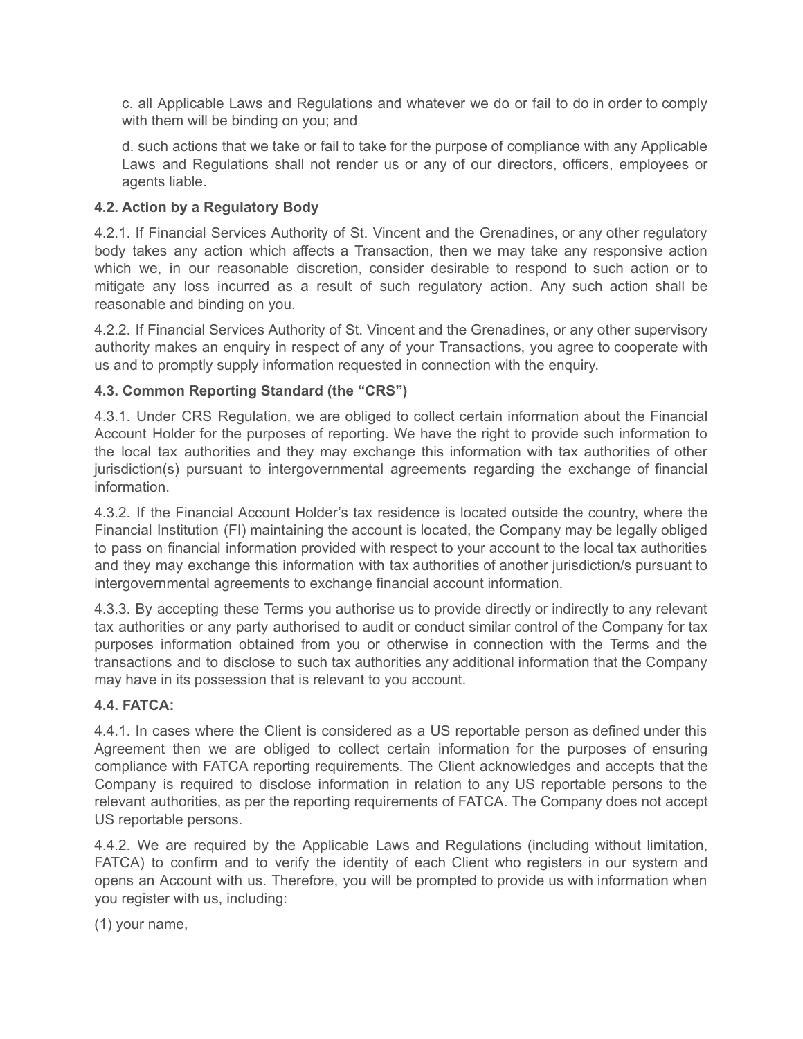c. all Applicable Laws and Regulations and whatever we do or fail to do in order to comply with them will be binding on you; and

d. such actions that we take or fail to take for the purpose of compliance with any Applicable Laws and Regulations shall not render us or any of our directors, officers, employees or agents liable.

**4.2. Action by a Regulatory Body**

4.2.1. If Financial Services Authority of St. Vincent and the Grenadines, or any other regulatory body takes any action which affects a Transaction, then we may take any responsive action which we, in our reasonable discretion, consider desirable to respond to such action or to mitigate any loss incurred as a result of such regulatory action. Any such action shall be reasonable and binding on you.

4.2.2. If Financial Services Authority of St. Vincent and the Grenadines, or any other supervisory authority makes an enquiry in respect of any of your Transactions, you agree to cooperate with us and to promptly supply information requested in connection with the enquiry.

**4.3. Common Reporting Standard (the "CRS")**

4.3.1. Under CRS Regulation, we are obliged to collect certain information about the Financial Account Holder for the purposes of reporting. We have the right to provide such information to the local tax authorities and they may exchange this information with tax authorities of other jurisdiction(s) pursuant to intergovernmental agreements regarding the exchange of financial information.

4.3.2. If the Financial Account Holder's tax residence is located outside the country, where the Financial Institution (FI) maintaining the account is located, the Company may be legally obliged to pass on financial information provided with respect to your account to the local tax authorities and they may exchange this information with tax authorities of another jurisdiction/s pursuant to intergovernmental agreements to exchange financial account information.

4.3.3. By accepting these Terms you authorise us to provide directly or indirectly to any relevant tax authorities or any party authorised to audit or conduct similar control of the Company for tax purposes information obtained from you or otherwise in connection with the Terms and the transactions and to disclose to such tax authorities any additional information that the Company may have in its possession that is relevant to you account.

**4.4. FATCA:**

4.4.1. In cases where the Client is considered as a US reportable person as defined under this Agreement then we are obliged to collect certain information for the purposes of ensuring compliance with FATCA reporting requirements. The Client acknowledges and accepts that the Company is required to disclose information in relation to any US reportable persons to the relevant authorities, as per the reporting requirements of FATCA. The Company does not accept US reportable persons.

4.4.2. We are required by the Applicable Laws and Regulations (including without limitation, FATCA) to confirm and to verify the identity of each Client who registers in our system and opens an Account with us. Therefore, you will be prompted to provide us with information when you register with us, including:

(1) your name,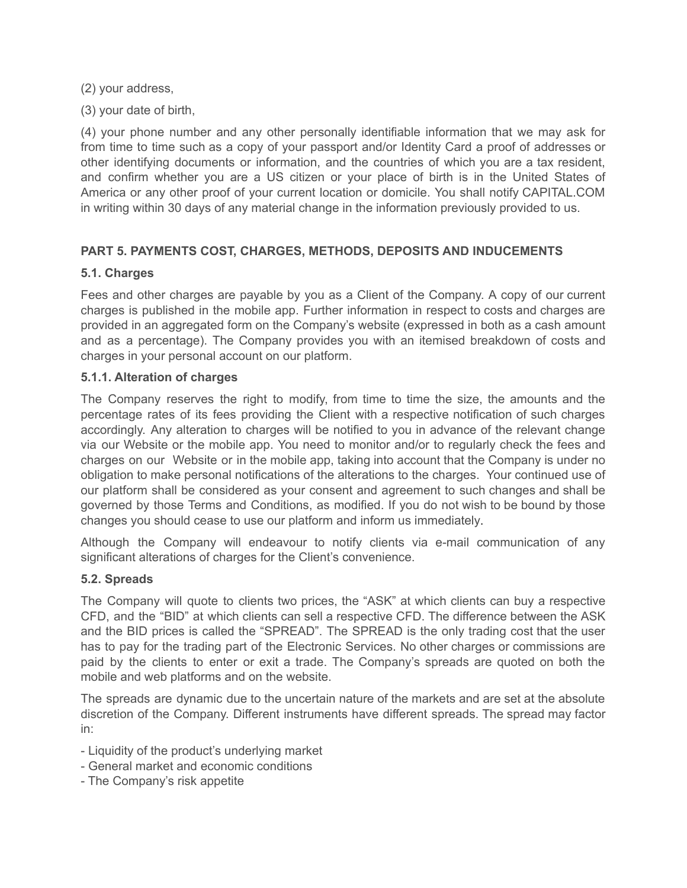(2) your address,

(3) your date of birth,

(4) your phone number and any other personally identifiable information that we may ask for from time to time such as a copy of your passport and/or Identity Card a proof of addresses or other identifying documents or information, and the countries of which you are a tax resident, and confirm whether you are a US citizen or your place of birth is in the United States of America or any other proof of your current location or domicile. You shall notify CAPITAL.COM in writing within 30 days of any material change in the information previously provided to us.

### PART 5. PAYMENTS COST, CHARGES, METHODS, DEPOSITS AND INDUCEMENTS

#### 5.1. Charges

Fees and other charges are payable by you as a Client of the Company. A copy of our current charges is published in the mobile app. Further information in respect to costs and charges are provided in an aggregated form on the Company's website (expressed in both as a cash amount and as a percentage). The Company provides you with an itemised breakdown of costs and charges in your personal account on our platform.

#### 5.1.1. Alteration of charges

The Company reserves the right to modify, from time to time the size, the amounts and the percentage rates of its fees providing the Client with a respective notification of such charges accordingly. Any alteration to charges will be notified to you in advance of the relevant change via our Website or the mobile app. You need to monitor and/or to regularly check the fees and charges on our Website or in the mobile app, taking into account that the Company is under no obligation to make personal notifications of the alterations to the charges. Your continued use of our platform shall be considered as your consent and agreement to such changes and shall be governed by those Terms and Conditions, as modified. If you do not wish to be bound by those changes you should cease to use our platform and inform us immediately.

Although the Company will endeavour to notify clients via e-mail communication of any significant alterations of charges for the Client's convenience.

#### 5.2. Spreads

The Company will quote to clients two prices, the "ASK" at which clients can buy a respective CFD, and the "BID" at which clients can sell a respective CFD. The difference between the ASK and the BID prices is called the "SPREAD". The SPREAD is the only trading cost that the user has to pay for the trading part of the Electronic Services. No other charges or commissions are paid by the clients to enter or exit a trade. The Company's spreads are quoted on both the mobile and web platforms and on the website.

The spreads are dynamic due to the uncertain nature of the markets and are set at the absolute discretion of the Company. Different instruments have different spreads. The spread may factor in:

- Liquidity of the product's underlying market
- General market and economic conditions
- The Company's risk appetite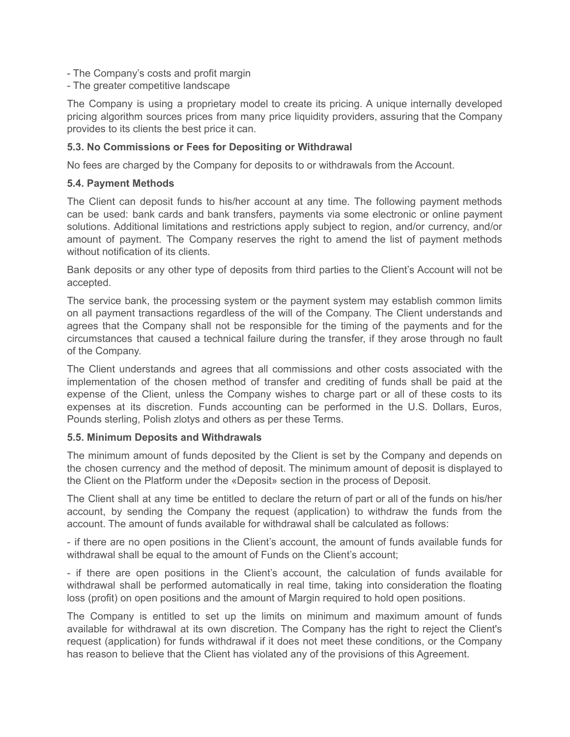- The Company's costs and profit margin
- The greater competitive landscape

The Company is using a proprietary model to create its pricing. A unique internally developed pricing algorithm sources prices from many price liquidity providers, assuring that the Company provides to its clients the best price it can.

**5.3. No Commissions or Fees for Depositing or Withdrawal**

No fees are charged by the Company for deposits to or withdrawals from the Account.

**5.4. Payment Methods**

The Client can deposit funds to his/her account at any time. The following payment methods can be used: bank cards and bank transfers, payments via some electronic or online payment solutions. Additional limitations and restrictions apply subject to region, and/or currency, and/or amount of payment. The Company reserves the right to amend the list of payment methods without notification of its clients.

Bank deposits or any other type of deposits from third parties to the Client's Account will not be accepted.

The service bank, the processing system or the payment system may establish common limits on all payment transactions regardless of the will of the Company. The Client understands and agrees that the Company shall not be responsible for the timing of the payments and for the circumstances that caused a technical failure during the transfer, if they arose through no fault of the Company.

The Client understands and agrees that all commissions and other costs associated with the implementation of the chosen method of transfer and crediting of funds shall be paid at the expense of the Client, unless the Company wishes to charge part or all of these costs to its expenses at its discretion. Funds accounting can be performed in the U.S. Dollars, Euros, Pounds sterling, Polish zlotys and others as per these Terms.

**5.5. Minimum Deposits and Withdrawals**

The minimum amount of funds deposited by the Client is set by the Company and depends on the chosen currency and the method of deposit. The minimum amount of deposit is displayed to the Client on the Platform under the «Deposit» section in the process of Deposit.

The Client shall at any time be entitled to declare the return of part or all of the funds on his/her account, by sending the Company the request (application) to withdraw the funds from the account. The amount of funds available for withdrawal shall be calculated as follows:

- if there are no open positions in the Client's account, the amount of funds available funds for withdrawal shall be equal to the amount of Funds on the Client's account;

- if there are open positions in the Client's account, the calculation of funds available for withdrawal shall be performed automatically in real time, taking into consideration the floating loss (profit) on open positions and the amount of Margin required to hold open positions.

The Company is entitled to set up the limits on minimum and maximum amount of funds available for withdrawal at its own discretion. The Company has the right to reject the Client's request (application) for funds withdrawal if it does not meet these conditions, or the Company has reason to believe that the Client has violated any of the provisions of this Agreement.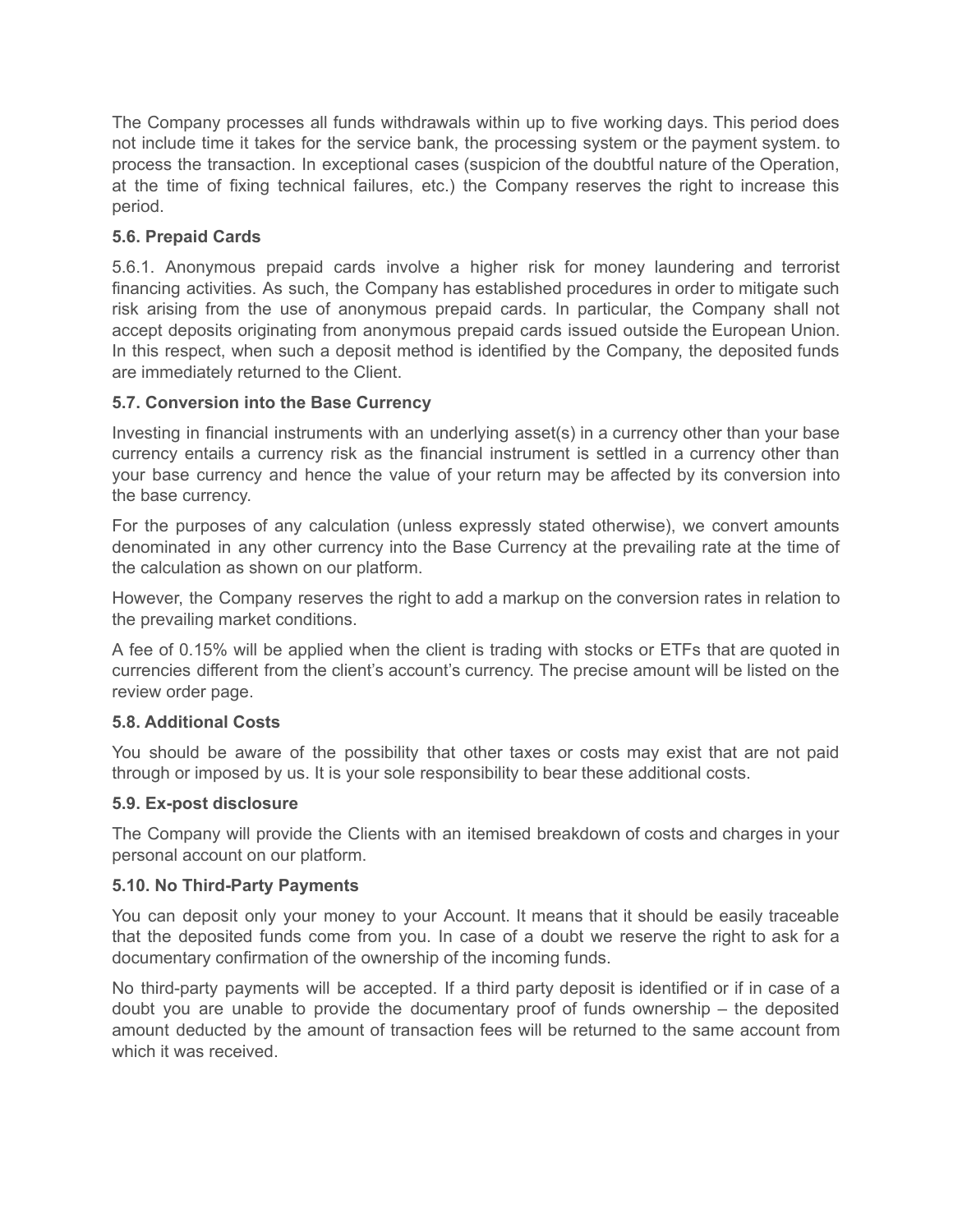The Company processes all funds withdrawals within up to five working days. This period does not include time it takes for the service bank, the processing system or the payment system. to process the transaction. In exceptional cases (suspicion of the doubtful nature of the Operation, at the time of fixing technical failures, etc.) the Company reserves the right to increase this period.

### 5.6. Prepaid Cards

5.6.1. Anonymous prepaid cards involve a higher risk for money laundering and terrorist financing activities. As such, the Company has established procedures in order to mitigate such risk arising from the use of anonymous prepaid cards. In particular, the Company shall not accept deposits originating from anonymous prepaid cards issued outside the European Union. In this respect, when such a deposit method is identified by the Company, the deposited funds are immediately returned to the Client.

### 5.7. Conversion into the Base Currency

Investing in financial instruments with an underlying asset(s) in a currency other than your base currency entails a currency risk as the financial instrument is settled in a currency other than your base currency and hence the value of your return may be affected by its conversion into the base currency.

For the purposes of any calculation (unless expressly stated otherwise), we convert amounts denominated in any other currency into the Base Currency at the prevailing rate at the time of the calculation as shown on our platform.

However, the Company reserves the right to add a markup on the conversion rates in relation to the prevailing market conditions.

A fee of 0.15% will be applied when the client is trading with stocks or ETFs that are quoted in currencies different from the client's account's currency. The precise amount will be listed on the review order page.

### 5.8. Additional Costs

You should be aware of the possibility that other taxes or costs may exist that are not paid through or imposed by us. It is your sole responsibility to bear these additional costs.

### 5.9. Ex-post disclosure

The Company will provide the Clients with an itemised breakdown of costs and charges in your personal account on our platform.

### 5.10. No Third-Party Payments

You can deposit only your money to your Account. It means that it should be easily traceable that the deposited funds come from you. In case of a doubt we reserve the right to ask for a documentary confirmation of the ownership of the incoming funds.

No third-party payments will be accepted. If a third party deposit is identified or if in case of a doubt you are unable to provide the documentary proof of funds ownership – the deposited amount deducted by the amount of transaction fees will be returned to the same account from which it was received.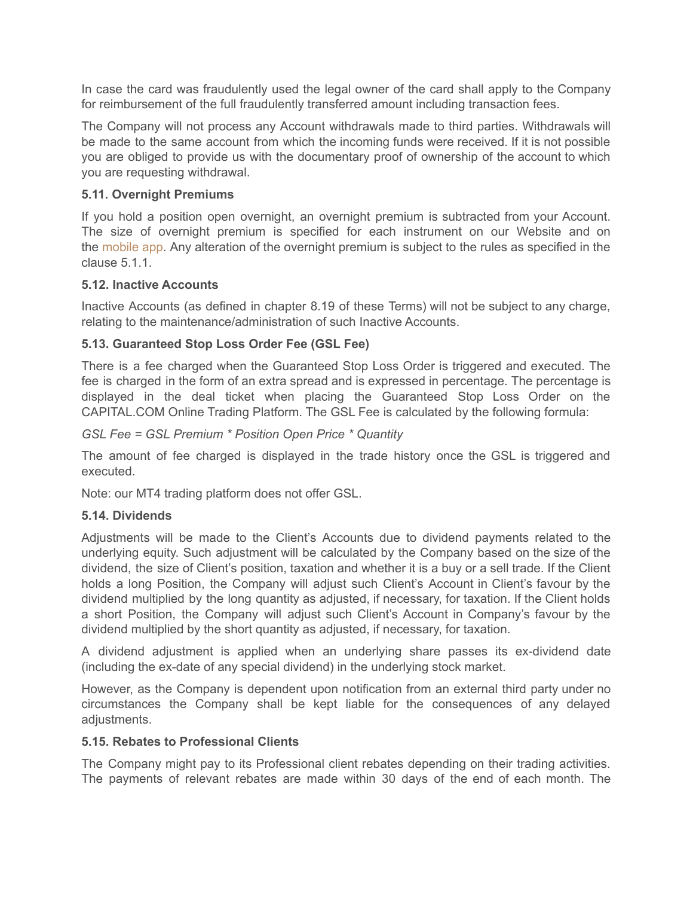In case the card was fraudulently used the legal owner of the card shall apply to the Company for reimbursement of the full fraudulently transferred amount including transaction fees.

The Company will not process any Account withdrawals made to third parties. Withdrawals will be made to the same account from which the incoming funds were received. If it is not possible you are obliged to provide us with the documentary proof of ownership of the account to which you are requesting withdrawal.

### 5.11. Overnight Premiums

If you hold a position open overnight, an overnight premium is subtracted from your Account. The size of overnight premium is specified for each instrument on our Website and on the mobile app. Any alteration of the overnight premium is subject to the rules as specified in the clause 5.1.1.

### 5.12. Inactive Accounts

Inactive Accounts (as defined in chapter 8.19 of these Terms) will not be subject to any charge, relating to the maintenance/administration of such Inactive Accounts.

### 5.13. Guaranteed Stop Loss Order Fee (GSL Fee)

There is a fee charged when the Guaranteed Stop Loss Order is triggered and executed. The fee is charged in the form of an extra spread and is expressed in percentage. The percentage is displayed in the deal ticket when placing the Guaranteed Stop Loss Order on the CAPITAL.COM Online Trading Platform. The GSL Fee is calculated by the following formula:

*GSL Fee = GSL Premium * Position Open Price * Quantity*

The amount of fee charged is displayed in the trade history once the GSL is triggered and executed.

Note: our MT4 trading platform does not offer GSL.

### 5.14. Dividends

Adjustments will be made to the Client's Accounts due to dividend payments related to the underlying equity. Such adjustment will be calculated by the Company based on the size of the dividend, the size of Client's position, taxation and whether it is a buy or a sell trade. If the Client holds a long Position, the Company will adjust such Client's Account in Client's favour by the dividend multiplied by the long quantity as adjusted, if necessary, for taxation. If the Client holds a short Position, the Company will adjust such Client's Account in Company's favour by the dividend multiplied by the short quantity as adjusted, if necessary, for taxation.

A dividend adjustment is applied when an underlying share passes its ex-dividend date (including the ex-date of any special dividend) in the underlying stock market.

However, as the Company is dependent upon notification from an external third party under no circumstances the Company shall be kept liable for the consequences of any delayed adjustments.

### 5.15. Rebates to Professional Clients

The Company might pay to its Professional client rebates depending on their trading activities. The payments of relevant rebates are made within 30 days of the end of each month. The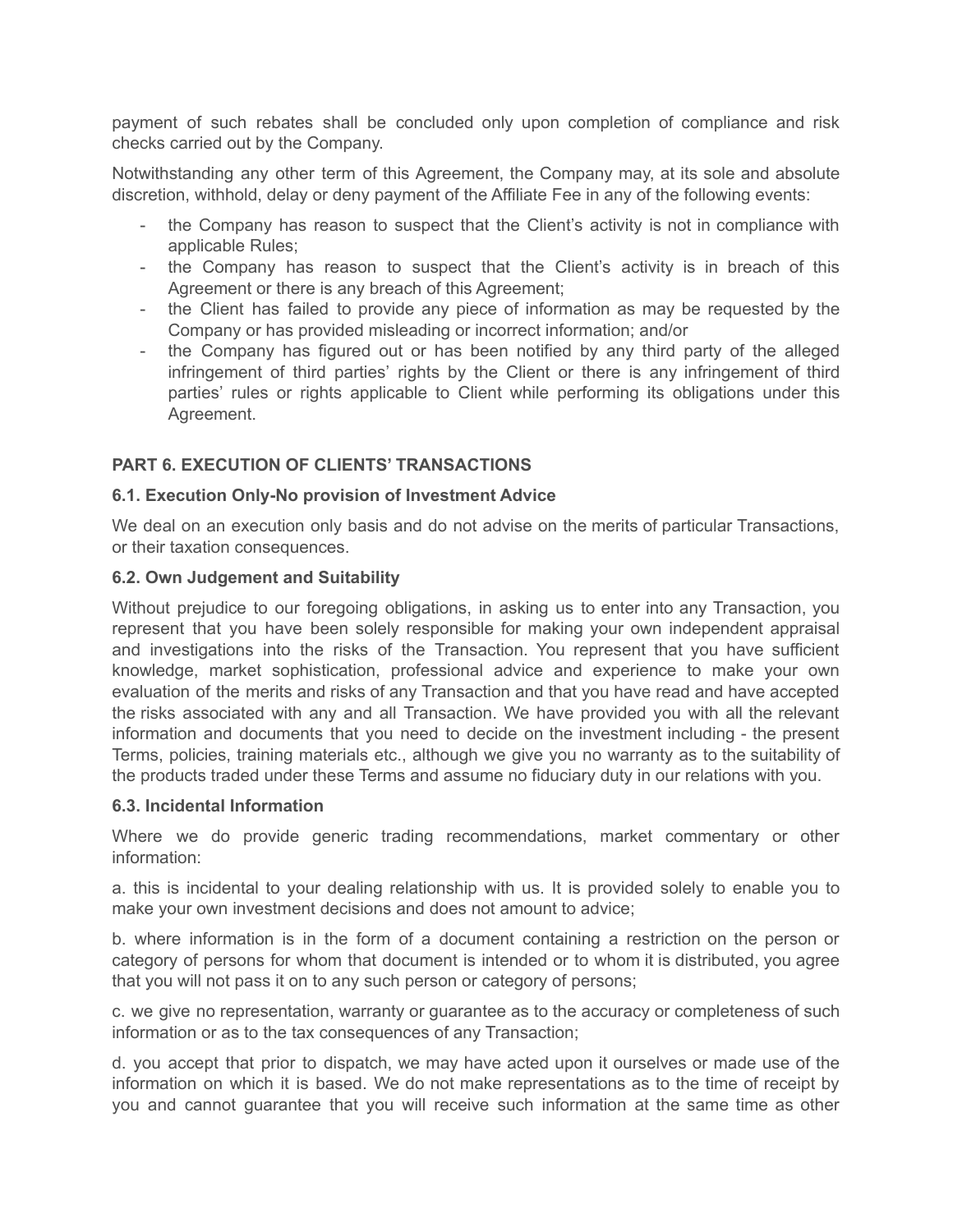payment of such rebates shall be concluded only upon completion of compliance and risk checks carried out by the Company.

Notwithstanding any other term of this Agreement, the Company may, at its sole and absolute discretion, withhold, delay or deny payment of the Affiliate Fee in any of the following events:

- the Company has reason to suspect that the Client's activity is not in compliance with applicable Rules;
- the Company has reason to suspect that the Client's activity is in breach of this Agreement or there is any breach of this Agreement;
- the Client has failed to provide any piece of information as may be requested by the Company or has provided misleading or incorrect information; and/or
- the Company has figured out or has been notified by any third party of the alleged infringement of third parties' rights by the Client or there is any infringement of third parties' rules or rights applicable to Client while performing its obligations under this Agreement.

## PART 6. EXECUTION OF CLIENTS' TRANSACTIONS

### 6.1. Execution Only-No provision of Investment Advice

We deal on an execution only basis and do not advise on the merits of particular Transactions, or their taxation consequences.

### 6.2. Own Judgement and Suitability

Without prejudice to our foregoing obligations, in asking us to enter into any Transaction, you represent that you have been solely responsible for making your own independent appraisal and investigations into the risks of the Transaction. You represent that you have sufficient knowledge, market sophistication, professional advice and experience to make your own evaluation of the merits and risks of any Transaction and that you have read and have accepted the risks associated with any and all Transaction. We have provided you with all the relevant information and documents that you need to decide on the investment including - the present Terms, policies, training materials etc., although we give you no warranty as to the suitability of the products traded under these Terms and assume no fiduciary duty in our relations with you.

### 6.3. Incidental Information

Where we do provide generic trading recommendations, market commentary or other information:

a. this is incidental to your dealing relationship with us. It is provided solely to enable you to make your own investment decisions and does not amount to advice;

b. where information is in the form of a document containing a restriction on the person or category of persons for whom that document is intended or to whom it is distributed, you agree that you will not pass it on to any such person or category of persons;

c. we give no representation, warranty or guarantee as to the accuracy or completeness of such information or as to the tax consequences of any Transaction;

d. you accept that prior to dispatch, we may have acted upon it ourselves or made use of the information on which it is based. We do not make representations as to the time of receipt by you and cannot guarantee that you will receive such information at the same time as other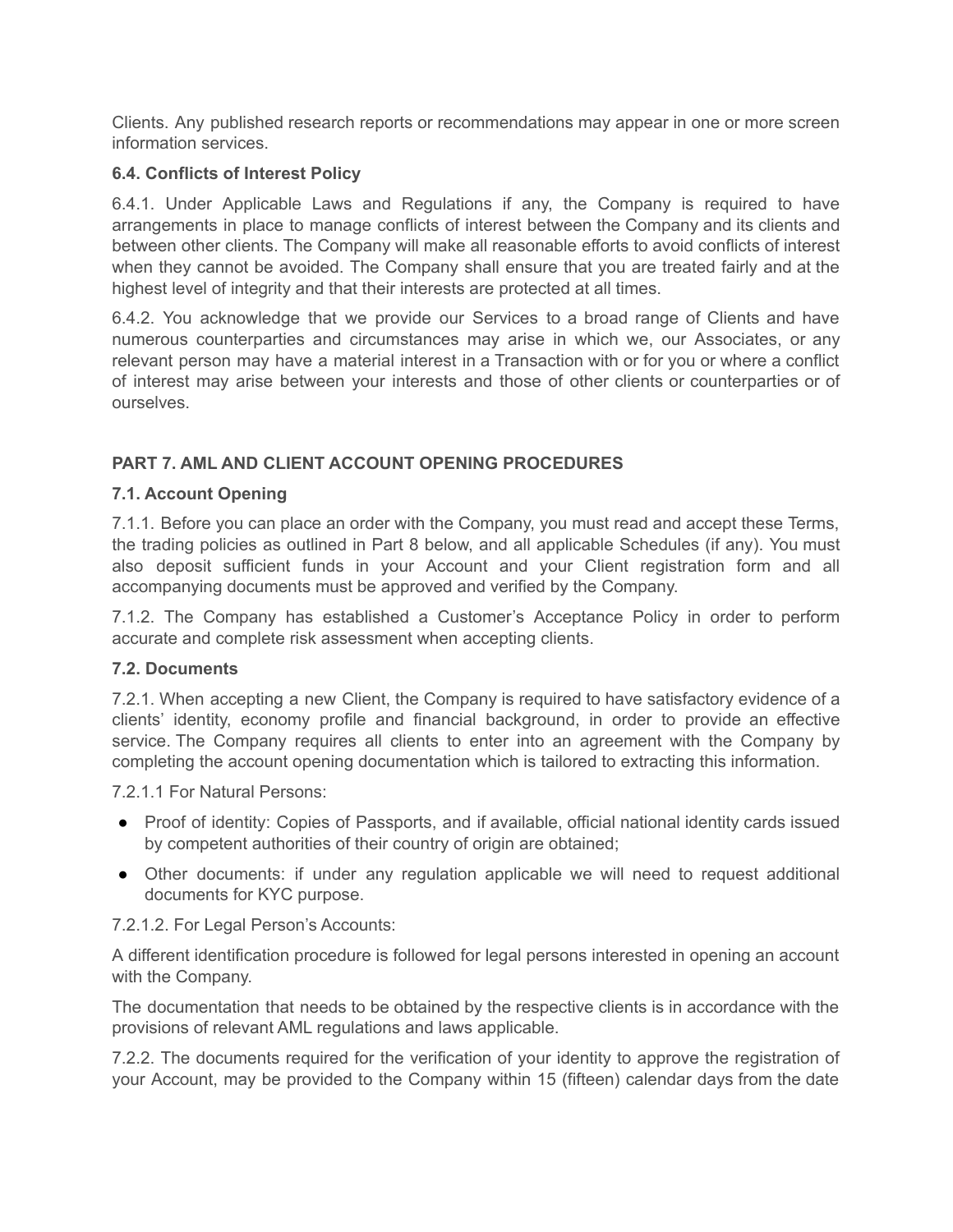Clients. Any published research reports or recommendations may appear in one or more screen information services.

### 6.4. Conflicts of Interest Policy

6.4.1. Under Applicable Laws and Regulations if any, the Company is required to have arrangements in place to manage conflicts of interest between the Company and its clients and between other clients. The Company will make all reasonable efforts to avoid conflicts of interest when they cannot be avoided. The Company shall ensure that you are treated fairly and at the highest level of integrity and that their interests are protected at all times.

6.4.2. You acknowledge that we provide our Services to a broad range of Clients and have numerous counterparties and circumstances may arise in which we, our Associates, or any relevant person may have a material interest in a Transaction with or for you or where a conflict of interest may arise between your interests and those of other clients or counterparties or of ourselves.

## PART 7. AML AND CLIENT ACCOUNT OPENING PROCEDURES

### 7.1. Account Opening

7.1.1. Before you can place an order with the Company, you must read and accept these Terms, the trading policies as outlined in Part 8 below, and all applicable Schedules (if any). You must also deposit sufficient funds in your Account and your Client registration form and all accompanying documents must be approved and verified by the Company.

7.1.2. The Company has established a Customer's Acceptance Policy in order to perform accurate and complete risk assessment when accepting clients.

### 7.2. Documents

7.2.1. When accepting a new Client, the Company is required to have satisfactory evidence of a clients' identity, economy profile and financial background, in order to provide an effective service. The Company requires all clients to enter into an agreement with the Company by completing the account opening documentation which is tailored to extracting this information.

7.2.1.1 For Natural Persons:

- Proof of identity: Copies of Passports, and if available, official national identity cards issued by competent authorities of their country of origin are obtained;
- Other documents: if under any regulation applicable we will need to request additional documents for KYC purpose.

7.2.1.2. For Legal Person's Accounts:

A different identification procedure is followed for legal persons interested in opening an account with the Company.

The documentation that needs to be obtained by the respective clients is in accordance with the provisions of relevant AML regulations and laws applicable.

7.2.2. The documents required for the verification of your identity to approve the registration of your Account, may be provided to the Company within 15 (fifteen) calendar days from the date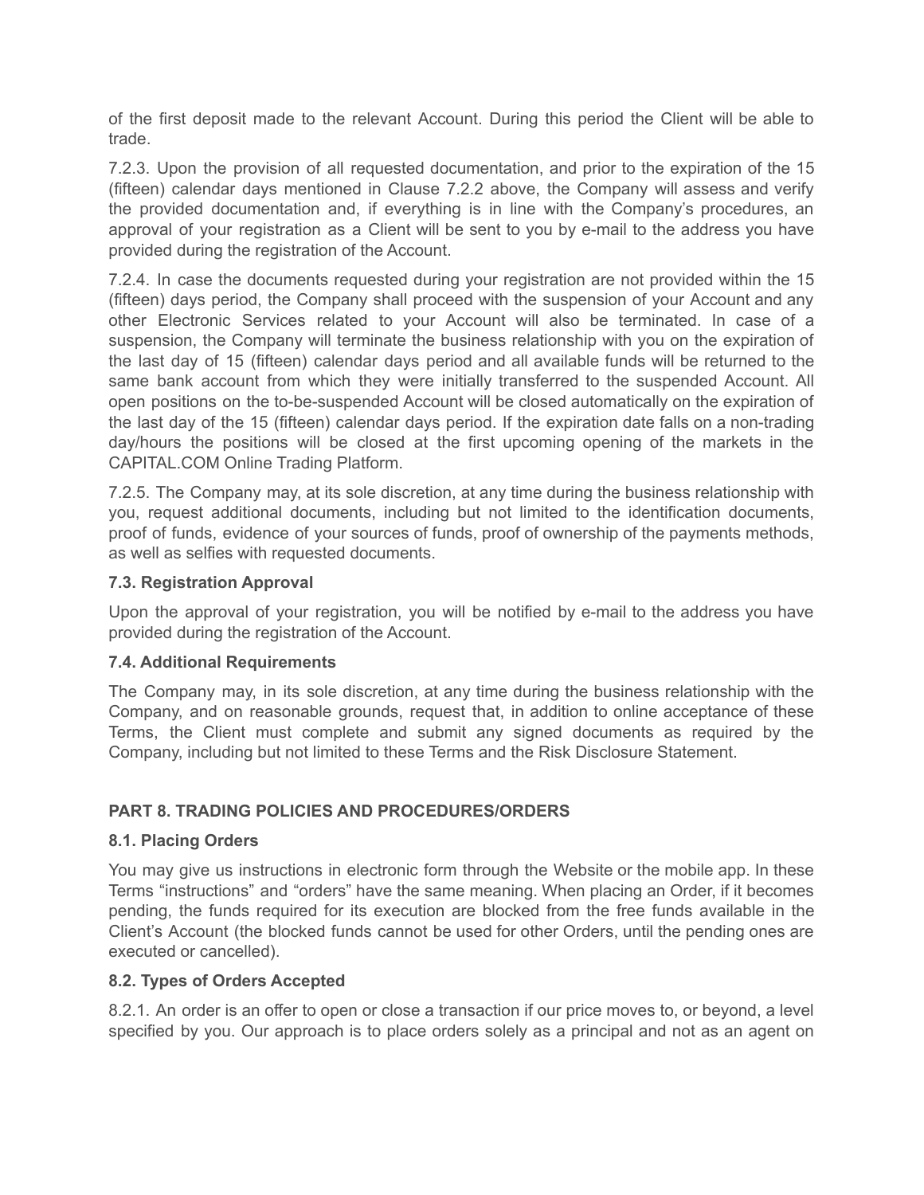of the first deposit made to the relevant Account. During this period the Client will be able to trade.

7.2.3. Upon the provision of all requested documentation, and prior to the expiration of the 15 (fifteen) calendar days mentioned in Clause 7.2.2 above, the Company will assess and verify the provided documentation and, if everything is in line with the Company's procedures, an approval of your registration as a Client will be sent to you by e-mail to the address you have provided during the registration of the Account.

7.2.4. In case the documents requested during your registration are not provided within the 15 (fifteen) days period, the Company shall proceed with the suspension of your Account and any other Electronic Services related to your Account will also be terminated. In case of a suspension, the Company will terminate the business relationship with you on the expiration of the last day of 15 (fifteen) calendar days period and all available funds will be returned to the same bank account from which they were initially transferred to the suspended Account. All open positions on the to-be-suspended Account will be closed automatically on the expiration of the last day of the 15 (fifteen) calendar days period. If the expiration date falls on a non-trading day/hours the positions will be closed at the first upcoming opening of the markets in the CAPITAL.COM Online Trading Platform.

7.2.5. The Company may, at its sole discretion, at any time during the business relationship with you, request additional documents, including but not limited to the identification documents, proof of funds, evidence of your sources of funds, proof of ownership of the payments methods, as well as selfies with requested documents.

### 7.3. Registration Approval

Upon the approval of your registration, you will be notified by e-mail to the address you have provided during the registration of the Account.

### 7.4. Additional Requirements

The Company may, in its sole discretion, at any time during the business relationship with the Company, and on reasonable grounds, request that, in addition to online acceptance of these Terms, the Client must complete and submit any signed documents as required by the Company, including but not limited to these Terms and the Risk Disclosure Statement.

## PART 8. TRADING POLICIES AND PROCEDURES/ORDERS

### 8.1. Placing Orders

You may give us instructions in electronic form through the Website or the mobile app. In these Terms "instructions" and "orders" have the same meaning. When placing an Order, if it becomes pending, the funds required for its execution are blocked from the free funds available in the Client's Account (the blocked funds cannot be used for other Orders, until the pending ones are executed or cancelled).

### 8.2. Types of Orders Accepted

8.2.1. An order is an offer to open or close a transaction if our price moves to, or beyond, a level specified by you. Our approach is to place orders solely as a principal and not as an agent on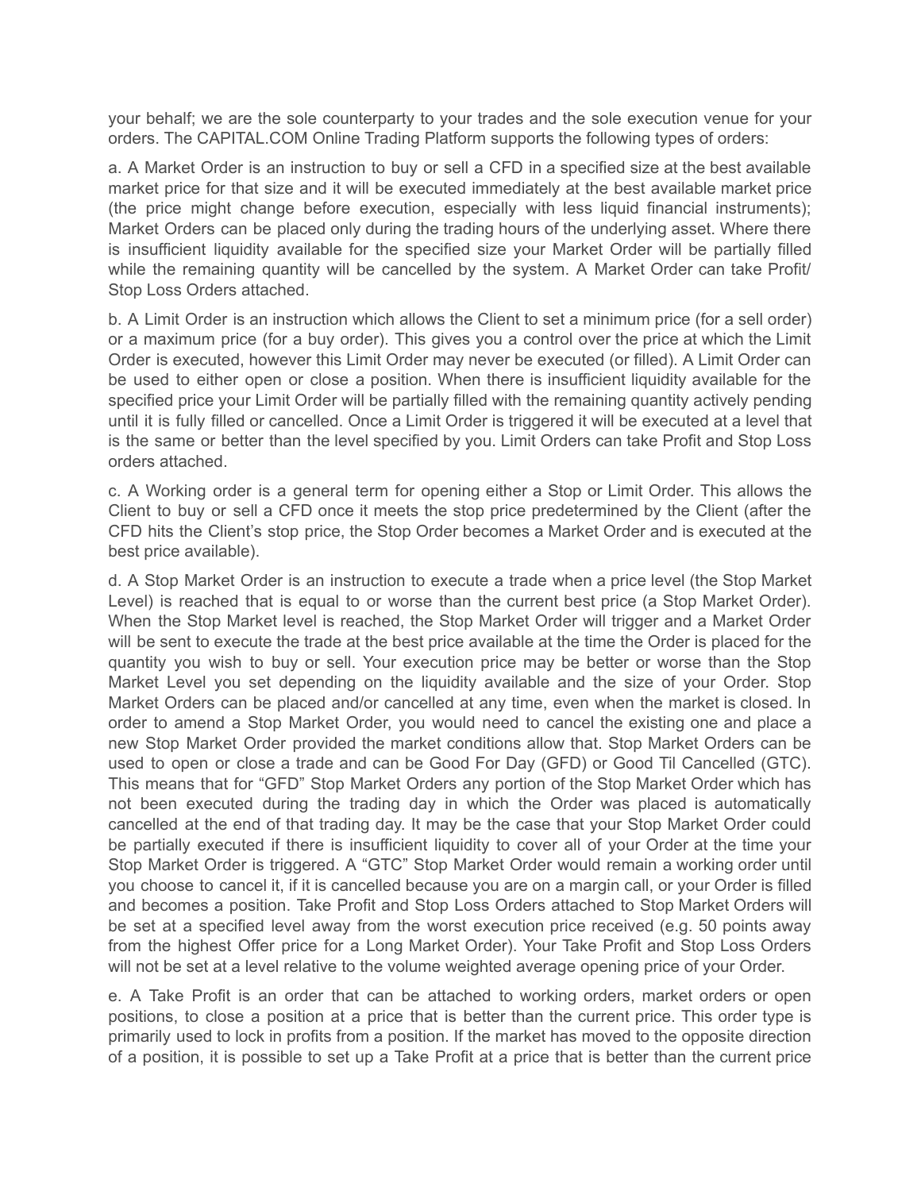your behalf; we are the sole counterparty to your trades and the sole execution venue for your orders. The CAPITAL.COM Online Trading Platform supports the following types of orders:

a. A Market Order is an instruction to buy or sell a CFD in a specified size at the best available market price for that size and it will be executed immediately at the best available market price (the price might change before execution, especially with less liquid financial instruments); Market Orders can be placed only during the trading hours of the underlying asset. Where there is insufficient liquidity available for the specified size your Market Order will be partially filled while the remaining quantity will be cancelled by the system. A Market Order can take Profit/ Stop Loss Orders attached.

b. A Limit Order is an instruction which allows the Client to set a minimum price (for a sell order) or a maximum price (for a buy order). This gives you a control over the price at which the Limit Order is executed, however this Limit Order may never be executed (or filled). A Limit Order can be used to either open or close a position. When there is insufficient liquidity available for the specified price your Limit Order will be partially filled with the remaining quantity actively pending until it is fully filled or cancelled. Once a Limit Order is triggered it will be executed at a level that is the same or better than the level specified by you. Limit Orders can take Profit and Stop Loss orders attached.

c. A Working order is a general term for opening either a Stop or Limit Order. This allows the Client to buy or sell a CFD once it meets the stop price predetermined by the Client (after the CFD hits the Client's stop price, the Stop Order becomes a Market Order and is executed at the best price available).

d. A Stop Market Order is an instruction to execute a trade when a price level (the Stop Market Level) is reached that is equal to or worse than the current best price (a Stop Market Order). When the Stop Market level is reached, the Stop Market Order will trigger and a Market Order will be sent to execute the trade at the best price available at the time the Order is placed for the quantity you wish to buy or sell. Your execution price may be better or worse than the Stop Market Level you set depending on the liquidity available and the size of your Order. Stop Market Orders can be placed and/or cancelled at any time, even when the market is closed. In order to amend a Stop Market Order, you would need to cancel the existing one and place a new Stop Market Order provided the market conditions allow that. Stop Market Orders can be used to open or close a trade and can be Good For Day (GFD) or Good Til Cancelled (GTC). This means that for "GFD" Stop Market Orders any portion of the Stop Market Order which has not been executed during the trading day in which the Order was placed is automatically cancelled at the end of that trading day. It may be the case that your Stop Market Order could be partially executed if there is insufficient liquidity to cover all of your Order at the time your Stop Market Order is triggered. A "GTC" Stop Market Order would remain a working order until you choose to cancel it, if it is cancelled because you are on a margin call, or your Order is filled and becomes a position. Take Profit and Stop Loss Orders attached to Stop Market Orders will be set at a specified level away from the worst execution price received (e.g. 50 points away from the highest Offer price for a Long Market Order). Your Take Profit and Stop Loss Orders will not be set at a level relative to the volume weighted average opening price of your Order.

e. A Take Profit is an order that can be attached to working orders, market orders or open positions, to close a position at a price that is better than the current price. This order type is primarily used to lock in profits from a position. If the market has moved to the opposite direction of a position, it is possible to set up a Take Profit at a price that is better than the current price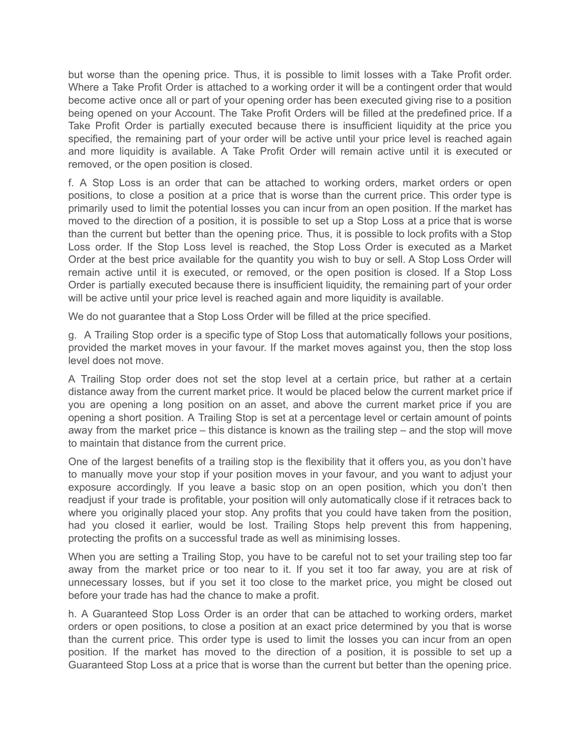but worse than the opening price. Thus, it is possible to limit losses with a Take Profit order. Where a Take Profit Order is attached to a working order it will be a contingent order that would become active once all or part of your opening order has been executed giving rise to a position being opened on your Account. The Take Profit Orders will be filled at the predefined price. If a Take Profit Order is partially executed because there is insufficient liquidity at the price you specified, the remaining part of your order will be active until your price level is reached again and more liquidity is available. A Take Profit Order will remain active until it is executed or removed, or the open position is closed.

f. A Stop Loss is an order that can be attached to working orders, market orders or open positions, to close a position at a price that is worse than the current price. This order type is primarily used to limit the potential losses you can incur from an open position. If the market has moved to the direction of a position, it is possible to set up a Stop Loss at a price that is worse than the current but better than the opening price. Thus, it is possible to lock profits with a Stop Loss order. If the Stop Loss level is reached, the Stop Loss Order is executed as a Market Order at the best price available for the quantity you wish to buy or sell. A Stop Loss Order will remain active until it is executed, or removed, or the open position is closed. If a Stop Loss Order is partially executed because there is insufficient liquidity, the remaining part of your order will be active until your price level is reached again and more liquidity is available.

We do not guarantee that a Stop Loss Order will be filled at the price specified.

g. A Trailing Stop order is a specific type of Stop Loss that automatically follows your positions, provided the market moves in your favour. If the market moves against you, then the stop loss level does not move.

A Trailing Stop order does not set the stop level at a certain price, but rather at a certain distance away from the current market price. It would be placed below the current market price if you are opening a long position on an asset, and above the current market price if you are opening a short position. A Trailing Stop is set at a percentage level or certain amount of points away from the market price – this distance is known as the trailing step – and the stop will move to maintain that distance from the current price.

One of the largest benefits of a trailing stop is the flexibility that it offers you, as you don't have to manually move your stop if your position moves in your favour, and you want to adjust your exposure accordingly. If you leave a basic stop on an open position, which you don't then readjust if your trade is profitable, your position will only automatically close if it retraces back to where you originally placed your stop. Any profits that you could have taken from the position, had you closed it earlier, would be lost. Trailing Stops help prevent this from happening, protecting the profits on a successful trade as well as minimising losses.

When you are setting a Trailing Stop, you have to be careful not to set your trailing step too far away from the market price or too near to it. If you set it too far away, you are at risk of unnecessary losses, but if you set it too close to the market price, you might be closed out before your trade has had the chance to make a profit.

h. A Guaranteed Stop Loss Order is an order that can be attached to working orders, market orders or open positions, to close a position at an exact price determined by you that is worse than the current price. This order type is used to limit the losses you can incur from an open position. If the market has moved to the direction of a position, it is possible to set up a Guaranteed Stop Loss at a price that is worse than the current but better than the opening price.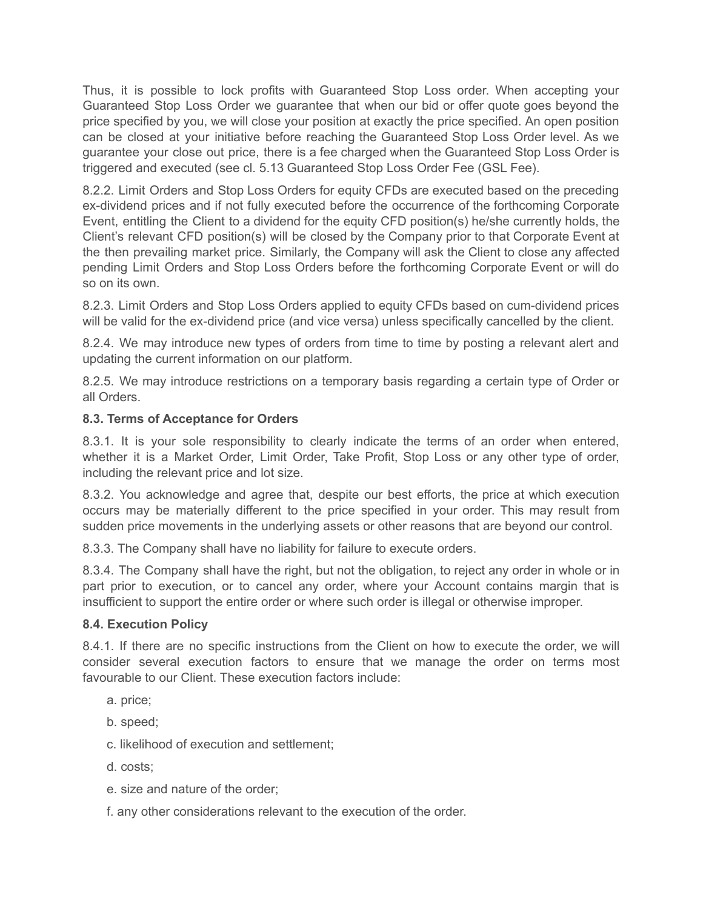Thus, it is possible to lock profits with Guaranteed Stop Loss order. When accepting your Guaranteed Stop Loss Order we guarantee that when our bid or offer quote goes beyond the price specified by you, we will close your position at exactly the price specified. An open position can be closed at your initiative before reaching the Guaranteed Stop Loss Order level. As we guarantee your close out price, there is a fee charged when the Guaranteed Stop Loss Order is triggered and executed (see cl. 5.13 Guaranteed Stop Loss Order Fee (GSL Fee).

8.2.2. Limit Orders and Stop Loss Orders for equity CFDs are executed based on the preceding ex-dividend prices and if not fully executed before the occurrence of the forthcoming Corporate Event, entitling the Client to a dividend for the equity CFD position(s) he/she currently holds, the Client's relevant CFD position(s) will be closed by the Company prior to that Corporate Event at the then prevailing market price. Similarly, the Company will ask the Client to close any affected pending Limit Orders and Stop Loss Orders before the forthcoming Corporate Event or will do so on its own.

8.2.3. Limit Orders and Stop Loss Orders applied to equity CFDs based on cum-dividend prices will be valid for the ex-dividend price (and vice versa) unless specifically cancelled by the client.

8.2.4. We may introduce new types of orders from time to time by posting a relevant alert and updating the current information on our platform.

8.2.5. We may introduce restrictions on a temporary basis regarding a certain type of Order or all Orders.

**8.3. Terms of Acceptance for Orders**

8.3.1. It is your sole responsibility to clearly indicate the terms of an order when entered, whether it is a Market Order, Limit Order, Take Profit, Stop Loss or any other type of order, including the relevant price and lot size.

8.3.2. You acknowledge and agree that, despite our best efforts, the price at which execution occurs may be materially different to the price specified in your order. This may result from sudden price movements in the underlying assets or other reasons that are beyond our control.

8.3.3. The Company shall have no liability for failure to execute orders.

8.3.4. The Company shall have the right, but not the obligation, to reject any order in whole or in part prior to execution, or to cancel any order, where your Account contains margin that is insufficient to support the entire order or where such order is illegal or otherwise improper.

**8.4. Execution Policy**

8.4.1. If there are no specific instructions from the Client on how to execute the order, we will consider several execution factors to ensure that we manage the order on terms most favourable to our Client. These execution factors include:

a. price;

b. speed;

c. likelihood of execution and settlement;

d. costs;

e. size and nature of the order;

f. any other considerations relevant to the execution of the order.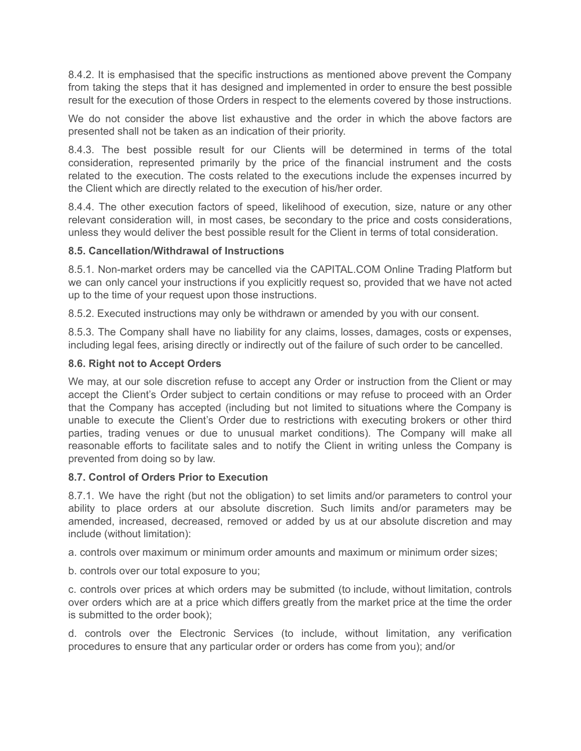8.4.2. It is emphasised that the specific instructions as mentioned above prevent the Company from taking the steps that it has designed and implemented in order to ensure the best possible result for the execution of those Orders in respect to the elements covered by those instructions.

We do not consider the above list exhaustive and the order in which the above factors are presented shall not be taken as an indication of their priority.

8.4.3. The best possible result for our Clients will be determined in terms of the total consideration, represented primarily by the price of the financial instrument and the costs related to the execution. The costs related to the executions include the expenses incurred by the Client which are directly related to the execution of his/her order.

8.4.4. The other execution factors of speed, likelihood of execution, size, nature or any other relevant consideration will, in most cases, be secondary to the price and costs considerations, unless they would deliver the best possible result for the Client in terms of total consideration.

**8.5. Cancellation/Withdrawal of Instructions**

8.5.1. Non-market orders may be cancelled via the CAPITAL.COM Online Trading Platform but we can only cancel your instructions if you explicitly request so, provided that we have not acted up to the time of your request upon those instructions.

8.5.2. Executed instructions may only be withdrawn or amended by you with our consent.

8.5.3. The Company shall have no liability for any claims, losses, damages, costs or expenses, including legal fees, arising directly or indirectly out of the failure of such order to be cancelled.

**8.6. Right not to Accept Orders**

We may, at our sole discretion refuse to accept any Order or instruction from the Client or may accept the Client's Order subject to certain conditions or may refuse to proceed with an Order that the Company has accepted (including but not limited to situations where the Company is unable to execute the Client's Order due to restrictions with executing brokers or other third parties, trading venues or due to unusual market conditions). The Company will make all reasonable efforts to facilitate sales and to notify the Client in writing unless the Company is prevented from doing so by law.

**8.7. Control of Orders Prior to Execution**

8.7.1. We have the right (but not the obligation) to set limits and/or parameters to control your ability to place orders at our absolute discretion. Such limits and/or parameters may be amended, increased, decreased, removed or added by us at our absolute discretion and may include (without limitation):

a. controls over maximum or minimum order amounts and maximum or minimum order sizes;

b. controls over our total exposure to you;

c. controls over prices at which orders may be submitted (to include, without limitation, controls over orders which are at a price which differs greatly from the market price at the time the order is submitted to the order book);

d. controls over the Electronic Services (to include, without limitation, any verification procedures to ensure that any particular order or orders has come from you); and/or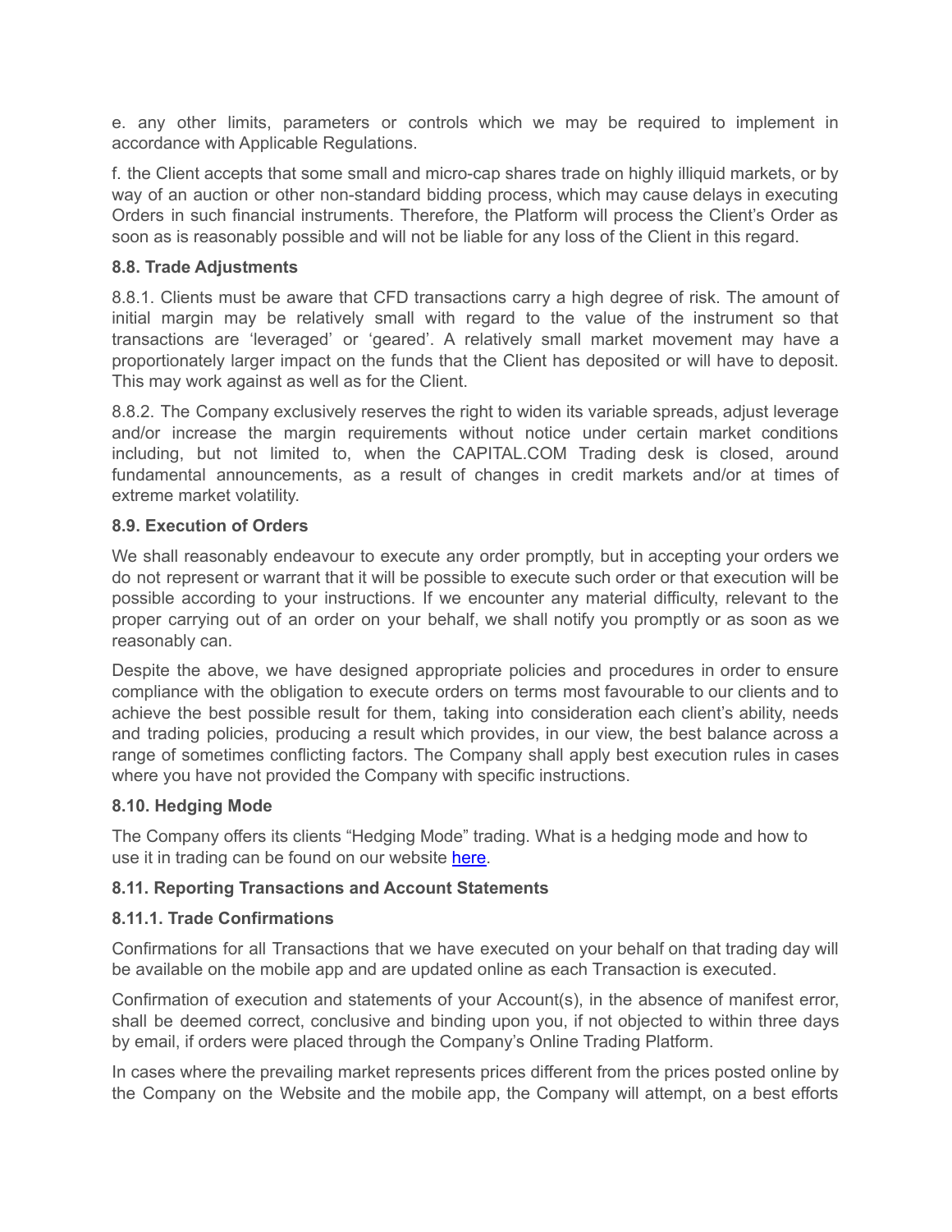e. any other limits, parameters or controls which we may be required to implement in accordance with Applicable Regulations.

f. the Client accepts that some small and micro-cap shares trade on highly illiquid markets, or by way of an auction or other non-standard bidding process, which may cause delays in executing Orders in such financial instruments. Therefore, the Platform will process the Client's Order as soon as is reasonably possible and will not be liable for any loss of the Client in this regard.

**8.8. Trade Adjustments**

8.8.1. Clients must be aware that CFD transactions carry a high degree of risk. The amount of initial margin may be relatively small with regard to the value of the instrument so that transactions are 'leveraged' or 'geared'. A relatively small market movement may have a proportionately larger impact on the funds that the Client has deposited or will have to deposit. This may work against as well as for the Client.

8.8.2. The Company exclusively reserves the right to widen its variable spreads, adjust leverage and/or increase the margin requirements without notice under certain market conditions including, but not limited to, when the CAPITAL.COM Trading desk is closed, around fundamental announcements, as a result of changes in credit markets and/or at times of extreme market volatility.

**8.9. Execution of Orders**

We shall reasonably endeavour to execute any order promptly, but in accepting your orders we do not represent or warrant that it will be possible to execute such order or that execution will be possible according to your instructions. If we encounter any material difficulty, relevant to the proper carrying out of an order on your behalf, we shall notify you promptly or as soon as we reasonably can.

Despite the above, we have designed appropriate policies and procedures in order to ensure compliance with the obligation to execute orders on terms most favourable to our clients and to achieve the best possible result for them, taking into consideration each client's ability, needs and trading policies, producing a result which provides, in our view, the best balance across a range of sometimes conflicting factors. The Company shall apply best execution rules in cases where you have not provided the Company with specific instructions.

**8.10. Hedging Mode**

The Company offers its clients "Hedging Mode" trading. What is a hedging mode and how to use it in trading can be found on our website here.

**8.11. Reporting Transactions and Account Statements**

**8.11.1. Trade Confirmations**

Confirmations for all Transactions that we have executed on your behalf on that trading day will be available on the mobile app and are updated online as each Transaction is executed.

Confirmation of execution and statements of your Account(s), in the absence of manifest error, shall be deemed correct, conclusive and binding upon you, if not objected to within three days by email, if orders were placed through the Company's Online Trading Platform.

In cases where the prevailing market represents prices different from the prices posted online by the Company on the Website and the mobile app, the Company will attempt, on a best efforts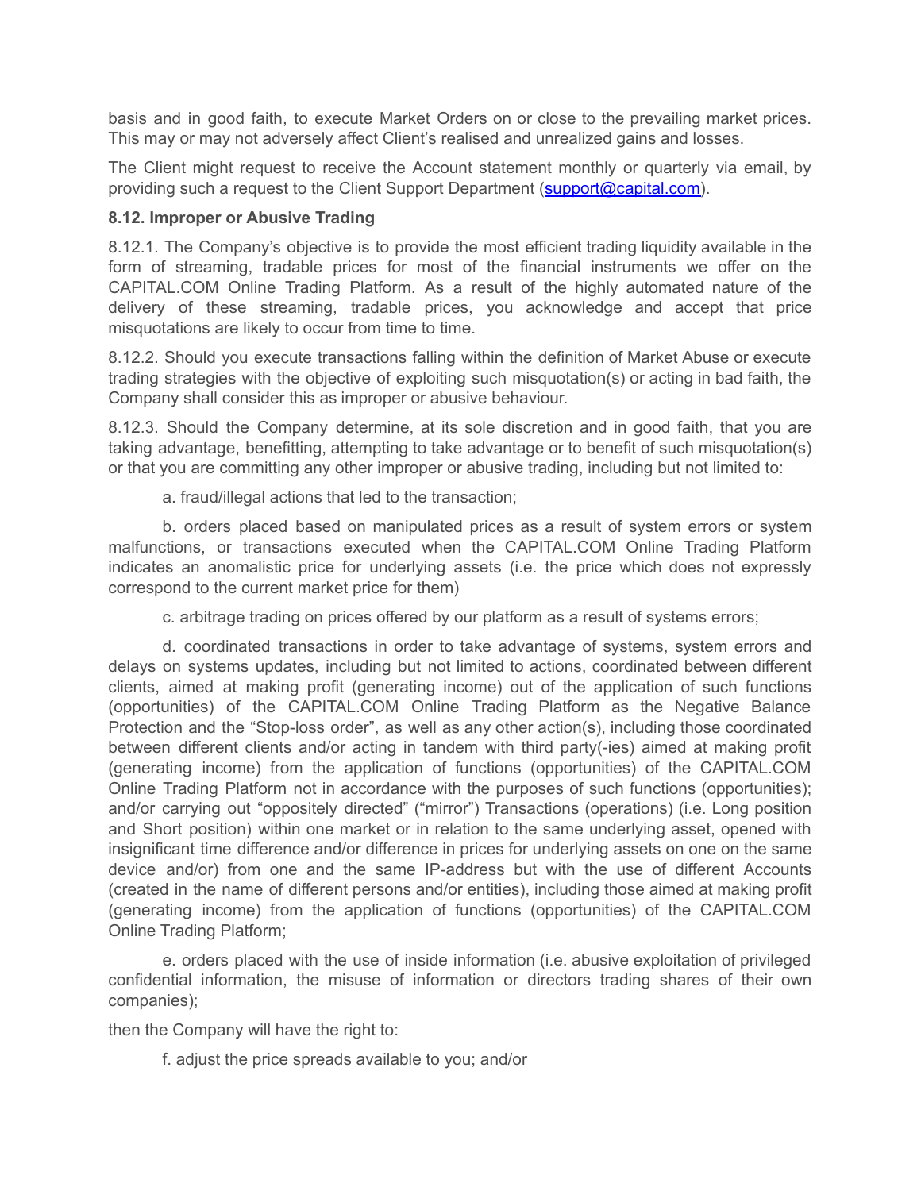basis and in good faith, to execute Market Orders on or close to the prevailing market prices. This may or may not adversely affect Client's realised and unrealized gains and losses.

The Client might request to receive the Account statement monthly or quarterly via email, by providing such a request to the Client Support Department (support@capital.com).

**8.12. Improper or Abusive Trading**

8.12.1. The Company's objective is to provide the most efficient trading liquidity available in the form of streaming, tradable prices for most of the financial instruments we offer on the CAPITAL.COM Online Trading Platform. As a result of the highly automated nature of the delivery of these streaming, tradable prices, you acknowledge and accept that price misquotations are likely to occur from time to time.

8.12.2. Should you execute transactions falling within the definition of Market Abuse or execute trading strategies with the objective of exploiting such misquotation(s) or acting in bad faith, the Company shall consider this as improper or abusive behaviour.

8.12.3. Should the Company determine, at its sole discretion and in good faith, that you are taking advantage, benefitting, attempting to take advantage or to benefit of such misquotation(s) or that you are committing any other improper or abusive trading, including but not limited to:

a. fraud/illegal actions that led to the transaction;

b. orders placed based on manipulated prices as a result of system errors or system malfunctions, or transactions executed when the CAPITAL.COM Online Trading Platform indicates an anomalistic price for underlying assets (i.e. the price which does not expressly correspond to the current market price for them)

c. arbitrage trading on prices offered by our platform as a result of systems errors;

d. coordinated transactions in order to take advantage of systems, system errors and delays on systems updates, including but not limited to actions, coordinated between different clients, aimed at making profit (generating income) out of the application of such functions (opportunities) of the CAPITAL.COM Online Trading Platform as the Negative Balance Protection and the "Stop-loss order", as well as any other action(s), including those coordinated between different clients and/or acting in tandem with third party(-ies) aimed at making profit (generating income) from the application of functions (opportunities) of the CAPITAL.COM Online Trading Platform not in accordance with the purposes of such functions (opportunities); and/or carrying out "oppositely directed" ("mirror") Transactions (operations) (i.e. Long position and Short position) within one market or in relation to the same underlying asset, opened with insignificant time difference and/or difference in prices for underlying assets on one on the same device and/or) from one and the same IP-address but with the use of different Accounts (created in the name of different persons and/or entities), including those aimed at making profit (generating income) from the application of functions (opportunities) of the CAPITAL.COM Online Trading Platform;

e. orders placed with the use of inside information (i.e. abusive exploitation of privileged confidential information, the misuse of information or directors trading shares of their own companies);

then the Company will have the right to:

f. adjust the price spreads available to you; and/or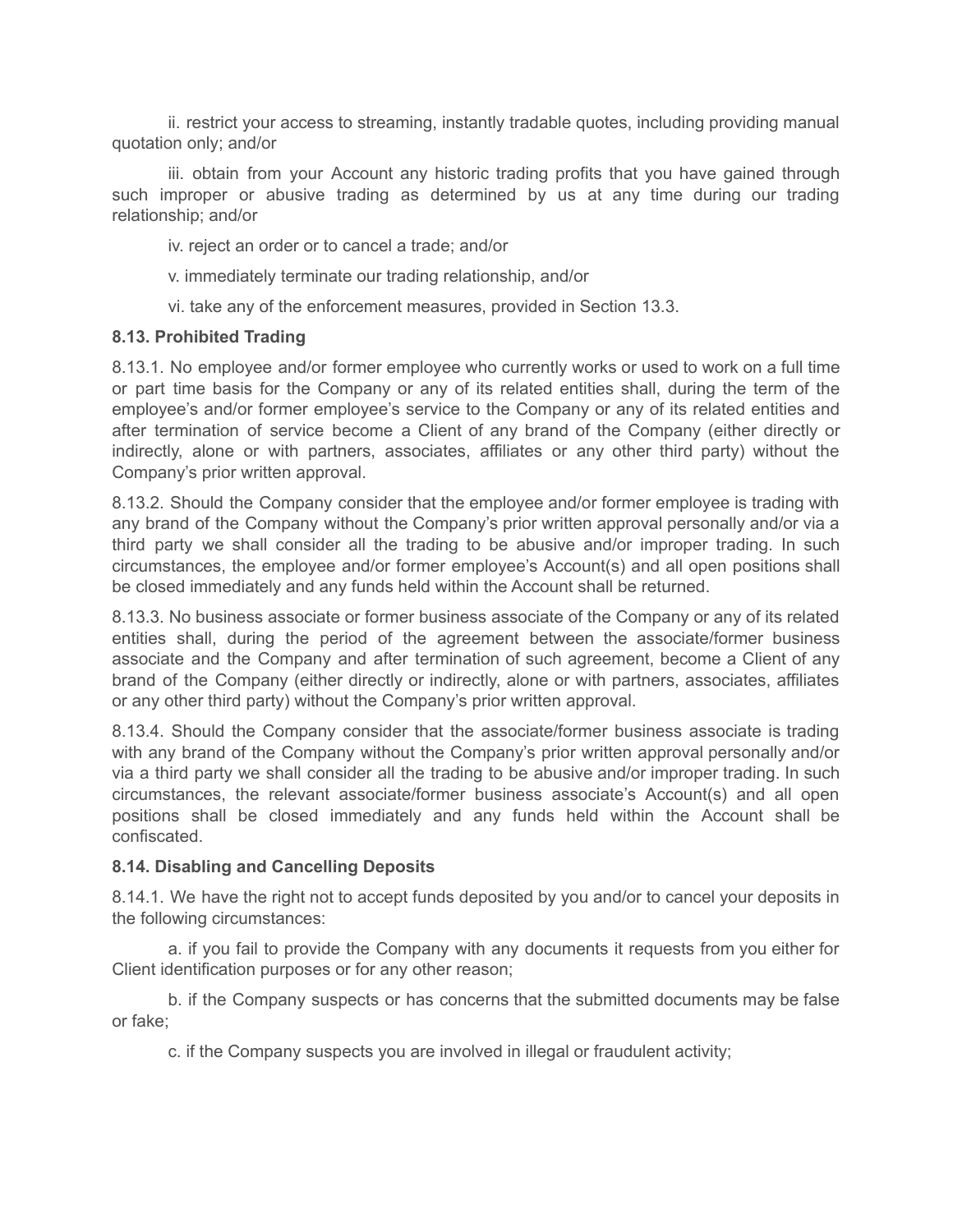ii. restrict your access to streaming, instantly tradable quotes, including providing manual quotation only; and/or

iii. obtain from your Account any historic trading profits that you have gained through such improper or abusive trading as determined by us at any time during our trading relationship; and/or

iv. reject an order or to cancel a trade; and/or

v. immediately terminate our trading relationship, and/or

vi. take any of the enforcement measures, provided in Section 13.3.

**8.13. Prohibited Trading**

8.13.1. No employee and/or former employee who currently works or used to work on a full time or part time basis for the Company or any of its related entities shall, during the term of the employee's and/or former employee's service to the Company or any of its related entities and after termination of service become a Client of any brand of the Company (either directly or indirectly, alone or with partners, associates, affiliates or any other third party) without the Company's prior written approval.

8.13.2. Should the Company consider that the employee and/or former employee is trading with any brand of the Company without the Company's prior written approval personally and/or via a third party we shall consider all the trading to be abusive and/or improper trading. In such circumstances, the employee and/or former employee's Account(s) and all open positions shall be closed immediately and any funds held within the Account shall be returned.

8.13.3. No business associate or former business associate of the Company or any of its related entities shall, during the period of the agreement between the associate/former business associate and the Company and after termination of such agreement, become a Client of any brand of the Company (either directly or indirectly, alone or with partners, associates, affiliates or any other third party) without the Company's prior written approval.

8.13.4. Should the Company consider that the associate/former business associate is trading with any brand of the Company without the Company's prior written approval personally and/or via a third party we shall consider all the trading to be abusive and/or improper trading. In such circumstances, the relevant associate/former business associate's Account(s) and all open positions shall be closed immediately and any funds held within the Account shall be confiscated.

**8.14. Disabling and Cancelling Deposits**

8.14.1. We have the right not to accept funds deposited by you and/or to cancel your deposits in the following circumstances:

a. if you fail to provide the Company with any documents it requests from you either for Client identification purposes or for any other reason;

b. if the Company suspects or has concerns that the submitted documents may be false or fake;

c. if the Company suspects you are involved in illegal or fraudulent activity;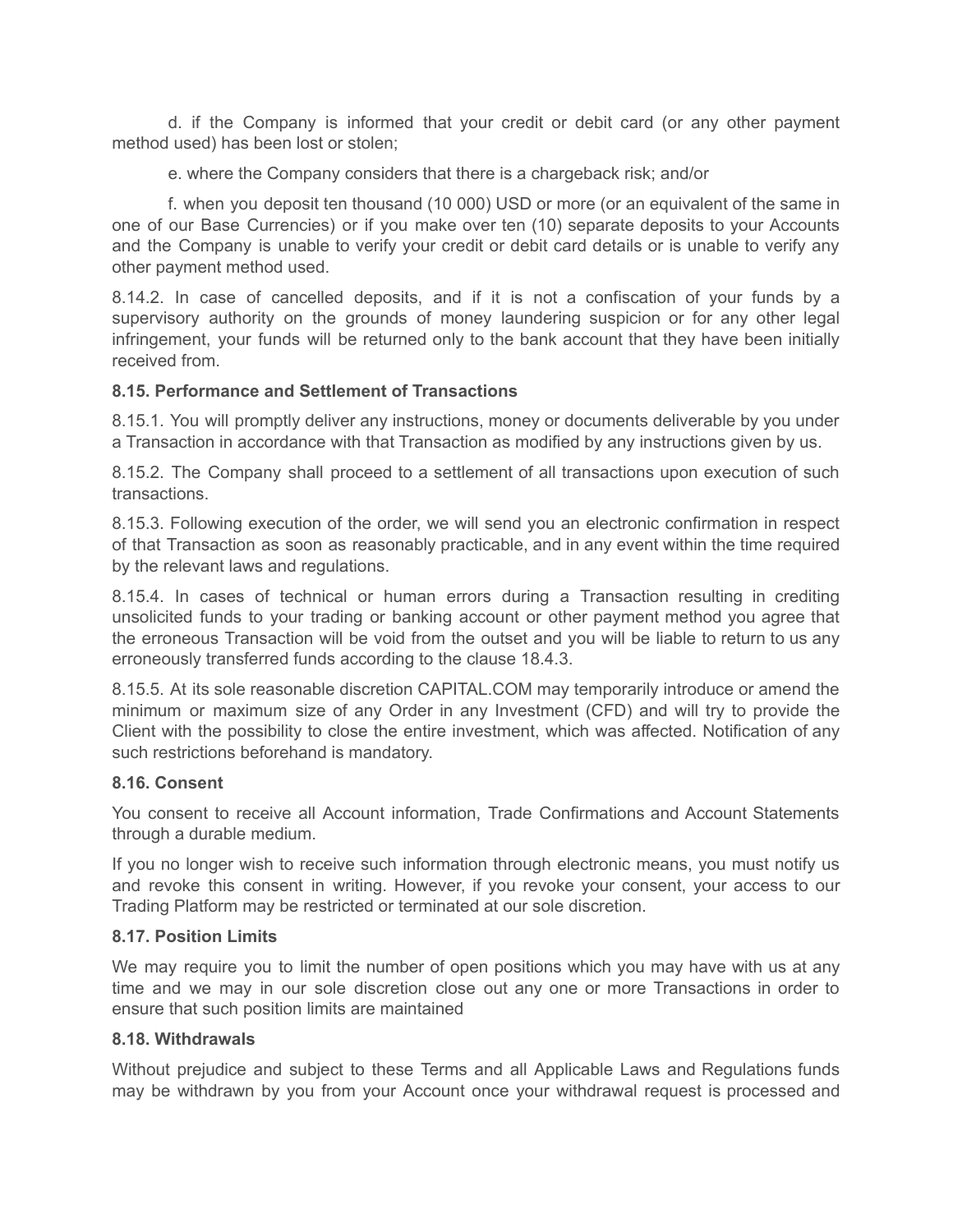d. if the Company is informed that your credit or debit card (or any other payment method used) has been lost or stolen;

e. where the Company considers that there is a chargeback risk; and/or

f. when you deposit ten thousand (10 000) USD or more (or an equivalent of the same in one of our Base Currencies) or if you make over ten (10) separate deposits to your Accounts and the Company is unable to verify your credit or debit card details or is unable to verify any other payment method used.

8.14.2. In case of cancelled deposits, and if it is not a confiscation of your funds by a supervisory authority on the grounds of money laundering suspicion or for any other legal infringement, your funds will be returned only to the bank account that they have been initially received from.

**8.15. Performance and Settlement of Transactions**

8.15.1. You will promptly deliver any instructions, money or documents deliverable by you under a Transaction in accordance with that Transaction as modified by any instructions given by us.

8.15.2. The Company shall proceed to a settlement of all transactions upon execution of such transactions.

8.15.3. Following execution of the order, we will send you an electronic confirmation in respect of that Transaction as soon as reasonably practicable, and in any event within the time required by the relevant laws and regulations.

8.15.4. In cases of technical or human errors during a Transaction resulting in crediting unsolicited funds to your trading or banking account or other payment method you agree that the erroneous Transaction will be void from the outset and you will be liable to return to us any erroneously transferred funds according to the clause 18.4.3.

8.15.5. At its sole reasonable discretion CAPITAL.COM may temporarily introduce or amend the minimum or maximum size of any Order in any Investment (CFD) and will try to provide the Client with the possibility to close the entire investment, which was affected. Notification of any such restrictions beforehand is mandatory.

**8.16. Consent**

You consent to receive all Account information, Trade Confirmations and Account Statements through a durable medium.

If you no longer wish to receive such information through electronic means, you must notify us and revoke this consent in writing. However, if you revoke your consent, your access to our Trading Platform may be restricted or terminated at our sole discretion.

**8.17. Position Limits**

We may require you to limit the number of open positions which you may have with us at any time and we may in our sole discretion close out any one or more Transactions in order to ensure that such position limits are maintained

**8.18. Withdrawals**

Without prejudice and subject to these Terms and all Applicable Laws and Regulations funds may be withdrawn by you from your Account once your withdrawal request is processed and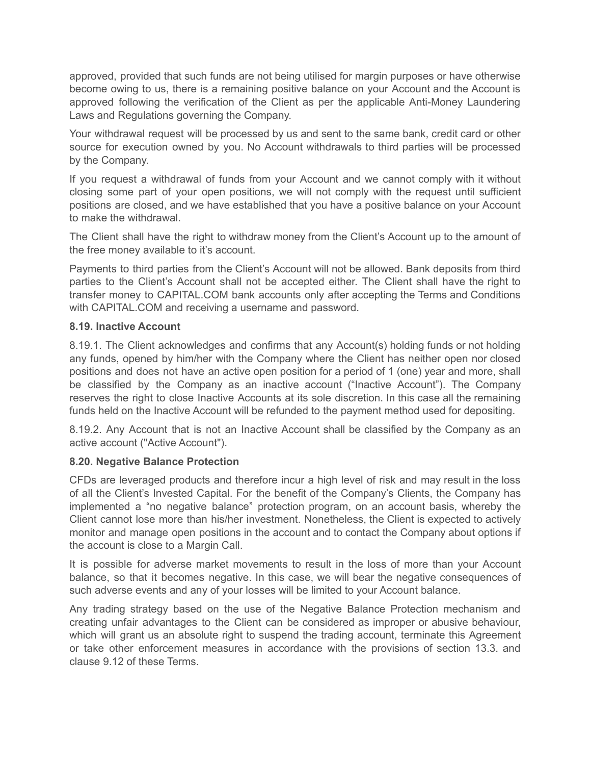approved, provided that such funds are not being utilised for margin purposes or have otherwise become owing to us, there is a remaining positive balance on your Account and the Account is approved following the verification of the Client as per the applicable Anti-Money Laundering Laws and Regulations governing the Company.

Your withdrawal request will be processed by us and sent to the same bank, credit card or other source for execution owned by you. No Account withdrawals to third parties will be processed by the Company.

If you request a withdrawal of funds from your Account and we cannot comply with it without closing some part of your open positions, we will not comply with the request until sufficient positions are closed, and we have established that you have a positive balance on your Account to make the withdrawal.

The Client shall have the right to withdraw money from the Client's Account up to the amount of the free money available to it's account.

Payments to third parties from the Client's Account will not be allowed. Bank deposits from third parties to the Client's Account shall not be accepted either. The Client shall have the right to transfer money to CAPITAL.COM bank accounts only after accepting the Terms and Conditions with CAPITAL.COM and receiving a username and password.

**8.19. Inactive Account**

8.19.1. The Client acknowledges and confirms that any Account(s) holding funds or not holding any funds, opened by him/her with the Company where the Client has neither open nor closed positions and does not have an active open position for a period of 1 (one) year and more, shall be classified by the Company as an inactive account ("Inactive Account"). The Company reserves the right to close Inactive Accounts at its sole discretion. In this case all the remaining funds held on the Inactive Account will be refunded to the payment method used for depositing.

8.19.2. Any Account that is not an Inactive Account shall be classified by the Company as an active account ("Active Account").

**8.20. Negative Balance Protection**

CFDs are leveraged products and therefore incur a high level of risk and may result in the loss of all the Client's Invested Capital. For the benefit of the Company's Clients, the Company has implemented a "no negative balance" protection program, on an account basis, whereby the Client cannot lose more than his/her investment. Nonetheless, the Client is expected to actively monitor and manage open positions in the account and to contact the Company about options if the account is close to a Margin Call.

It is possible for adverse market movements to result in the loss of more than your Account balance, so that it becomes negative. In this case, we will bear the negative consequences of such adverse events and any of your losses will be limited to your Account balance.

Any trading strategy based on the use of the Negative Balance Protection mechanism and creating unfair advantages to the Client can be considered as improper or abusive behaviour, which will grant us an absolute right to suspend the trading account, terminate this Agreement or take other enforcement measures in accordance with the provisions of section 13.3. and clause 9.12 of these Terms.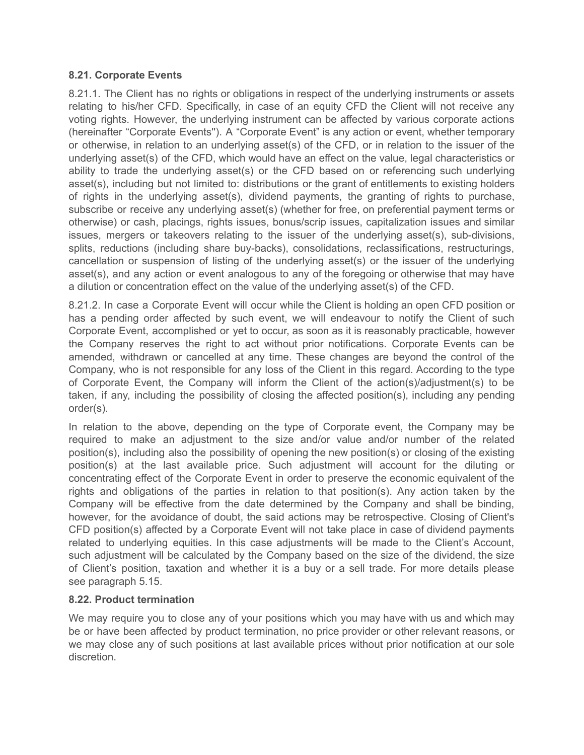**8.21. Corporate Events**

8.21.1. The Client has no rights or obligations in respect of the underlying instruments or assets relating to his/her CFD. Specifically, in case of an equity CFD the Client will not receive any voting rights. However, the underlying instrument can be affected by various corporate actions (hereinafter "Corporate Events"). A "Corporate Event" is any action or event, whether temporary or otherwise, in relation to an underlying asset(s) of the CFD, or in relation to the issuer of the underlying asset(s) of the CFD, which would have an effect on the value, legal characteristics or ability to trade the underlying asset(s) or the CFD based on or referencing such underlying asset(s), including but not limited to: distributions or the grant of entitlements to existing holders of rights in the underlying asset(s), dividend payments, the granting of rights to purchase, subscribe or receive any underlying asset(s) (whether for free, on preferential payment terms or otherwise) or cash, placings, rights issues, bonus/scrip issues, capitalization issues and similar issues, mergers or takeovers relating to the issuer of the underlying asset(s), sub-divisions, splits, reductions (including share buy-backs), consolidations, reclassifications, restructurings, cancellation or suspension of listing of the underlying asset(s) or the issuer of the underlying asset(s), and any action or event analogous to any of the foregoing or otherwise that may have a dilution or concentration effect on the value of the underlying asset(s) of the CFD.

8.21.2. In case a Corporate Event will occur while the Client is holding an open CFD position or has a pending order affected by such event, we will endeavour to notify the Client of such Corporate Event, accomplished or yet to occur, as soon as it is reasonably practicable, however the Company reserves the right to act without prior notifications. Corporate Events can be amended, withdrawn or cancelled at any time. These changes are beyond the control of the Company, who is not responsible for any loss of the Client in this regard. According to the type of Corporate Event, the Company will inform the Client of the action(s)/adjustment(s) to be taken, if any, including the possibility of closing the affected position(s), including any pending order(s).

In relation to the above, depending on the type of Corporate event, the Company may be required to make an adjustment to the size and/or value and/or number of the related position(s), including also the possibility of opening the new position(s) or closing of the existing position(s) at the last available price. Such adjustment will account for the diluting or concentrating effect of the Corporate Event in order to preserve the economic equivalent of the rights and obligations of the parties in relation to that position(s). Any action taken by the Company will be effective from the date determined by the Company and shall be binding, however, for the avoidance of doubt, the said actions may be retrospective. Closing of Client's CFD position(s) affected by a Corporate Event will not take place in case of dividend payments related to underlying equities. In this case adjustments will be made to the Client's Account, such adjustment will be calculated by the Company based on the size of the dividend, the size of Client's position, taxation and whether it is a buy or a sell trade. For more details please see paragraph 5.15.

**8.22. Product termination**

We may require you to close any of your positions which you may have with us and which may be or have been affected by product termination, no price provider or other relevant reasons, or we may close any of such positions at last available prices without prior notification at our sole discretion.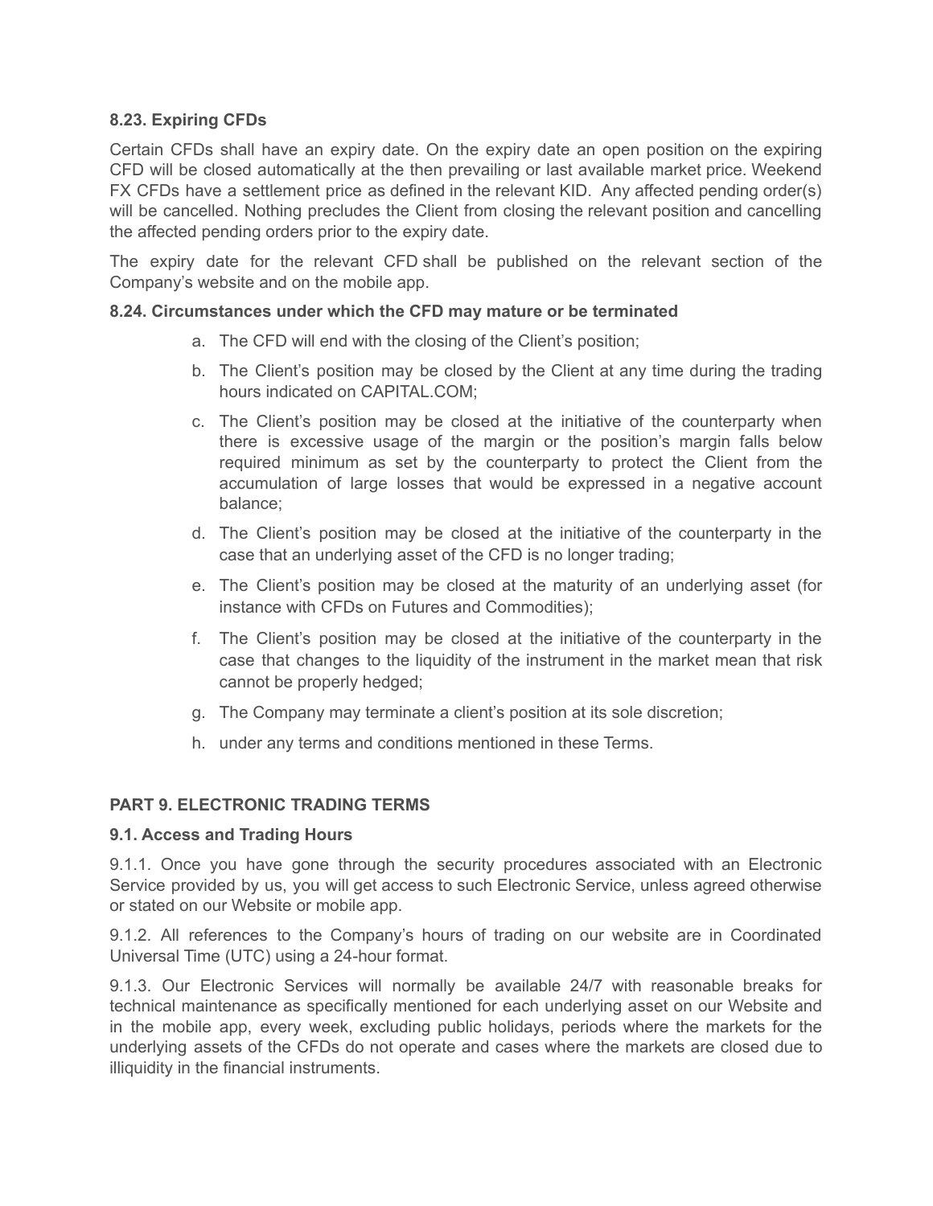**8.23. Expiring CFDs**

Certain CFDs shall have an expiry date. On the expiry date an open position on the expiring CFD will be closed automatically at the then prevailing or last available market price. Weekend FX CFDs have a settlement price as defined in the relevant KID. Any affected pending order(s) will be cancelled. Nothing precludes the Client from closing the relevant position and cancelling the affected pending orders prior to the expiry date.

The expiry date for the relevant CFD shall be published on the relevant section of the Company's website and on the mobile app.

**8.24. Circumstances under which the CFD may mature or be terminated**

a. The CFD will end with the closing of the Client's position;

b. The Client's position may be closed by the Client at any time during the trading hours indicated on CAPITAL.COM;

c. The Client's position may be closed at the initiative of the counterparty when there is excessive usage of the margin or the position's margin falls below required minimum as set by the counterparty to protect the Client from the accumulation of large losses that would be expressed in a negative account balance;

d. The Client's position may be closed at the initiative of the counterparty in the case that an underlying asset of the CFD is no longer trading;

e. The Client's position may be closed at the maturity of an underlying asset (for instance with CFDs on Futures and Commodities);

f. The Client's position may be closed at the initiative of the counterparty in the case that changes to the liquidity of the instrument in the market mean that risk cannot be properly hedged;

g. The Company may terminate a client's position at its sole discretion;

h. under any terms and conditions mentioned in these Terms.

## PART 9. ELECTRONIC TRADING TERMS

**9.1. Access and Trading Hours**

9.1.1. Once you have gone through the security procedures associated with an Electronic Service provided by us, you will get access to such Electronic Service, unless agreed otherwise or stated on our Website or mobile app.

9.1.2. All references to the Company's hours of trading on our website are in Coordinated Universal Time (UTC) using a 24-hour format.

9.1.3. Our Electronic Services will normally be available 24/7 with reasonable breaks for technical maintenance as specifically mentioned for each underlying asset on our Website and in the mobile app, every week, excluding public holidays, periods where the markets for the underlying assets of the CFDs do not operate and cases where the markets are closed due to illiquidity in the financial instruments.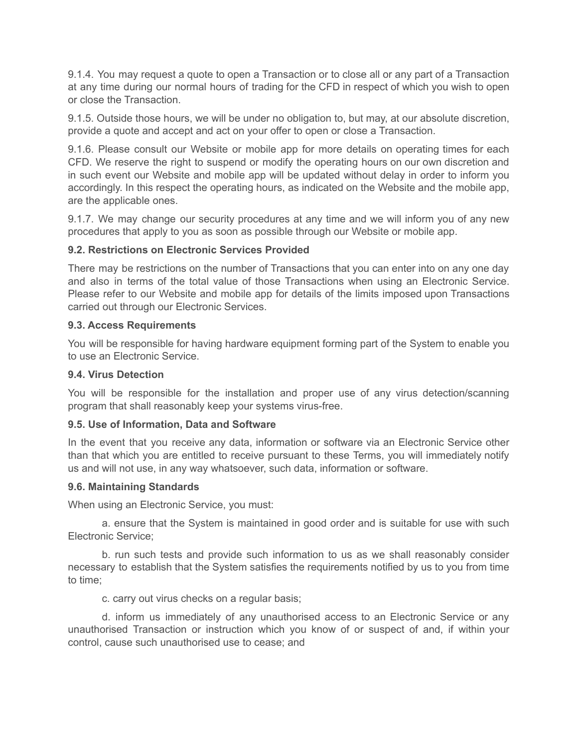9.1.4. You may request a quote to open a Transaction or to close all or any part of a Transaction at any time during our normal hours of trading for the CFD in respect of which you wish to open or close the Transaction.

9.1.5. Outside those hours, we will be under no obligation to, but may, at our absolute discretion, provide a quote and accept and act on your offer to open or close a Transaction.

9.1.6. Please consult our Website or mobile app for more details on operating times for each CFD. We reserve the right to suspend or modify the operating hours on our own discretion and in such event our Website and mobile app will be updated without delay in order to inform you accordingly. In this respect the operating hours, as indicated on the Website and the mobile app, are the applicable ones.

9.1.7. We may change our security procedures at any time and we will inform you of any new procedures that apply to you as soon as possible through our Website or mobile app.

**9.2. Restrictions on Electronic Services Provided**

There may be restrictions on the number of Transactions that you can enter into on any one day and also in terms of the total value of those Transactions when using an Electronic Service. Please refer to our Website and mobile app for details of the limits imposed upon Transactions carried out through our Electronic Services.

**9.3. Access Requirements**

You will be responsible for having hardware equipment forming part of the System to enable you to use an Electronic Service.

**9.4. Virus Detection**

You will be responsible for the installation and proper use of any virus detection/scanning program that shall reasonably keep your systems virus-free.

**9.5. Use of Information, Data and Software**

In the event that you receive any data, information or software via an Electronic Service other than that which you are entitled to receive pursuant to these Terms, you will immediately notify us and will not use, in any way whatsoever, such data, information or software.

**9.6. Maintaining Standards**

When using an Electronic Service, you must:

a. ensure that the System is maintained in good order and is suitable for use with such Electronic Service;

b. run such tests and provide such information to us as we shall reasonably consider necessary to establish that the System satisfies the requirements notified by us to you from time to time;

c. carry out virus checks on a regular basis;

d. inform us immediately of any unauthorised access to an Electronic Service or any unauthorised Transaction or instruction which you know of or suspect of and, if within your control, cause such unauthorised use to cease; and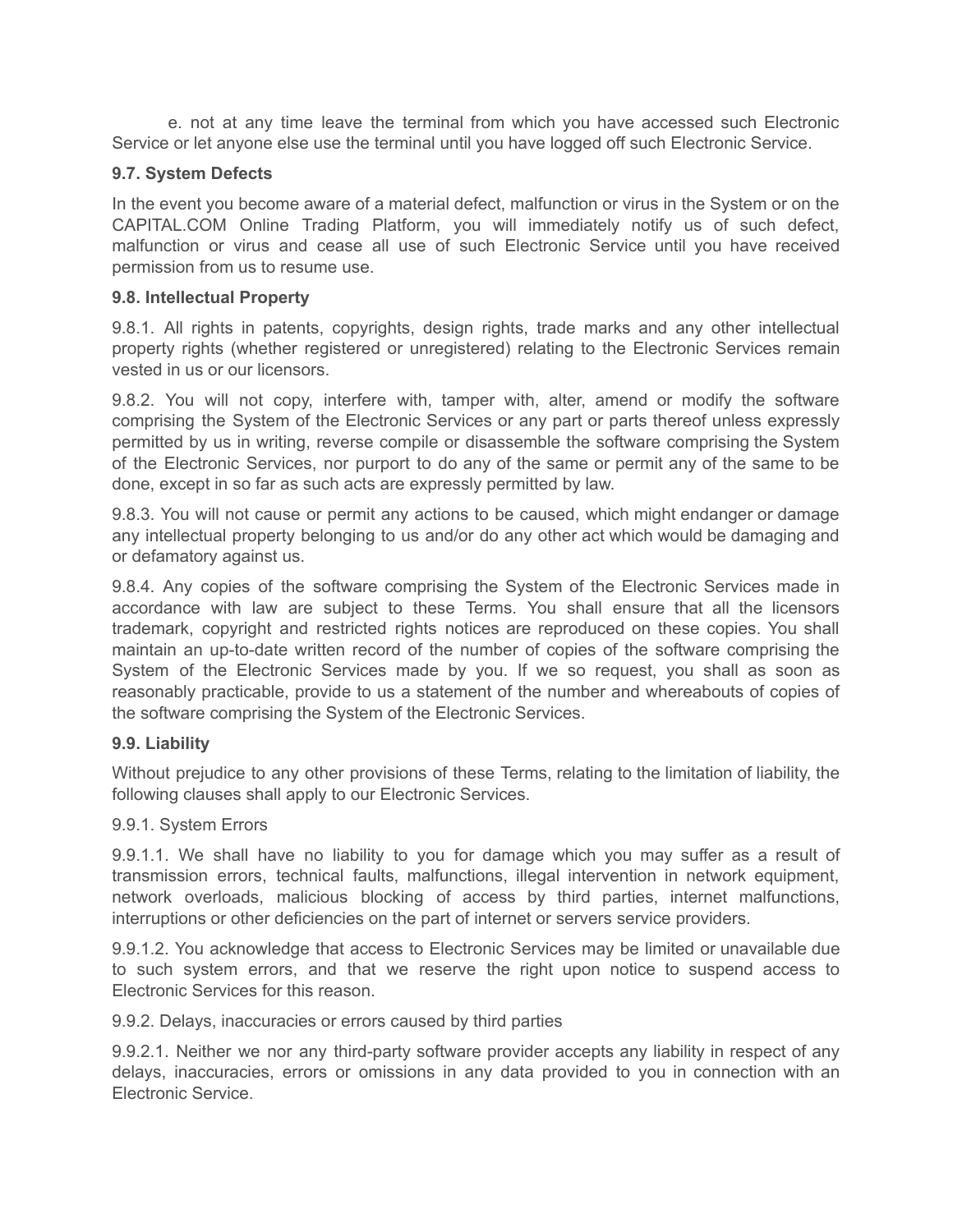e. not at any time leave the terminal from which you have accessed such Electronic Service or let anyone else use the terminal until you have logged off such Electronic Service.

**9.7. System Defects**

In the event you become aware of a material defect, malfunction or virus in the System or on the CAPITAL.COM Online Trading Platform, you will immediately notify us of such defect, malfunction or virus and cease all use of such Electronic Service until you have received permission from us to resume use.

**9.8. Intellectual Property**

9.8.1. All rights in patents, copyrights, design rights, trade marks and any other intellectual property rights (whether registered or unregistered) relating to the Electronic Services remain vested in us or our licensors.

9.8.2. You will not copy, interfere with, tamper with, alter, amend or modify the software comprising the System of the Electronic Services or any part or parts thereof unless expressly permitted by us in writing, reverse compile or disassemble the software comprising the System of the Electronic Services, nor purport to do any of the same or permit any of the same to be done, except in so far as such acts are expressly permitted by law.

9.8.3. You will not cause or permit any actions to be caused, which might endanger or damage any intellectual property belonging to us and/or do any other act which would be damaging and or defamatory against us.

9.8.4. Any copies of the software comprising the System of the Electronic Services made in accordance with law are subject to these Terms. You shall ensure that all the licensors trademark, copyright and restricted rights notices are reproduced on these copies. You shall maintain an up-to-date written record of the number of copies of the software comprising the System of the Electronic Services made by you. If we so request, you shall as soon as reasonably practicable, provide to us a statement of the number and whereabouts of copies of the software comprising the System of the Electronic Services.

**9.9. Liability**

Without prejudice to any other provisions of these Terms, relating to the limitation of liability, the following clauses shall apply to our Electronic Services.

9.9.1. System Errors

9.9.1.1. We shall have no liability to you for damage which you may suffer as a result of transmission errors, technical faults, malfunctions, illegal intervention in network equipment, network overloads, malicious blocking of access by third parties, internet malfunctions, interruptions or other deficiencies on the part of internet or servers service providers.

9.9.1.2. You acknowledge that access to Electronic Services may be limited or unavailable due to such system errors, and that we reserve the right upon notice to suspend access to Electronic Services for this reason.

9.9.2. Delays, inaccuracies or errors caused by third parties

9.9.2.1. Neither we nor any third-party software provider accepts any liability in respect of any delays, inaccuracies, errors or omissions in any data provided to you in connection with an Electronic Service.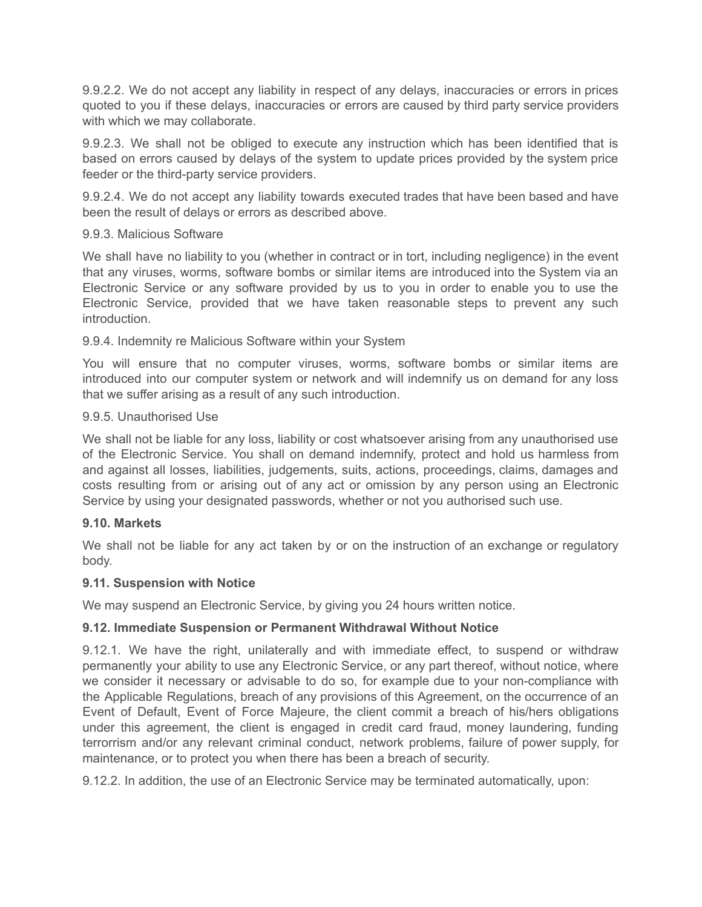9.9.2.2. We do not accept any liability in respect of any delays, inaccuracies or errors in prices quoted to you if these delays, inaccuracies or errors are caused by third party service providers with which we may collaborate.

9.9.2.3. We shall not be obliged to execute any instruction which has been identified that is based on errors caused by delays of the system to update prices provided by the system price feeder or the third-party service providers.

9.9.2.4. We do not accept any liability towards executed trades that have been based and have been the result of delays or errors as described above.

9.9.3. Malicious Software

We shall have no liability to you (whether in contract or in tort, including negligence) in the event that any viruses, worms, software bombs or similar items are introduced into the System via an Electronic Service or any software provided by us to you in order to enable you to use the Electronic Service, provided that we have taken reasonable steps to prevent any such introduction.

9.9.4. Indemnity re Malicious Software within your System

You will ensure that no computer viruses, worms, software bombs or similar items are introduced into our computer system or network and will indemnify us on demand for any loss that we suffer arising as a result of any such introduction.

9.9.5. Unauthorised Use

We shall not be liable for any loss, liability or cost whatsoever arising from any unauthorised use of the Electronic Service. You shall on demand indemnify, protect and hold us harmless from and against all losses, liabilities, judgements, suits, actions, proceedings, claims, damages and costs resulting from or arising out of any act or omission by any person using an Electronic Service by using your designated passwords, whether or not you authorised such use.

**9.10. Markets**

We shall not be liable for any act taken by or on the instruction of an exchange or regulatory body.

**9.11. Suspension with Notice**

We may suspend an Electronic Service, by giving you 24 hours written notice.

**9.12. Immediate Suspension or Permanent Withdrawal Without Notice**

9.12.1. We have the right, unilaterally and with immediate effect, to suspend or withdraw permanently your ability to use any Electronic Service, or any part thereof, without notice, where we consider it necessary or advisable to do so, for example due to your non-compliance with the Applicable Regulations, breach of any provisions of this Agreement, on the occurrence of an Event of Default, Event of Force Majeure, the client commit a breach of his/hers obligations under this agreement, the client is engaged in credit card fraud, money laundering, funding terrorrism and/or any relevant criminal conduct, network problems, failure of power supply, for maintenance, or to protect you when there has been a breach of security.

9.12.2. In addition, the use of an Electronic Service may be terminated automatically, upon: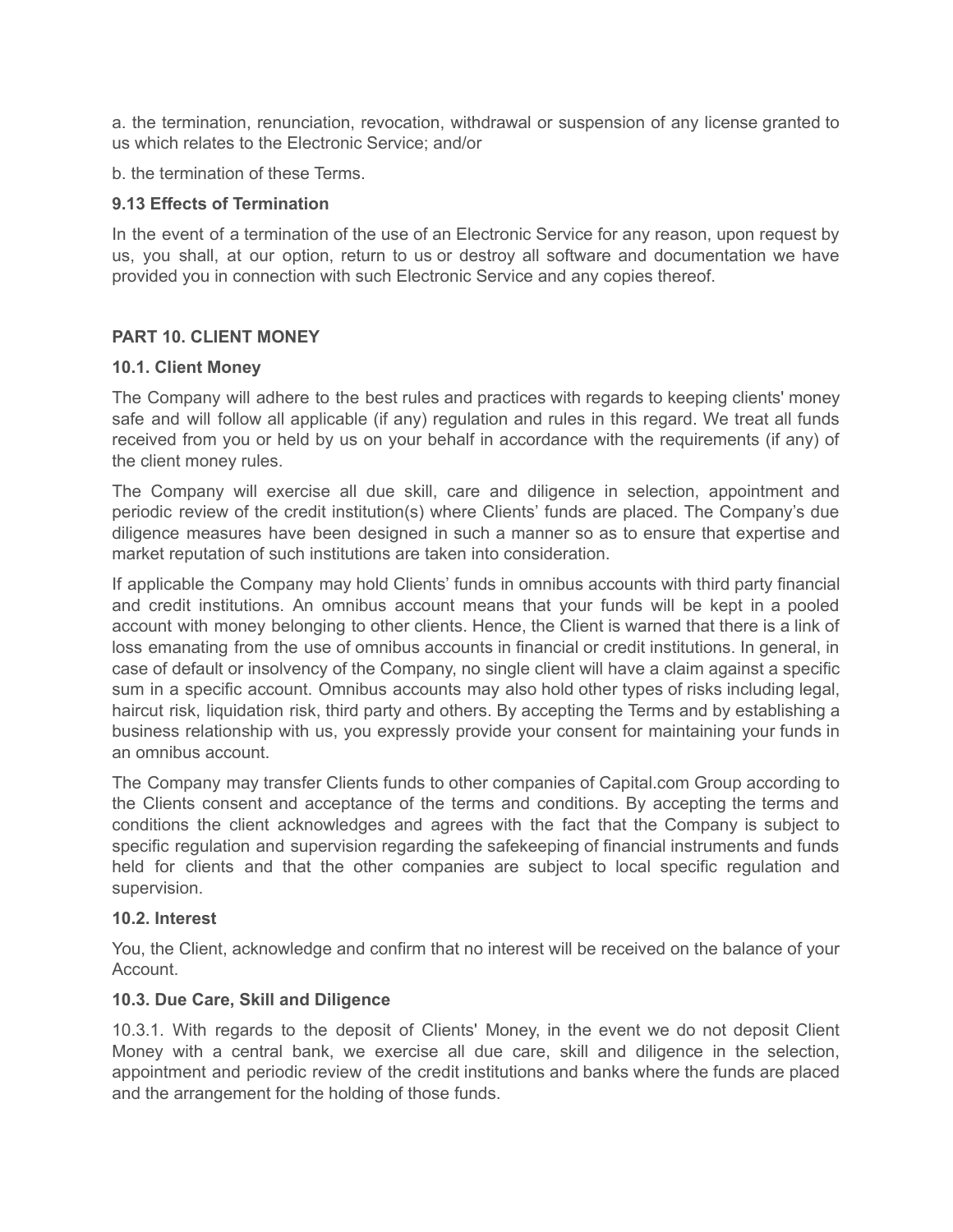a. the termination, renunciation, revocation, withdrawal or suspension of any license granted to us which relates to the Electronic Service; and/or

b. the termination of these Terms.

**9.13 Effects of Termination**

In the event of a termination of the use of an Electronic Service for any reason, upon request by us, you shall, at our option, return to us or destroy all software and documentation we have provided you in connection with such Electronic Service and any copies thereof.

## PART 10. CLIENT MONEY

**10.1. Client Money**

The Company will adhere to the best rules and practices with regards to keeping clients' money safe and will follow all applicable (if any) regulation and rules in this regard. We treat all funds received from you or held by us on your behalf in accordance with the requirements (if any) of the client money rules.

The Company will exercise all due skill, care and diligence in selection, appointment and periodic review of the credit institution(s) where Clients' funds are placed. The Company's due diligence measures have been designed in such a manner so as to ensure that expertise and market reputation of such institutions are taken into consideration.

If applicable the Company may hold Clients' funds in omnibus accounts with third party financial and credit institutions. An omnibus account means that your funds will be kept in a pooled account with money belonging to other clients. Hence, the Client is warned that there is a link of loss emanating from the use of omnibus accounts in financial or credit institutions. In general, in case of default or insolvency of the Company, no single client will have a claim against a specific sum in a specific account. Omnibus accounts may also hold other types of risks including legal, haircut risk, liquidation risk, third party and others. By accepting the Terms and by establishing a business relationship with us, you expressly provide your consent for maintaining your funds in an omnibus account.

The Company may transfer Clients funds to other companies of Capital.com Group according to the Clients consent and acceptance of the terms and conditions. By accepting the terms and conditions the client acknowledges and agrees with the fact that the Company is subject to specific regulation and supervision regarding the safekeeping of financial instruments and funds held for clients and that the other companies are subject to local specific regulation and supervision.

**10.2. Interest**

You, the Client, acknowledge and confirm that no interest will be received on the balance of your Account.

**10.3. Due Care, Skill and Diligence**

10.3.1. With regards to the deposit of Clients' Money, in the event we do not deposit Client Money with a central bank, we exercise all due care, skill and diligence in the selection, appointment and periodic review of the credit institutions and banks where the funds are placed and the arrangement for the holding of those funds.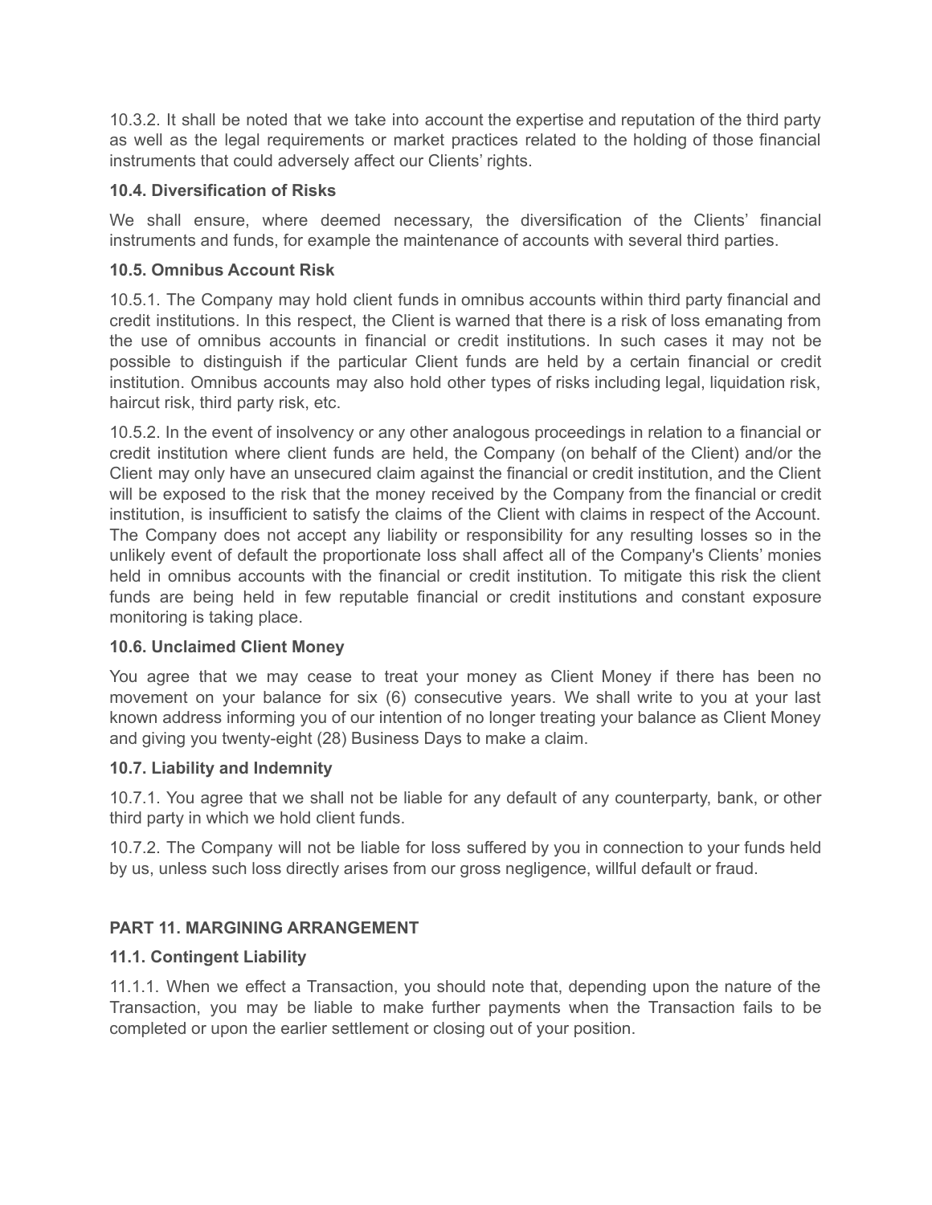10.3.2. It shall be noted that we take into account the expertise and reputation of the third party as well as the legal requirements or market practices related to the holding of those financial instruments that could adversely affect our Clients' rights.

**10.4. Diversification of Risks**

We shall ensure, where deemed necessary, the diversification of the Clients' financial instruments and funds, for example the maintenance of accounts with several third parties.

**10.5. Omnibus Account Risk**

10.5.1. The Company may hold client funds in omnibus accounts within third party financial and credit institutions. In this respect, the Client is warned that there is a risk of loss emanating from the use of omnibus accounts in financial or credit institutions. In such cases it may not be possible to distinguish if the particular Client funds are held by a certain financial or credit institution. Omnibus accounts may also hold other types of risks including legal, liquidation risk, haircut risk, third party risk, etc.

10.5.2. In the event of insolvency or any other analogous proceedings in relation to a financial or credit institution where client funds are held, the Company (on behalf of the Client) and/or the Client may only have an unsecured claim against the financial or credit institution, and the Client will be exposed to the risk that the money received by the Company from the financial or credit institution, is insufficient to satisfy the claims of the Client with claims in respect of the Account. The Company does not accept any liability or responsibility for any resulting losses so in the unlikely event of default the proportionate loss shall affect all of the Company's Clients' monies held in omnibus accounts with the financial or credit institution. To mitigate this risk the client funds are being held in few reputable financial or credit institutions and constant exposure monitoring is taking place.

**10.6. Unclaimed Client Money**

You agree that we may cease to treat your money as Client Money if there has been no movement on your balance for six (6) consecutive years. We shall write to you at your last known address informing you of our intention of no longer treating your balance as Client Money and giving you twenty-eight (28) Business Days to make a claim.

**10.7. Liability and Indemnity**

10.7.1. You agree that we shall not be liable for any default of any counterparty, bank, or other third party in which we hold client funds.

10.7.2. The Company will not be liable for loss suffered by you in connection to your funds held by us, unless such loss directly arises from our gross negligence, willful default or fraud.

## PART 11. MARGINING ARRANGEMENT

**11.1. Contingent Liability**

11.1.1. When we effect a Transaction, you should note that, depending upon the nature of the Transaction, you may be liable to make further payments when the Transaction fails to be completed or upon the earlier settlement or closing out of your position.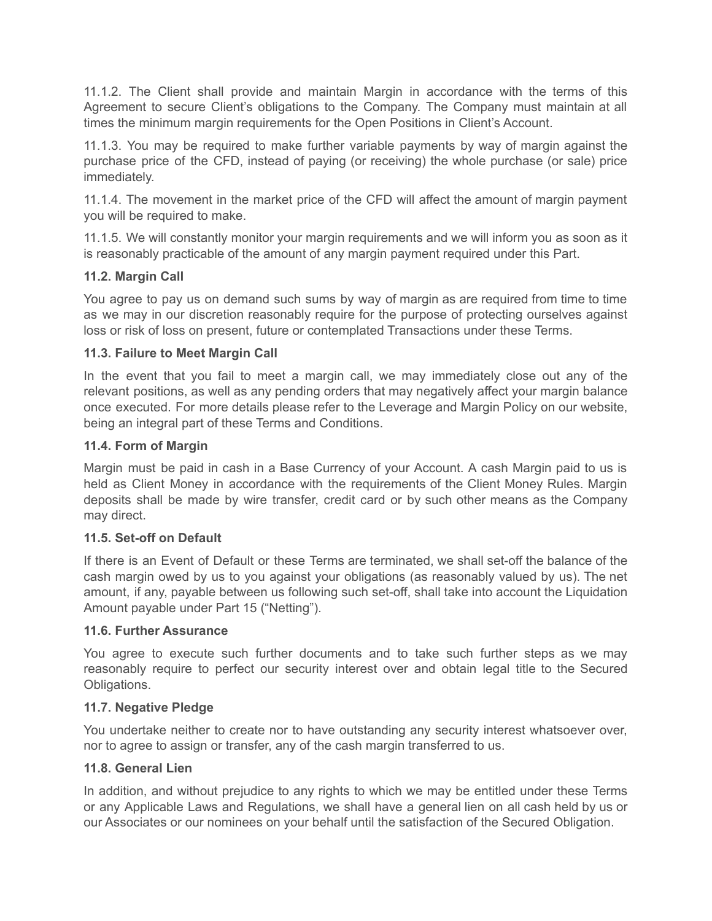11.1.2. The Client shall provide and maintain Margin in accordance with the terms of this Agreement to secure Client's obligations to the Company. The Company must maintain at all times the minimum margin requirements for the Open Positions in Client's Account.

11.1.3. You may be required to make further variable payments by way of margin against the purchase price of the CFD, instead of paying (or receiving) the whole purchase (or sale) price immediately.

11.1.4. The movement in the market price of the CFD will affect the amount of margin payment you will be required to make.

11.1.5. We will constantly monitor your margin requirements and we will inform you as soon as it is reasonably practicable of the amount of any margin payment required under this Part.

**11.2. Margin Call**

You agree to pay us on demand such sums by way of margin as are required from time to time as we may in our discretion reasonably require for the purpose of protecting ourselves against loss or risk of loss on present, future or contemplated Transactions under these Terms.

**11.3. Failure to Meet Margin Call**

In the event that you fail to meet a margin call, we may immediately close out any of the relevant positions, as well as any pending orders that may negatively affect your margin balance once executed. For more details please refer to the Leverage and Margin Policy on our website, being an integral part of these Terms and Conditions.

**11.4. Form of Margin**

Margin must be paid in cash in a Base Currency of your Account. A cash Margin paid to us is held as Client Money in accordance with the requirements of the Client Money Rules. Margin deposits shall be made by wire transfer, credit card or by such other means as the Company may direct.

**11.5. Set-off on Default**

If there is an Event of Default or these Terms are terminated, we shall set-off the balance of the cash margin owed by us to you against your obligations (as reasonably valued by us). The net amount, if any, payable between us following such set-off, shall take into account the Liquidation Amount payable under Part 15 ("Netting").

**11.6. Further Assurance**

You agree to execute such further documents and to take such further steps as we may reasonably require to perfect our security interest over and obtain legal title to the Secured Obligations.

**11.7. Negative Pledge**

You undertake neither to create nor to have outstanding any security interest whatsoever over, nor to agree to assign or transfer, any of the cash margin transferred to us.

**11.8. General Lien**

In addition, and without prejudice to any rights to which we may be entitled under these Terms or any Applicable Laws and Regulations, we shall have a general lien on all cash held by us or our Associates or our nominees on your behalf until the satisfaction of the Secured Obligation.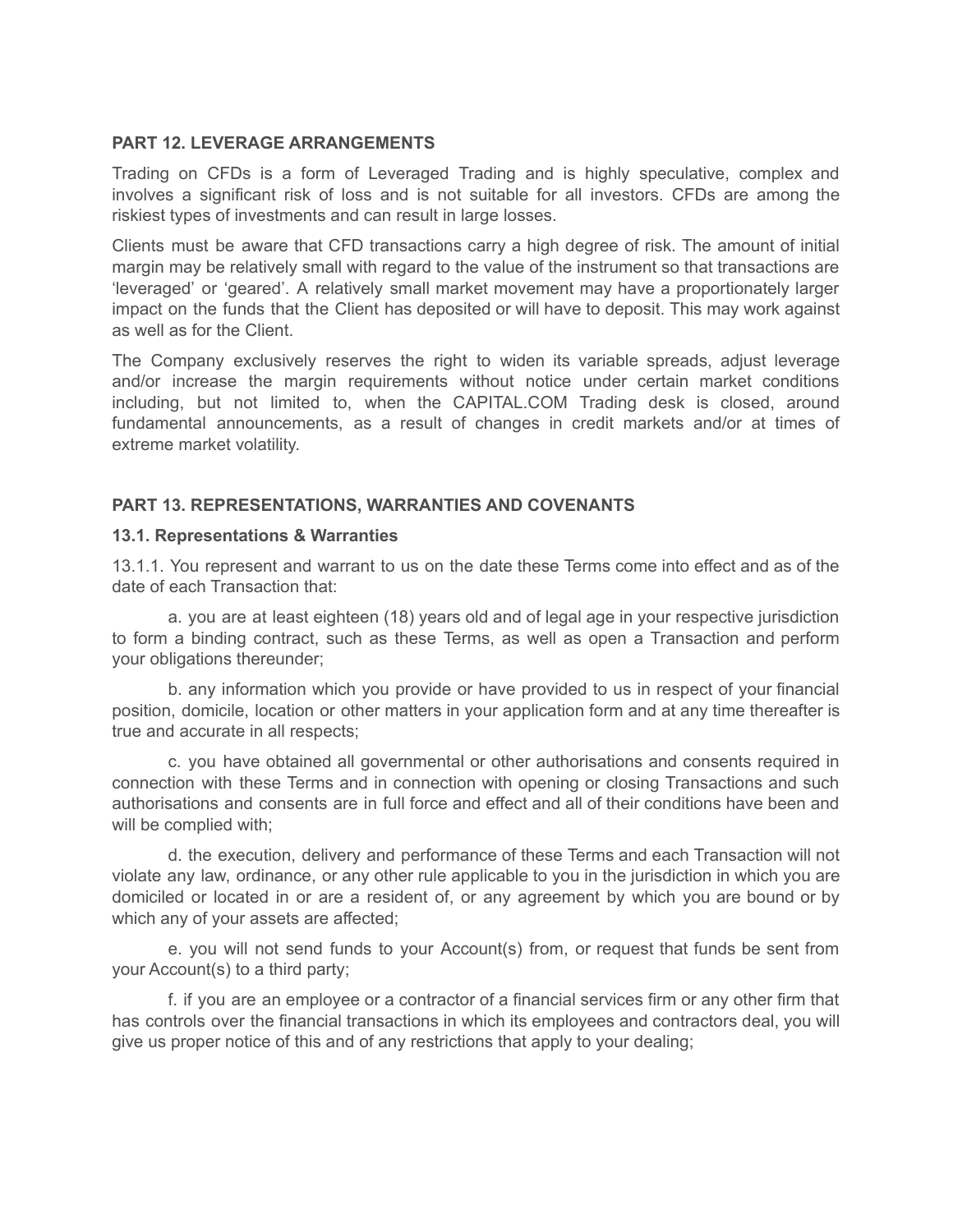## PART 12. LEVERAGE ARRANGEMENTS

Trading on CFDs is a form of Leveraged Trading and is highly speculative, complex and involves a significant risk of loss and is not suitable for all investors. CFDs are among the riskiest types of investments and can result in large losses.

Clients must be aware that CFD transactions carry a high degree of risk. The amount of initial margin may be relatively small with regard to the value of the instrument so that transactions are 'leveraged' or 'geared'. A relatively small market movement may have a proportionately larger impact on the funds that the Client has deposited or will have to deposit. This may work against as well as for the Client.

The Company exclusively reserves the right to widen its variable spreads, adjust leverage and/or increase the margin requirements without notice under certain market conditions including, but not limited to, when the CAPITAL.COM Trading desk is closed, around fundamental announcements, as a result of changes in credit markets and/or at times of extreme market volatility.

## PART 13. REPRESENTATIONS, WARRANTIES AND COVENANTS

### 13.1. Representations & Warranties

13.1.1. You represent and warrant to us on the date these Terms come into effect and as of the date of each Transaction that:

a. you are at least eighteen (18) years old and of legal age in your respective jurisdiction to form a binding contract, such as these Terms, as well as open a Transaction and perform your obligations thereunder;

b. any information which you provide or have provided to us in respect of your financial position, domicile, location or other matters in your application form and at any time thereafter is true and accurate in all respects;

c. you have obtained all governmental or other authorisations and consents required in connection with these Terms and in connection with opening or closing Transactions and such authorisations and consents are in full force and effect and all of their conditions have been and will be complied with;

d. the execution, delivery and performance of these Terms and each Transaction will not violate any law, ordinance, or any other rule applicable to you in the jurisdiction in which you are domiciled or located in or are a resident of, or any agreement by which you are bound or by which any of your assets are affected;

e. you will not send funds to your Account(s) from, or request that funds be sent from your Account(s) to a third party;

f. if you are an employee or a contractor of a financial services firm or any other firm that has controls over the financial transactions in which its employees and contractors deal, you will give us proper notice of this and of any restrictions that apply to your dealing;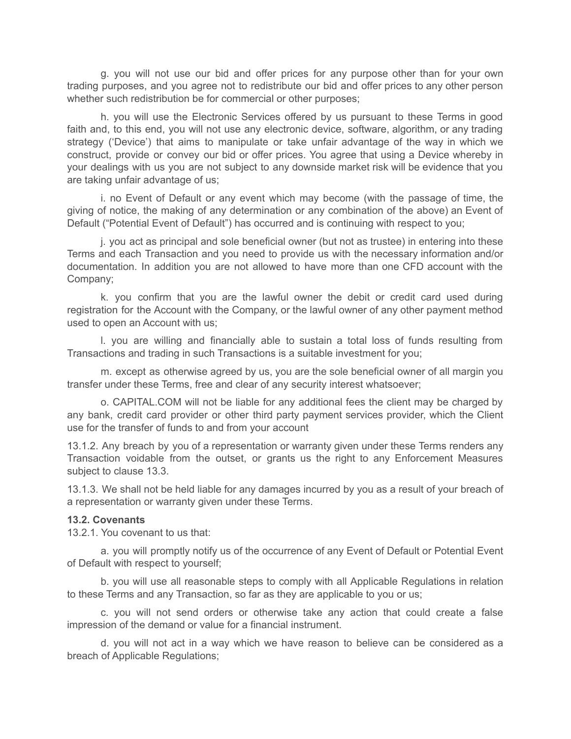g. you will not use our bid and offer prices for any purpose other than for your own trading purposes, and you agree not to redistribute our bid and offer prices to any other person whether such redistribution be for commercial or other purposes;

h. you will use the Electronic Services offered by us pursuant to these Terms in good faith and, to this end, you will not use any electronic device, software, algorithm, or any trading strategy ('Device') that aims to manipulate or take unfair advantage of the way in which we construct, provide or convey our bid or offer prices. You agree that using a Device whereby in your dealings with us you are not subject to any downside market risk will be evidence that you are taking unfair advantage of us;

i. no Event of Default or any event which may become (with the passage of time, the giving of notice, the making of any determination or any combination of the above) an Event of Default ("Potential Event of Default") has occurred and is continuing with respect to you;

j. you act as principal and sole beneficial owner (but not as trustee) in entering into these Terms and each Transaction and you need to provide us with the necessary information and/or documentation. In addition you are not allowed to have more than one CFD account with the Company;

k. you confirm that you are the lawful owner the debit or credit card used during registration for the Account with the Company, or the lawful owner of any other payment method used to open an Account with us;

l. you are willing and financially able to sustain a total loss of funds resulting from Transactions and trading in such Transactions is a suitable investment for you;

m. except as otherwise agreed by us, you are the sole beneficial owner of all margin you transfer under these Terms, free and clear of any security interest whatsoever;

o. CAPITAL.COM will not be liable for any additional fees the client may be charged by any bank, credit card provider or other third party payment services provider, which the Client use for the transfer of funds to and from your account

13.1.2. Any breach by you of a representation or warranty given under these Terms renders any Transaction voidable from the outset, or grants us the right to any Enforcement Measures subject to clause 13.3.

13.1.3. We shall not be held liable for any damages incurred by you as a result of your breach of a representation or warranty given under these Terms.

**13.2. Covenants**

13.2.1. You covenant to us that:

a. you will promptly notify us of the occurrence of any Event of Default or Potential Event of Default with respect to yourself;

b. you will use all reasonable steps to comply with all Applicable Regulations in relation to these Terms and any Transaction, so far as they are applicable to you or us;

c. you will not send orders or otherwise take any action that could create a false impression of the demand or value for a financial instrument.

d. you will not act in a way which we have reason to believe can be considered as a breach of Applicable Regulations;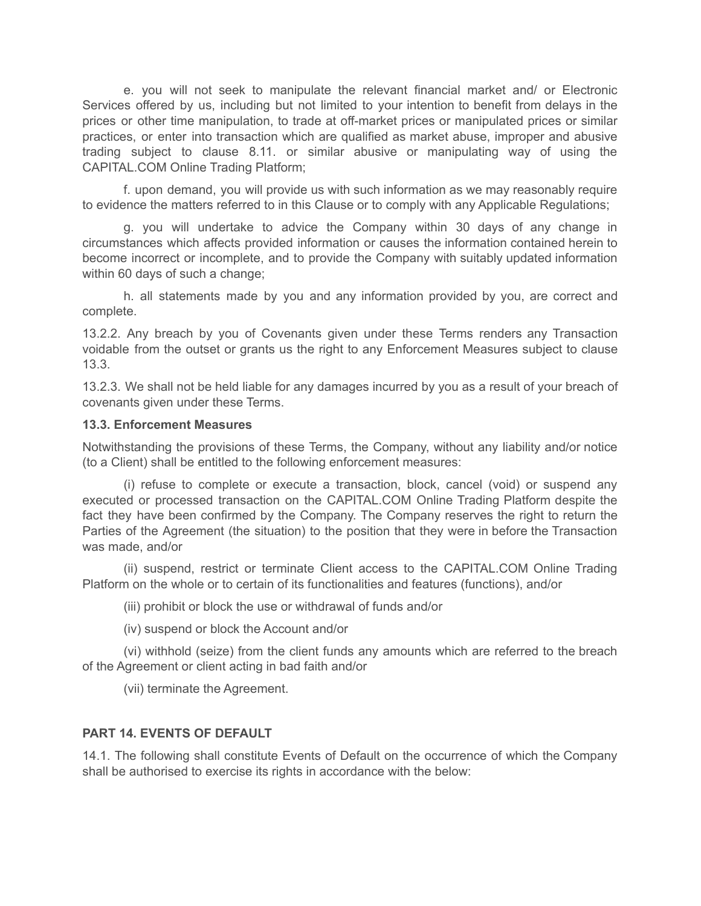e. you will not seek to manipulate the relevant financial market and/ or Electronic Services offered by us, including but not limited to your intention to benefit from delays in the prices or other time manipulation, to trade at off-market prices or manipulated prices or similar practices, or enter into transaction which are qualified as market abuse, improper and abusive trading subject to clause 8.11. or similar abusive or manipulating way of using the CAPITAL.COM Online Trading Platform;

f. upon demand, you will provide us with such information as we may reasonably require to evidence the matters referred to in this Clause or to comply with any Applicable Regulations;

g. you will undertake to advice the Company within 30 days of any change in circumstances which affects provided information or causes the information contained herein to become incorrect or incomplete, and to provide the Company with suitably updated information within 60 days of such a change;

h. all statements made by you and any information provided by you, are correct and complete.

13.2.2. Any breach by you of Covenants given under these Terms renders any Transaction voidable from the outset or grants us the right to any Enforcement Measures subject to clause 13.3.

13.2.3. We shall not be held liable for any damages incurred by you as a result of your breach of covenants given under these Terms.

**13.3. Enforcement Measures**

Notwithstanding the provisions of these Terms, the Company, without any liability and/or notice (to a Client) shall be entitled to the following enforcement measures:

(i) refuse to complete or execute a transaction, block, cancel (void) or suspend any executed or processed transaction on the CAPITAL.COM Online Trading Platform despite the fact they have been confirmed by the Company. The Company reserves the right to return the Parties of the Agreement (the situation) to the position that they were in before the Transaction was made, and/or

(ii) suspend, restrict or terminate Client access to the CAPITAL.COM Online Trading Platform on the whole or to certain of its functionalities and features (functions), and/or

(iii) prohibit or block the use or withdrawal of funds and/or

(iv) suspend or block the Account and/or

(vi) withhold (seize) from the client funds any amounts which are referred to the breach of the Agreement or client acting in bad faith and/or

(vii) terminate the Agreement.

**PART 14. EVENTS OF DEFAULT**

14.1. The following shall constitute Events of Default on the occurrence of which the Company shall be authorised to exercise its rights in accordance with the below: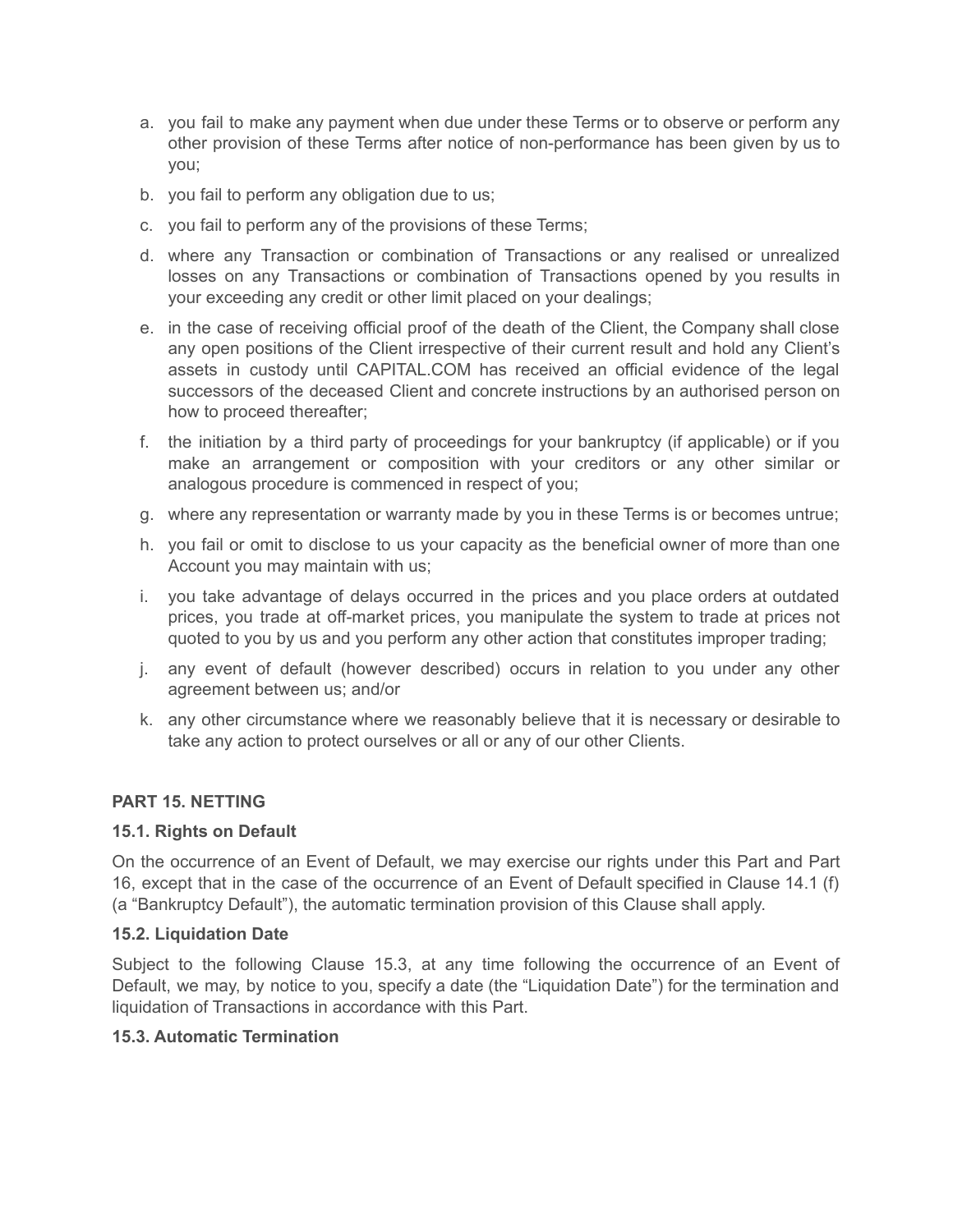a. you fail to make any payment when due under these Terms or to observe or perform any other provision of these Terms after notice of non-performance has been given by us to you;
b. you fail to perform any obligation due to us;
c. you fail to perform any of the provisions of these Terms;
d. where any Transaction or combination of Transactions or any realised or unrealized losses on any Transactions or combination of Transactions opened by you results in your exceeding any credit or other limit placed on your dealings;
e. in the case of receiving official proof of the death of the Client, the Company shall close any open positions of the Client irrespective of their current result and hold any Client's assets in custody until CAPITAL.COM has received an official evidence of the legal successors of the deceased Client and concrete instructions by an authorised person on how to proceed thereafter;
f. the initiation by a third party of proceedings for your bankruptcy (if applicable) or if you make an arrangement or composition with your creditors or any other similar or analogous procedure is commenced in respect of you;
g. where any representation or warranty made by you in these Terms is or becomes untrue;
h. you fail or omit to disclose to us your capacity as the beneficial owner of more than one Account you may maintain with us;
i. you take advantage of delays occurred in the prices and you place orders at outdated prices, you trade at off-market prices, you manipulate the system to trade at prices not quoted to you by us and you perform any other action that constitutes improper trading;
j. any event of default (however described) occurs in relation to you under any other agreement between us; and/or
k. any other circumstance where we reasonably believe that it is necessary or desirable to take any action to protect ourselves or all or any of our other Clients.

## PART 15. NETTING

### 15.1. Rights on Default

On the occurrence of an Event of Default, we may exercise our rights under this Part and Part 16, except that in the case of the occurrence of an Event of Default specified in Clause 14.1 (f) (a "Bankruptcy Default"), the automatic termination provision of this Clause shall apply.

### 15.2. Liquidation Date

Subject to the following Clause 15.3, at any time following the occurrence of an Event of Default, we may, by notice to you, specify a date (the "Liquidation Date") for the termination and liquidation of Transactions in accordance with this Part.

### 15.3. Automatic Termination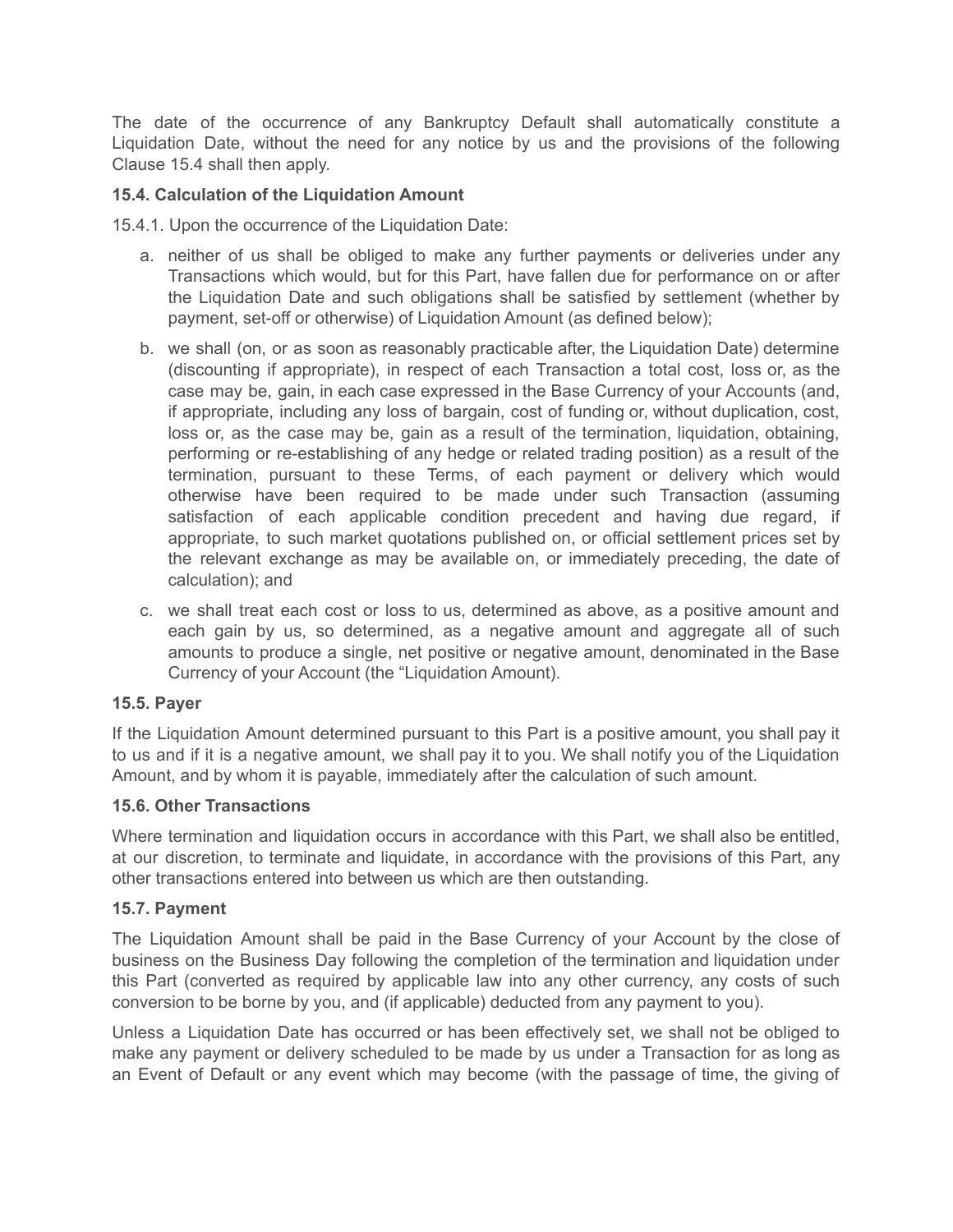The date of the occurrence of any Bankruptcy Default shall automatically constitute a Liquidation Date, without the need for any notice by us and the provisions of the following Clause 15.4 shall then apply.

**15.4. Calculation of the Liquidation Amount**

15.4.1. Upon the occurrence of the Liquidation Date:

a. neither of us shall be obliged to make any further payments or deliveries under any Transactions which would, but for this Part, have fallen due for performance on or after the Liquidation Date and such obligations shall be satisfied by settlement (whether by payment, set-off or otherwise) of Liquidation Amount (as defined below);

b. we shall (on, or as soon as reasonably practicable after, the Liquidation Date) determine (discounting if appropriate), in respect of each Transaction a total cost, loss or, as the case may be, gain, in each case expressed in the Base Currency of your Accounts (and, if appropriate, including any loss of bargain, cost of funding or, without duplication, cost, loss or, as the case may be, gain as a result of the termination, liquidation, obtaining, performing or re-establishing of any hedge or related trading position) as a result of the termination, pursuant to these Terms, of each payment or delivery which would otherwise have been required to be made under such Transaction (assuming satisfaction of each applicable condition precedent and having due regard, if appropriate, to such market quotations published on, or official settlement prices set by the relevant exchange as may be available on, or immediately preceding, the date of calculation); and

c. we shall treat each cost or loss to us, determined as above, as a positive amount and each gain by us, so determined, as a negative amount and aggregate all of such amounts to produce a single, net positive or negative amount, denominated in the Base Currency of your Account (the "Liquidation Amount).

**15.5. Payer**

If the Liquidation Amount determined pursuant to this Part is a positive amount, you shall pay it to us and if it is a negative amount, we shall pay it to you. We shall notify you of the Liquidation Amount, and by whom it is payable, immediately after the calculation of such amount.

**15.6. Other Transactions**

Where termination and liquidation occurs in accordance with this Part, we shall also be entitled, at our discretion, to terminate and liquidate, in accordance with the provisions of this Part, any other transactions entered into between us which are then outstanding.

**15.7. Payment**

The Liquidation Amount shall be paid in the Base Currency of your Account by the close of business on the Business Day following the completion of the termination and liquidation under this Part (converted as required by applicable law into any other currency, any costs of such conversion to be borne by you, and (if applicable) deducted from any payment to you).

Unless a Liquidation Date has occurred or has been effectively set, we shall not be obliged to make any payment or delivery scheduled to be made by us under a Transaction for as long as an Event of Default or any event which may become (with the passage of time, the giving of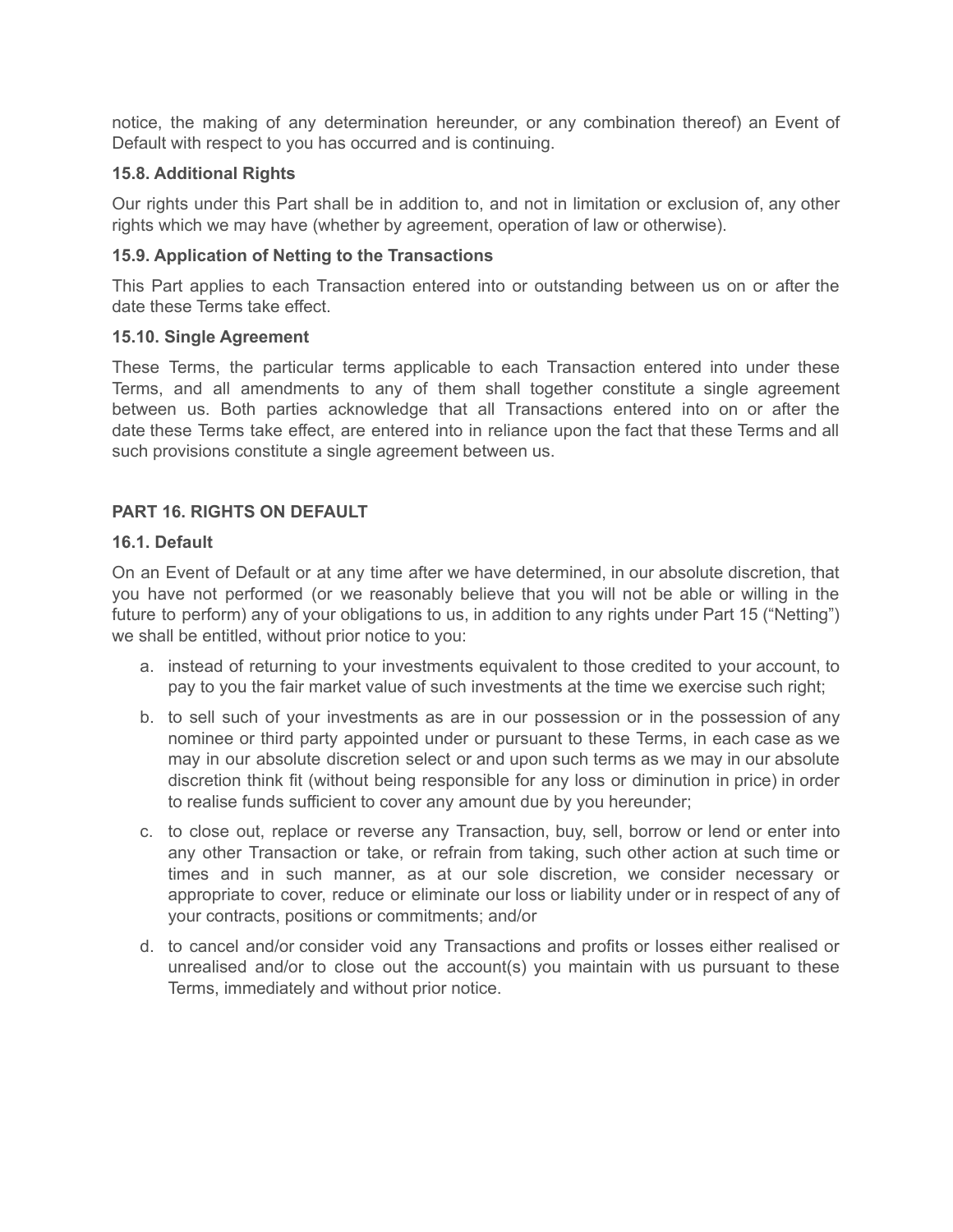notice, the making of any determination hereunder, or any combination thereof) an Event of Default with respect to you has occurred and is continuing.

### 15.8. Additional Rights

Our rights under this Part shall be in addition to, and not in limitation or exclusion of, any other rights which we may have (whether by agreement, operation of law or otherwise).

### 15.9. Application of Netting to the Transactions

This Part applies to each Transaction entered into or outstanding between us on or after the date these Terms take effect.

### 15.10. Single Agreement

These Terms, the particular terms applicable to each Transaction entered into under these Terms, and all amendments to any of them shall together constitute a single agreement between us. Both parties acknowledge that all Transactions entered into on or after the date these Terms take effect, are entered into in reliance upon the fact that these Terms and all such provisions constitute a single agreement between us.

## PART 16. RIGHTS ON DEFAULT

### 16.1. Default

On an Event of Default or at any time after we have determined, in our absolute discretion, that you have not performed (or we reasonably believe that you will not be able or willing in the future to perform) any of your obligations to us, in addition to any rights under Part 15 ("Netting") we shall be entitled, without prior notice to you:

a. instead of returning to your investments equivalent to those credited to your account, to pay to you the fair market value of such investments at the time we exercise such right;

b. to sell such of your investments as are in our possession or in the possession of any nominee or third party appointed under or pursuant to these Terms, in each case as we may in our absolute discretion select or and upon such terms as we may in our absolute discretion think fit (without being responsible for any loss or diminution in price) in order to realise funds sufficient to cover any amount due by you hereunder;

c. to close out, replace or reverse any Transaction, buy, sell, borrow or lend or enter into any other Transaction or take, or refrain from taking, such other action at such time or times and in such manner, as at our sole discretion, we consider necessary or appropriate to cover, reduce or eliminate our loss or liability under or in respect of any of your contracts, positions or commitments; and/or

d. to cancel and/or consider void any Transactions and profits or losses either realised or unrealised and/or to close out the account(s) you maintain with us pursuant to these Terms, immediately and without prior notice.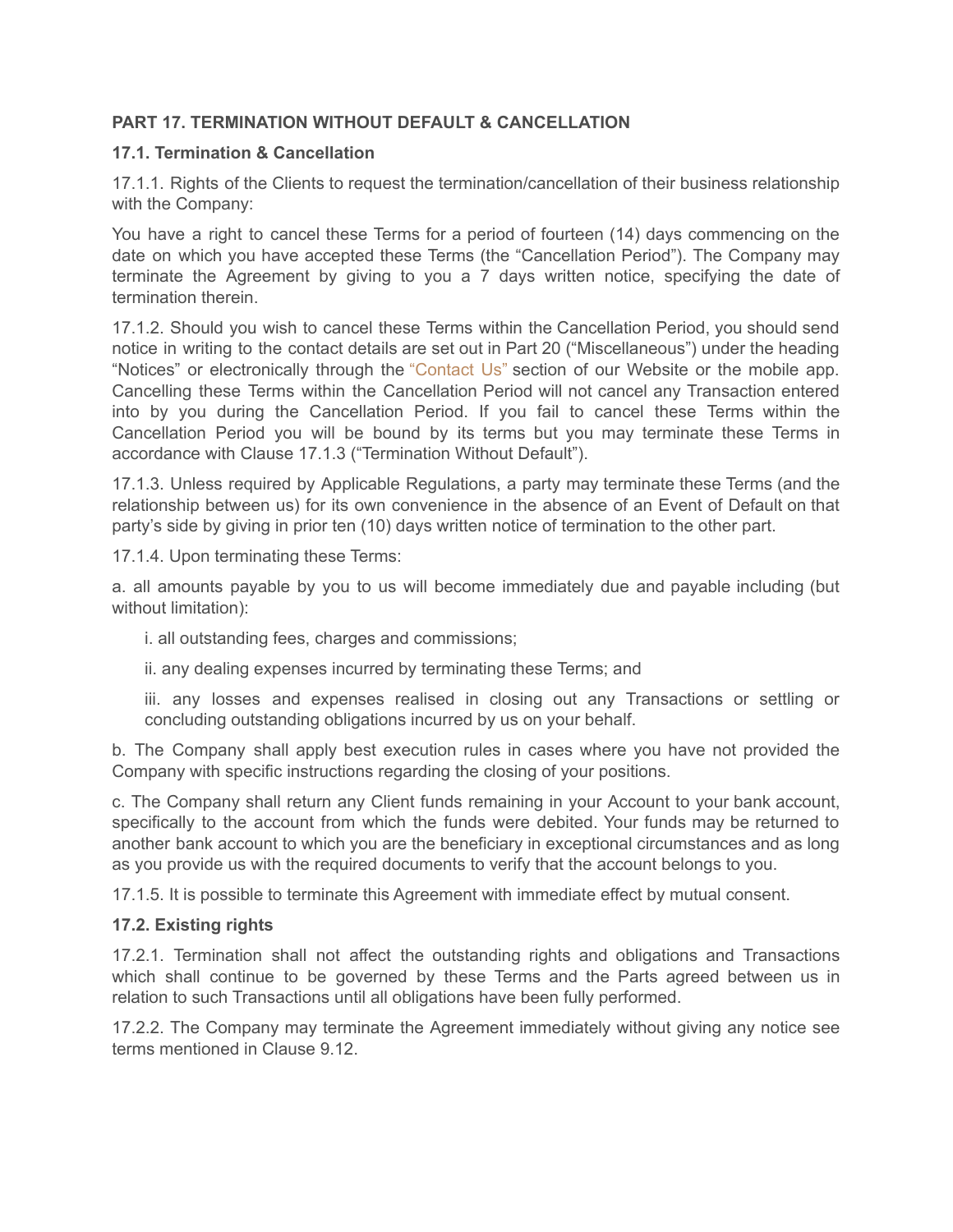**PART 17. TERMINATION WITHOUT DEFAULT & CANCELLATION**

**17.1. Termination & Cancellation**

17.1.1. Rights of the Clients to request the termination/cancellation of their business relationship with the Company:

You have a right to cancel these Terms for a period of fourteen (14) days commencing on the date on which you have accepted these Terms (the "Cancellation Period"). The Company may terminate the Agreement by giving to you a 7 days written notice, specifying the date of termination therein.

17.1.2. Should you wish to cancel these Terms within the Cancellation Period, you should send notice in writing to the contact details are set out in Part 20 ("Miscellaneous") under the heading "Notices" or electronically through the "Contact Us" section of our Website or the mobile app. Cancelling these Terms within the Cancellation Period will not cancel any Transaction entered into by you during the Cancellation Period. If you fail to cancel these Terms within the Cancellation Period you will be bound by its terms but you may terminate these Terms in accordance with Clause 17.1.3 ("Termination Without Default").

17.1.3. Unless required by Applicable Regulations, a party may terminate these Terms (and the relationship between us) for its own convenience in the absence of an Event of Default on that party's side by giving in prior ten (10) days written notice of termination to the other part.

17.1.4. Upon terminating these Terms:

a. all amounts payable by you to us will become immediately due and payable including (but without limitation):

- i. all outstanding fees, charges and commissions;
- ii. any dealing expenses incurred by terminating these Terms; and
- iii. any losses and expenses realised in closing out any Transactions or settling or concluding outstanding obligations incurred by us on your behalf.

b. The Company shall apply best execution rules in cases where you have not provided the Company with specific instructions regarding the closing of your positions.

c. The Company shall return any Client funds remaining in your Account to your bank account, specifically to the account from which the funds were debited. Your funds may be returned to another bank account to which you are the beneficiary in exceptional circumstances and as long as you provide us with the required documents to verify that the account belongs to you.

17.1.5. It is possible to terminate this Agreement with immediate effect by mutual consent.

**17.2. Existing rights**

17.2.1. Termination shall not affect the outstanding rights and obligations and Transactions which shall continue to be governed by these Terms and the Parts agreed between us in relation to such Transactions until all obligations have been fully performed.

17.2.2. The Company may terminate the Agreement immediately without giving any notice see terms mentioned in Clause 9.12.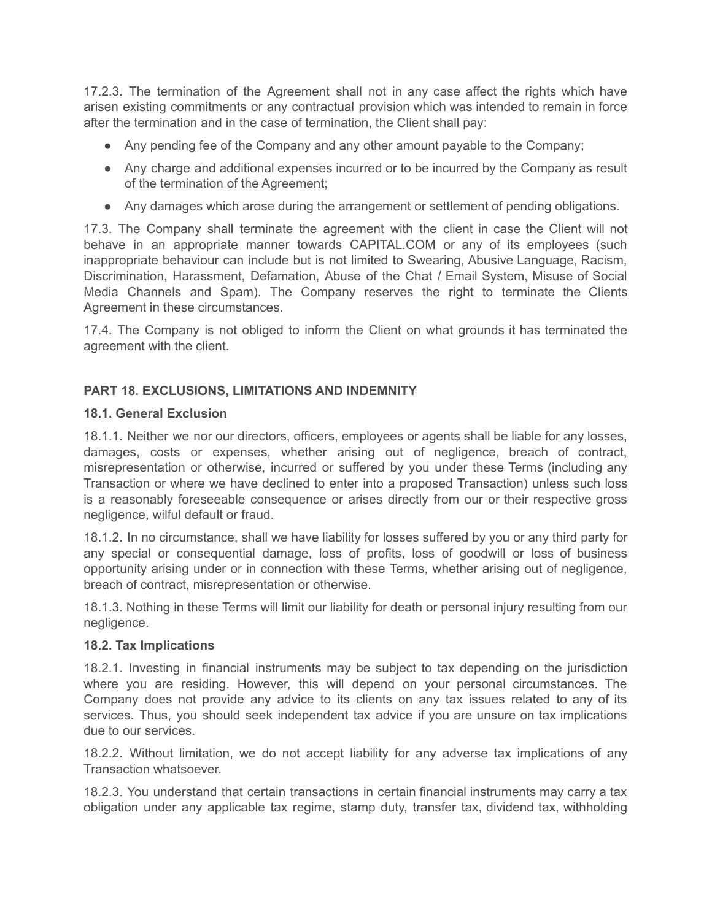17.2.3. The termination of the Agreement shall not in any case affect the rights which have arisen existing commitments or any contractual provision which was intended to remain in force after the termination and in the case of termination, the Client shall pay:

- Any pending fee of the Company and any other amount payable to the Company;
- Any charge and additional expenses incurred or to be incurred by the Company as result of the termination of the Agreement;
- Any damages which arose during the arrangement or settlement of pending obligations.

17.3. The Company shall terminate the agreement with the client in case the Client will not behave in an appropriate manner towards CAPITAL.COM or any of its employees (such inappropriate behaviour can include but is not limited to Swearing, Abusive Language, Racism, Discrimination, Harassment, Defamation, Abuse of the Chat / Email System, Misuse of Social Media Channels and Spam). The Company reserves the right to terminate the Clients Agreement in these circumstances.

17.4. The Company is not obliged to inform the Client on what grounds it has terminated the agreement with the client.

## PART 18. EXCLUSIONS, LIMITATIONS AND INDEMNITY

### 18.1. General Exclusion

18.1.1. Neither we nor our directors, officers, employees or agents shall be liable for any losses, damages, costs or expenses, whether arising out of negligence, breach of contract, misrepresentation or otherwise, incurred or suffered by you under these Terms (including any Transaction or where we have declined to enter into a proposed Transaction) unless such loss is a reasonably foreseeable consequence or arises directly from our or their respective gross negligence, wilful default or fraud.

18.1.2. In no circumstance, shall we have liability for losses suffered by you or any third party for any special or consequential damage, loss of profits, loss of goodwill or loss of business opportunity arising under or in connection with these Terms, whether arising out of negligence, breach of contract, misrepresentation or otherwise.

18.1.3. Nothing in these Terms will limit our liability for death or personal injury resulting from our negligence.

### 18.2. Tax Implications

18.2.1. Investing in financial instruments may be subject to tax depending on the jurisdiction where you are residing. However, this will depend on your personal circumstances. The Company does not provide any advice to its clients on any tax issues related to any of its services. Thus, you should seek independent tax advice if you are unsure on tax implications due to our services.

18.2.2. Without limitation, we do not accept liability for any adverse tax implications of any Transaction whatsoever.

18.2.3. You understand that certain transactions in certain financial instruments may carry a tax obligation under any applicable tax regime, stamp duty, transfer tax, dividend tax, withholding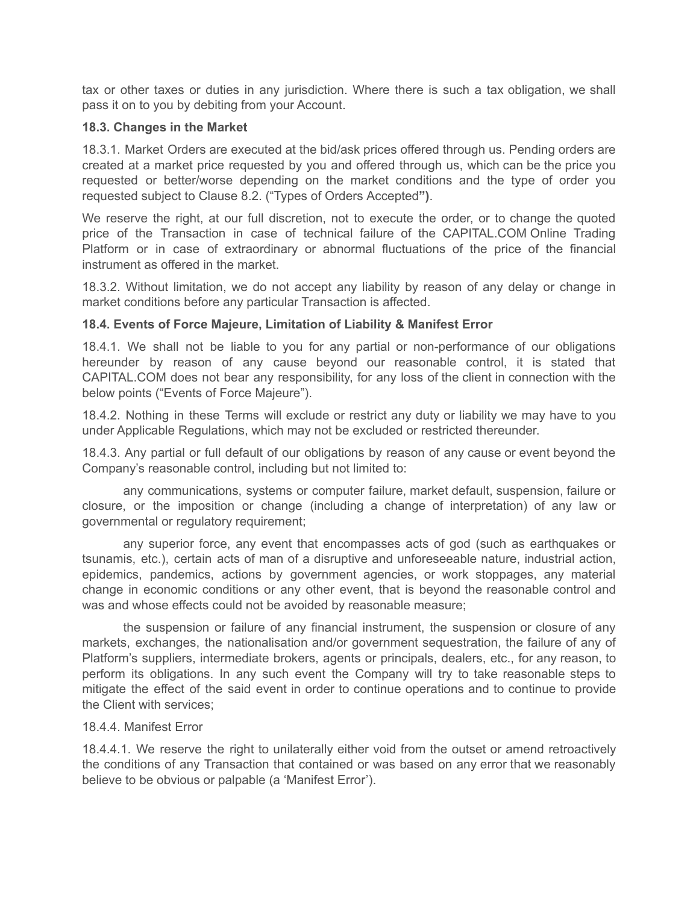tax or other taxes or duties in any jurisdiction. Where there is such a tax obligation, we shall pass it on to you by debiting from your Account.

**18.3. Changes in the Market**

18.3.1. Market Orders are executed at the bid/ask prices offered through us. Pending orders are created at a market price requested by you and offered through us, which can be the price you requested or better/worse depending on the market conditions and the type of order you requested subject to Clause 8.2. ("Types of Orders Accepted**")**.

We reserve the right, at our full discretion, not to execute the order, or to change the quoted price of the Transaction in case of technical failure of the CAPITAL.COM Online Trading Platform or in case of extraordinary or abnormal fluctuations of the price of the financial instrument as offered in the market.

18.3.2. Without limitation, we do not accept any liability by reason of any delay or change in market conditions before any particular Transaction is affected.

**18.4. Events of Force Majeure, Limitation of Liability & Manifest Error**

18.4.1. We shall not be liable to you for any partial or non-performance of our obligations hereunder by reason of any cause beyond our reasonable control, it is stated that CAPITAL.COM does not bear any responsibility, for any loss of the client in connection with the below points ("Events of Force Majeure").

18.4.2. Nothing in these Terms will exclude or restrict any duty or liability we may have to you under Applicable Regulations, which may not be excluded or restricted thereunder.

18.4.3. Any partial or full default of our obligations by reason of any cause or event beyond the Company's reasonable control, including but not limited to:

any communications, systems or computer failure, market default, suspension, failure or closure, or the imposition or change (including a change of interpretation) of any law or governmental or regulatory requirement;

any superior force, any event that encompasses acts of god (such as earthquakes or tsunamis, etc.), certain acts of man of a disruptive and unforeseeable nature, industrial action, epidemics, pandemics, actions by government agencies, or work stoppages, any material change in economic conditions or any other event, that is beyond the reasonable control and was and whose effects could not be avoided by reasonable measure;

the suspension or failure of any financial instrument, the suspension or closure of any markets, exchanges, the nationalisation and/or government sequestration, the failure of any of Platform's suppliers, intermediate brokers, agents or principals, dealers, etc., for any reason, to perform its obligations. In any such event the Company will try to take reasonable steps to mitigate the effect of the said event in order to continue operations and to continue to provide the Client with services;

18.4.4. Manifest Error

18.4.4.1. We reserve the right to unilaterally either void from the outset or amend retroactively the conditions of any Transaction that contained or was based on any error that we reasonably believe to be obvious or palpable (a 'Manifest Error').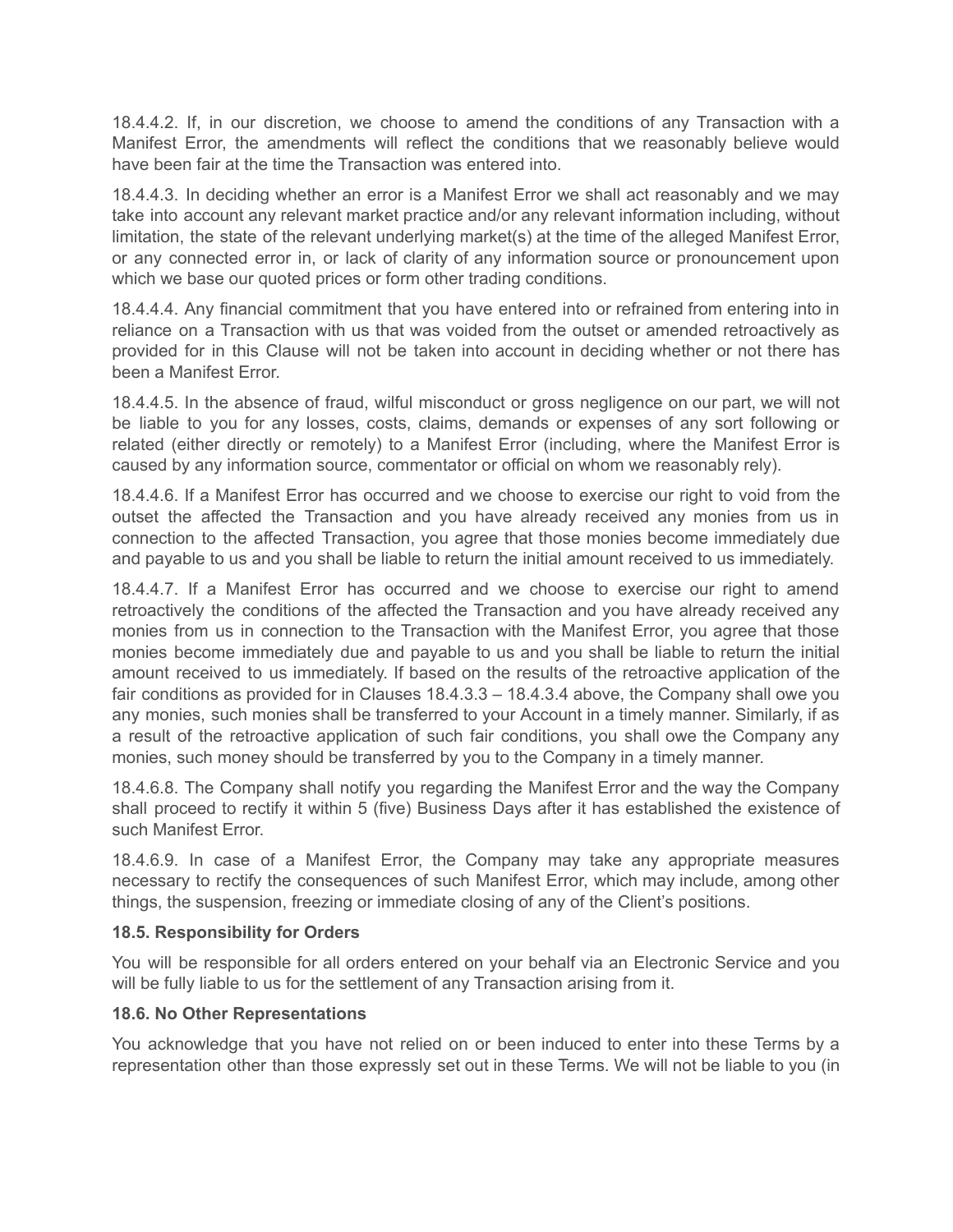18.4.4.2. If, in our discretion, we choose to amend the conditions of any Transaction with a Manifest Error, the amendments will reflect the conditions that we reasonably believe would have been fair at the time the Transaction was entered into.

18.4.4.3. In deciding whether an error is a Manifest Error we shall act reasonably and we may take into account any relevant market practice and/or any relevant information including, without limitation, the state of the relevant underlying market(s) at the time of the alleged Manifest Error, or any connected error in, or lack of clarity of any information source or pronouncement upon which we base our quoted prices or form other trading conditions.

18.4.4.4. Any financial commitment that you have entered into or refrained from entering into in reliance on a Transaction with us that was voided from the outset or amended retroactively as provided for in this Clause will not be taken into account in deciding whether or not there has been a Manifest Error.

18.4.4.5. In the absence of fraud, wilful misconduct or gross negligence on our part, we will not be liable to you for any losses, costs, claims, demands or expenses of any sort following or related (either directly or remotely) to a Manifest Error (including, where the Manifest Error is caused by any information source, commentator or official on whom we reasonably rely).

18.4.4.6. If a Manifest Error has occurred and we choose to exercise our right to void from the outset the affected the Transaction and you have already received any monies from us in connection to the affected Transaction, you agree that those monies become immediately due and payable to us and you shall be liable to return the initial amount received to us immediately.

18.4.4.7. If a Manifest Error has occurred and we choose to exercise our right to amend retroactively the conditions of the affected the Transaction and you have already received any monies from us in connection to the Transaction with the Manifest Error, you agree that those monies become immediately due and payable to us and you shall be liable to return the initial amount received to us immediately. If based on the results of the retroactive application of the fair conditions as provided for in Clauses 18.4.3.3 – 18.4.3.4 above, the Company shall owe you any monies, such monies shall be transferred to your Account in a timely manner. Similarly, if as a result of the retroactive application of such fair conditions, you shall owe the Company any monies, such money should be transferred by you to the Company in a timely manner.

18.4.6.8. The Company shall notify you regarding the Manifest Error and the way the Company shall proceed to rectify it within 5 (five) Business Days after it has established the existence of such Manifest Error.

18.4.6.9. In case of a Manifest Error, the Company may take any appropriate measures necessary to rectify the consequences of such Manifest Error, which may include, among other things, the suspension, freezing or immediate closing of any of the Client's positions.

**18.5. Responsibility for Orders**

You will be responsible for all orders entered on your behalf via an Electronic Service and you will be fully liable to us for the settlement of any Transaction arising from it.

**18.6. No Other Representations**

You acknowledge that you have not relied on or been induced to enter into these Terms by a representation other than those expressly set out in these Terms. We will not be liable to you (in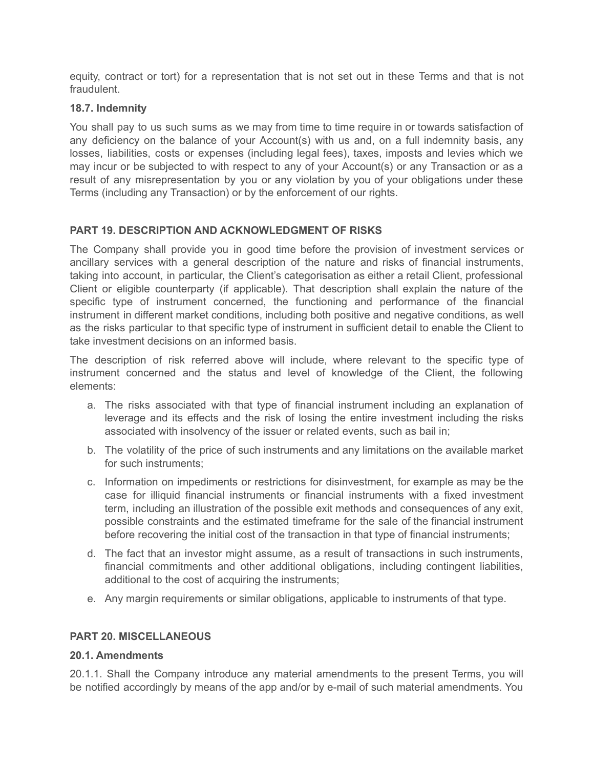equity, contract or tort) for a representation that is not set out in these Terms and that is not fraudulent.

### 18.7. Indemnity

You shall pay to us such sums as we may from time to time require in or towards satisfaction of any deficiency on the balance of your Account(s) with us and, on a full indemnity basis, any losses, liabilities, costs or expenses (including legal fees), taxes, imposts and levies which we may incur or be subjected to with respect to any of your Account(s) or any Transaction or as a result of any misrepresentation by you or any violation by you of your obligations under these Terms (including any Transaction) or by the enforcement of our rights.

## PART 19. DESCRIPTION AND ACKNOWLEDGMENT OF RISKS

The Company shall provide you in good time before the provision of investment services or ancillary services with a general description of the nature and risks of financial instruments, taking into account, in particular, the Client's categorisation as either a retail Client, professional Client or eligible counterparty (if applicable). That description shall explain the nature of the specific type of instrument concerned, the functioning and performance of the financial instrument in different market conditions, including both positive and negative conditions, as well as the risks particular to that specific type of instrument in sufficient detail to enable the Client to take investment decisions on an informed basis.

The description of risk referred above will include, where relevant to the specific type of instrument concerned and the status and level of knowledge of the Client, the following elements:

a. The risks associated with that type of financial instrument including an explanation of leverage and its effects and the risk of losing the entire investment including the risks associated with insolvency of the issuer or related events, such as bail in;

b. The volatility of the price of such instruments and any limitations on the available market for such instruments;

c. Information on impediments or restrictions for disinvestment, for example as may be the case for illiquid financial instruments or financial instruments with a fixed investment term, including an illustration of the possible exit methods and consequences of any exit, possible constraints and the estimated timeframe for the sale of the financial instrument before recovering the initial cost of the transaction in that type of financial instruments;

d. The fact that an investor might assume, as a result of transactions in such instruments, financial commitments and other additional obligations, including contingent liabilities, additional to the cost of acquiring the instruments;

e. Any margin requirements or similar obligations, applicable to instruments of that type.

## PART 20. MISCELLANEOUS

### 20.1. Amendments

20.1.1. Shall the Company introduce any material amendments to the present Terms, you will be notified accordingly by means of the app and/or by e-mail of such material amendments. You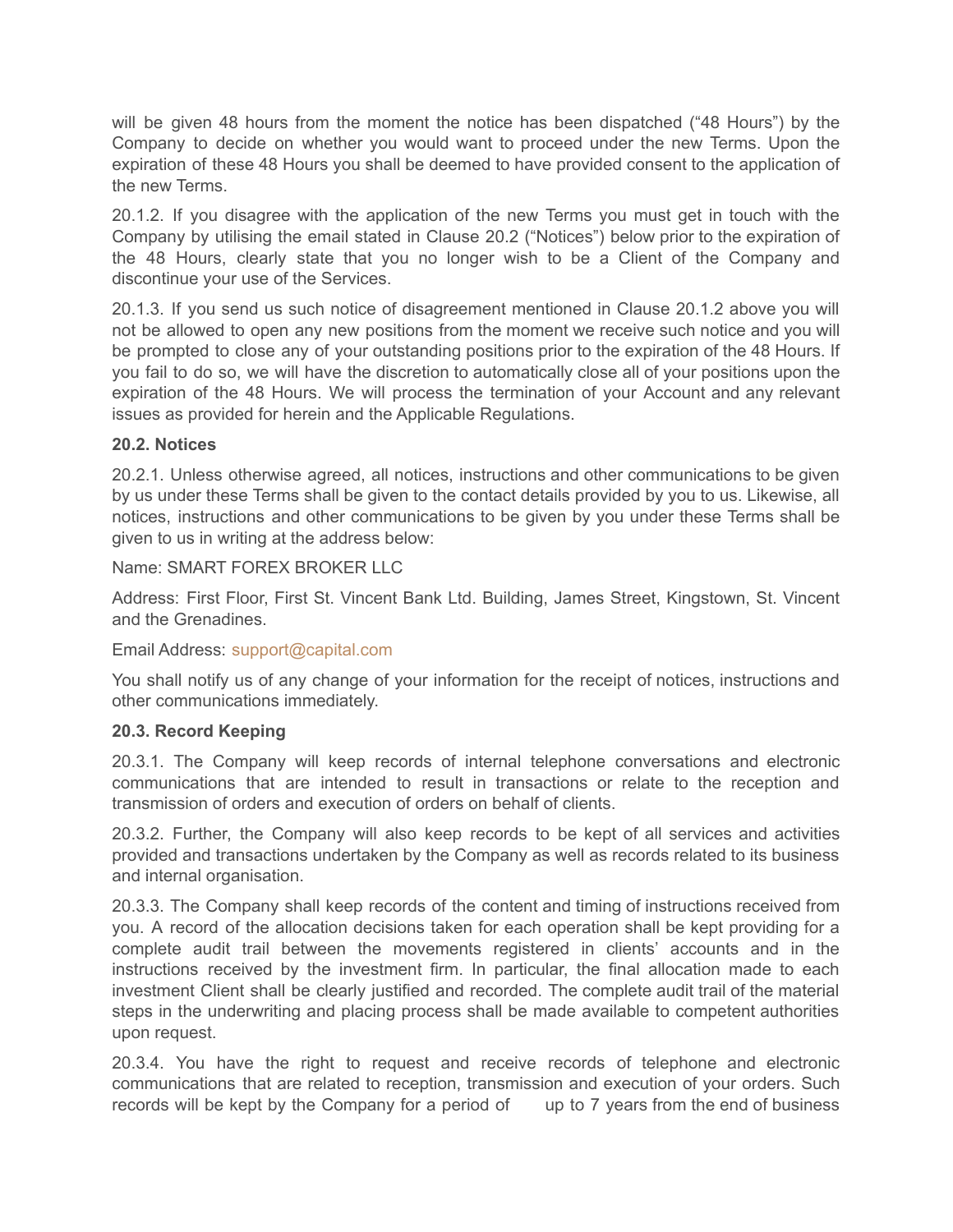will be given 48 hours from the moment the notice has been dispatched ("48 Hours") by the Company to decide on whether you would want to proceed under the new Terms. Upon the expiration of these 48 Hours you shall be deemed to have provided consent to the application of the new Terms.

20.1.2. If you disagree with the application of the new Terms you must get in touch with the Company by utilising the email stated in Clause 20.2 ("Notices") below prior to the expiration of the 48 Hours, clearly state that you no longer wish to be a Client of the Company and discontinue your use of the Services.

20.1.3. If you send us such notice of disagreement mentioned in Clause 20.1.2 above you will not be allowed to open any new positions from the moment we receive such notice and you will be prompted to close any of your outstanding positions prior to the expiration of the 48 Hours. If you fail to do so, we will have the discretion to automatically close all of your positions upon the expiration of the 48 Hours. We will process the termination of your Account and any relevant issues as provided for herein and the Applicable Regulations.

**20.2. Notices**

20.2.1. Unless otherwise agreed, all notices, instructions and other communications to be given by us under these Terms shall be given to the contact details provided by you to us. Likewise, all notices, instructions and other communications to be given by you under these Terms shall be given to us in writing at the address below:

Name: SMART FOREX BROKER LLC

Address: First Floor, First St. Vincent Bank Ltd. Building, James Street, Kingstown, St. Vincent and the Grenadines.

Email Address: support@capital.com

You shall notify us of any change of your information for the receipt of notices, instructions and other communications immediately.

**20.3. Record Keeping**

20.3.1. The Company will keep records of internal telephone conversations and electronic communications that are intended to result in transactions or relate to the reception and transmission of orders and execution of orders on behalf of clients.

20.3.2. Further, the Company will also keep records to be kept of all services and activities provided and transactions undertaken by the Company as well as records related to its business and internal organisation.

20.3.3. The Company shall keep records of the content and timing of instructions received from you. A record of the allocation decisions taken for each operation shall be kept providing for a complete audit trail between the movements registered in clients' accounts and in the instructions received by the investment firm. In particular, the final allocation made to each investment Client shall be clearly justified and recorded. The complete audit trail of the material steps in the underwriting and placing process shall be made available to competent authorities upon request.

20.3.4. You have the right to request and receive records of telephone and electronic communications that are related to reception, transmission and execution of your orders. Such records will be kept by the Company for a period of up to 7 years from the end of business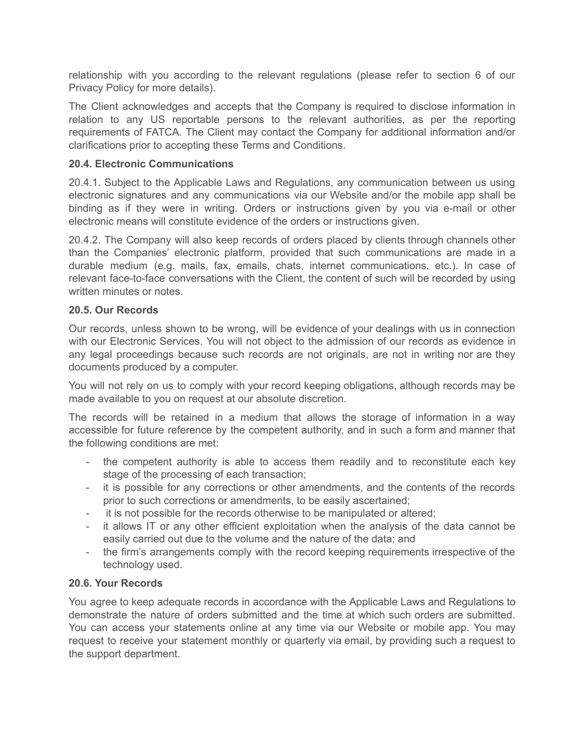relationship with you according to the relevant regulations (please refer to section 6 of our Privacy Policy for more details).

The Client acknowledges and accepts that the Company is required to disclose information in relation to any US reportable persons to the relevant authorities, as per the reporting requirements of FATCA. The Client may contact the Company for additional information and/or clarifications prior to accepting these Terms and Conditions.

**20.4. Electronic Communications**

20.4.1. Subject to the Applicable Laws and Regulations, any communication between us using electronic signatures and any communications via our Website and/or the mobile app shall be binding as if they were in writing. Orders or instructions given by you via e-mail or other electronic means will constitute evidence of the orders or instructions given.

20.4.2. The Company will also keep records of orders placed by clients through channels other than the Companies' electronic platform, provided that such communications are made in a durable medium (e.g. mails, fax, emails, chats, internet communications, etc.). In case of relevant face-to-face conversations with the Client, the content of such will be recorded by using written minutes or notes.

**20.5. Our Records**

Our records, unless shown to be wrong, will be evidence of your dealings with us in connection with our Electronic Services. You will not object to the admission of our records as evidence in any legal proceedings because such records are not originals, are not in writing nor are they documents produced by a computer.

You will not rely on us to comply with your record keeping obligations, although records may be made available to you on request at our absolute discretion.

The records will be retained in a medium that allows the storage of information in a way accessible for future reference by the competent authority, and in such a form and manner that the following conditions are met:

- the competent authority is able to access them readily and to reconstitute each key stage of the processing of each transaction;
- it is possible for any corrections or other amendments, and the contents of the records prior to such corrections or amendments, to be easily ascertained;
- it is not possible for the records otherwise to be manipulated or altered;
- it allows IT or any other efficient exploitation when the analysis of the data cannot be easily carried out due to the volume and the nature of the data; and
- the firm's arrangements comply with the record keeping requirements irrespective of the technology used.

**20.6. Your Records**

You agree to keep adequate records in accordance with the Applicable Laws and Regulations to demonstrate the nature of orders submitted and the time at which such orders are submitted. You can access your statements online at any time via our Website or mobile app. You may request to receive your statement monthly or quarterly via email, by providing such a request to the support department.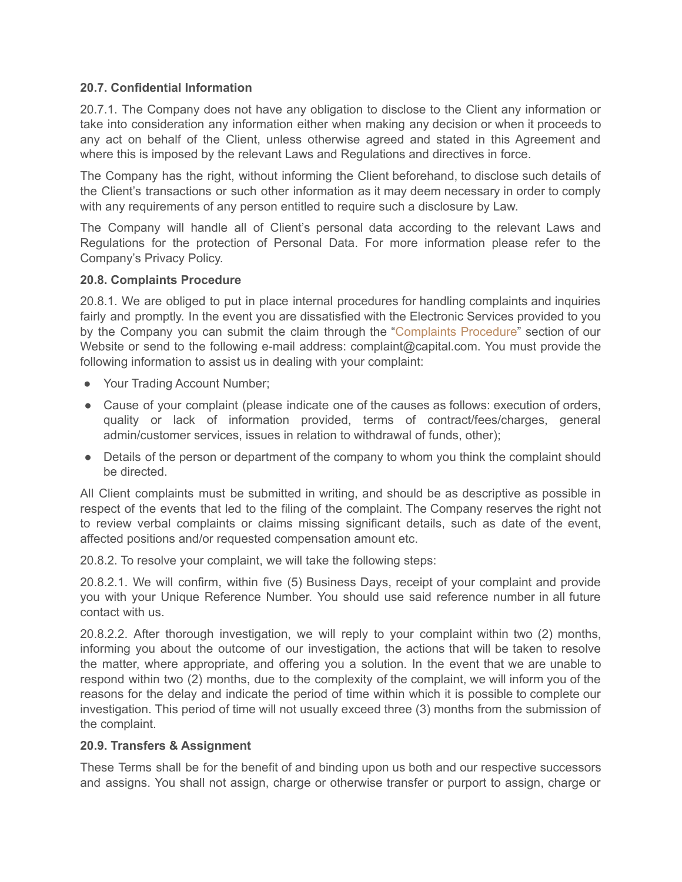**20.7. Confidential Information**

20.7.1. The Company does not have any obligation to disclose to the Client any information or take into consideration any information either when making any decision or when it proceeds to any act on behalf of the Client, unless otherwise agreed and stated in this Agreement and where this is imposed by the relevant Laws and Regulations and directives in force.

The Company has the right, without informing the Client beforehand, to disclose such details of the Client's transactions or such other information as it may deem necessary in order to comply with any requirements of any person entitled to require such a disclosure by Law.

The Company will handle all of Client's personal data according to the relevant Laws and Regulations for the protection of Personal Data. For more information please refer to the Company's Privacy Policy.

**20.8. Complaints Procedure**

20.8.1. We are obliged to put in place internal procedures for handling complaints and inquiries fairly and promptly. In the event you are dissatisfied with the Electronic Services provided to you by the Company you can submit the claim through the "Complaints Procedure" section of our Website or send to the following e-mail address: complaint@capital.com. You must provide the following information to assist us in dealing with your complaint:

- Your Trading Account Number;
- Cause of your complaint (please indicate one of the causes as follows: execution of orders, quality or lack of information provided, terms of contract/fees/charges, general admin/customer services, issues in relation to withdrawal of funds, other);
- Details of the person or department of the company to whom you think the complaint should be directed.

All Client complaints must be submitted in writing, and should be as descriptive as possible in respect of the events that led to the filing of the complaint. The Company reserves the right not to review verbal complaints or claims missing significant details, such as date of the event, affected positions and/or requested compensation amount etc.

20.8.2. To resolve your complaint, we will take the following steps:

20.8.2.1. We will confirm, within five (5) Business Days, receipt of your complaint and provide you with your Unique Reference Number. You should use said reference number in all future contact with us.

20.8.2.2. After thorough investigation, we will reply to your complaint within two (2) months, informing you about the outcome of our investigation, the actions that will be taken to resolve the matter, where appropriate, and offering you a solution. In the event that we are unable to respond within two (2) months, due to the complexity of the complaint, we will inform you of the reasons for the delay and indicate the period of time within which it is possible to complete our investigation. This period of time will not usually exceed three (3) months from the submission of the complaint.

**20.9. Transfers & Assignment**

These Terms shall be for the benefit of and binding upon us both and our respective successors and assigns. You shall not assign, charge or otherwise transfer or purport to assign, charge or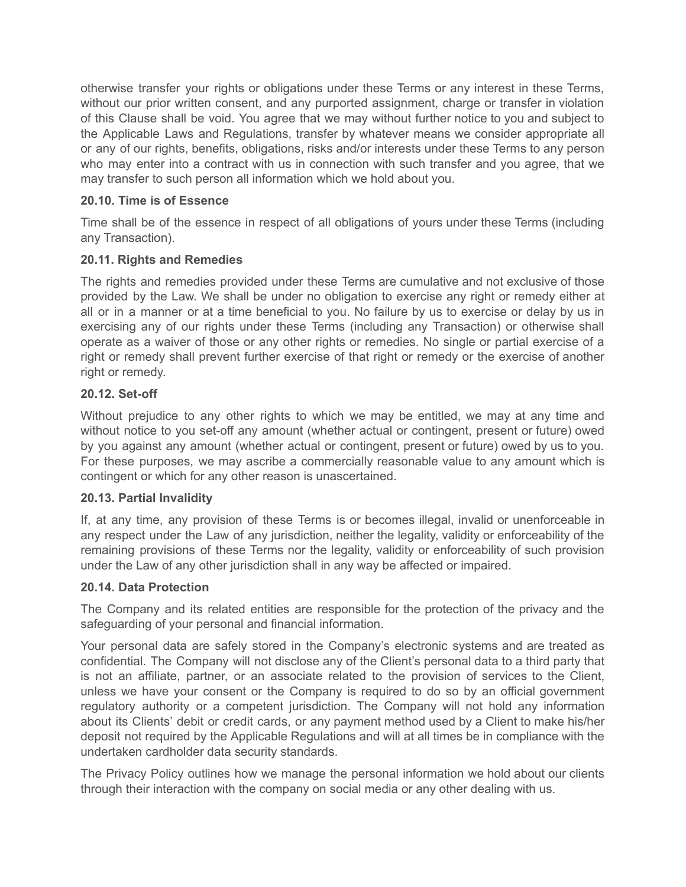otherwise transfer your rights or obligations under these Terms or any interest in these Terms, without our prior written consent, and any purported assignment, charge or transfer in violation of this Clause shall be void. You agree that we may without further notice to you and subject to the Applicable Laws and Regulations, transfer by whatever means we consider appropriate all or any of our rights, benefits, obligations, risks and/or interests under these Terms to any person who may enter into a contract with us in connection with such transfer and you agree, that we may transfer to such person all information which we hold about you.

**20.10. Time is of Essence**

Time shall be of the essence in respect of all obligations of yours under these Terms (including any Transaction).

**20.11. Rights and Remedies**

The rights and remedies provided under these Terms are cumulative and not exclusive of those provided by the Law. We shall be under no obligation to exercise any right or remedy either at all or in a manner or at a time beneficial to you. No failure by us to exercise or delay by us in exercising any of our rights under these Terms (including any Transaction) or otherwise shall operate as a waiver of those or any other rights or remedies. No single or partial exercise of a right or remedy shall prevent further exercise of that right or remedy or the exercise of another right or remedy.

**20.12. Set-off**

Without prejudice to any other rights to which we may be entitled, we may at any time and without notice to you set-off any amount (whether actual or contingent, present or future) owed by you against any amount (whether actual or contingent, present or future) owed by us to you. For these purposes, we may ascribe a commercially reasonable value to any amount which is contingent or which for any other reason is unascertained.

**20.13. Partial Invalidity**

If, at any time, any provision of these Terms is or becomes illegal, invalid or unenforceable in any respect under the Law of any jurisdiction, neither the legality, validity or enforceability of the remaining provisions of these Terms nor the legality, validity or enforceability of such provision under the Law of any other jurisdiction shall in any way be affected or impaired.

**20.14. Data Protection**

The Company and its related entities are responsible for the protection of the privacy and the safeguarding of your personal and financial information.

Your personal data are safely stored in the Company's electronic systems and are treated as confidential. The Company will not disclose any of the Client's personal data to a third party that is not an affiliate, partner, or an associate related to the provision of services to the Client, unless we have your consent or the Company is required to do so by an official government regulatory authority or a competent jurisdiction. The Company will not hold any information about its Clients' debit or credit cards, or any payment method used by a Client to make his/her deposit not required by the Applicable Regulations and will at all times be in compliance with the undertaken cardholder data security standards.

The Privacy Policy outlines how we manage the personal information we hold about our clients through their interaction with the company on social media or any other dealing with us.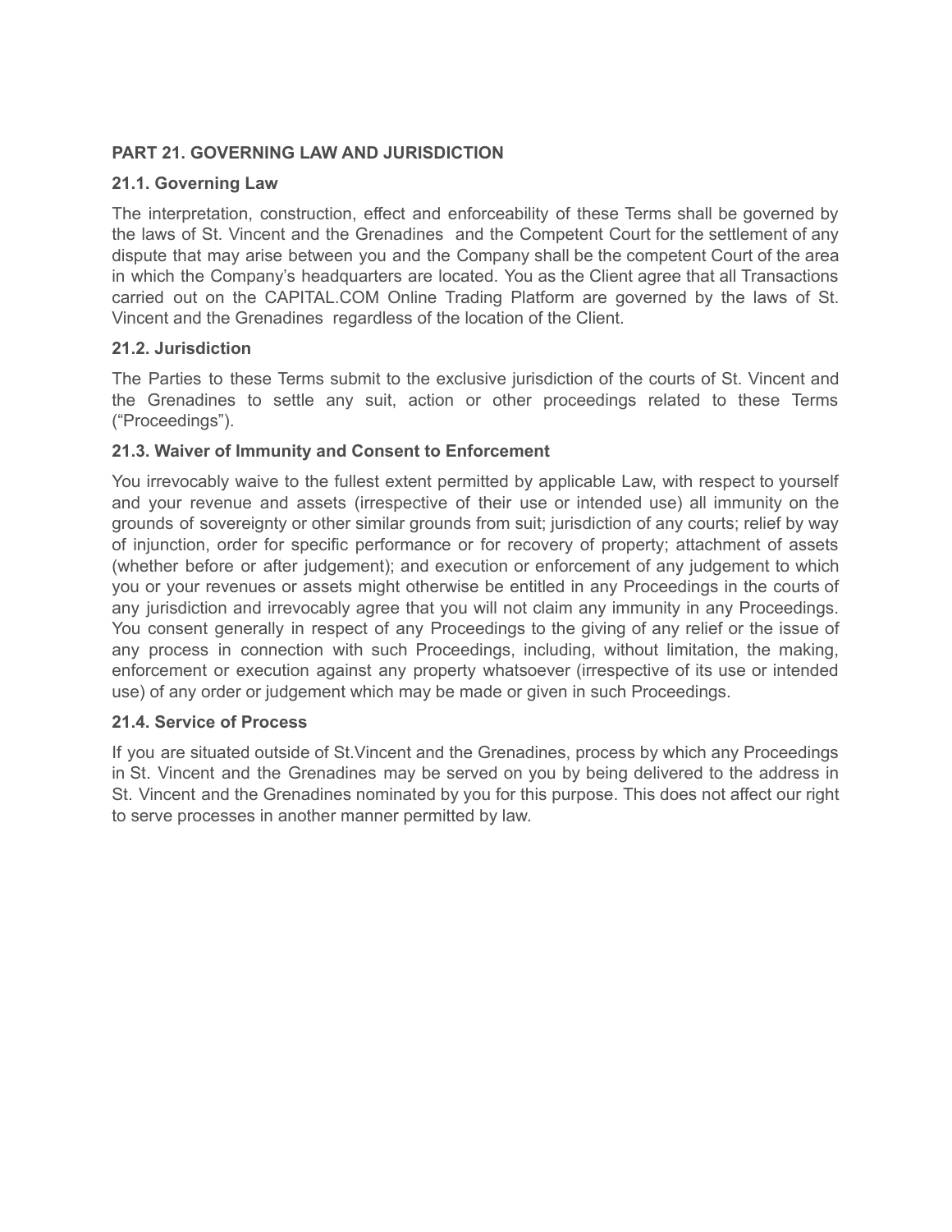**PART 21. GOVERNING LAW AND JURISDICTION**

**21.1. Governing Law**

The interpretation, construction, effect and enforceability of these Terms shall be governed by the laws of St. Vincent and the Grenadines and the Competent Court for the settlement of any dispute that may arise between you and the Company shall be the competent Court of the area in which the Company's headquarters are located. You as the Client agree that all Transactions carried out on the CAPITAL.COM Online Trading Platform are governed by the laws of St. Vincent and the Grenadines regardless of the location of the Client.

**21.2. Jurisdiction**

The Parties to these Terms submit to the exclusive jurisdiction of the courts of St. Vincent and the Grenadines to settle any suit, action or other proceedings related to these Terms ("Proceedings").

**21.3. Waiver of Immunity and Consent to Enforcement**

You irrevocably waive to the fullest extent permitted by applicable Law, with respect to yourself and your revenue and assets (irrespective of their use or intended use) all immunity on the grounds of sovereignty or other similar grounds from suit; jurisdiction of any courts; relief by way of injunction, order for specific performance or for recovery of property; attachment of assets (whether before or after judgement); and execution or enforcement of any judgement to which you or your revenues or assets might otherwise be entitled in any Proceedings in the courts of any jurisdiction and irrevocably agree that you will not claim any immunity in any Proceedings. You consent generally in respect of any Proceedings to the giving of any relief or the issue of any process in connection with such Proceedings, including, without limitation, the making, enforcement or execution against any property whatsoever (irrespective of its use or intended use) of any order or judgement which may be made or given in such Proceedings.

**21.4. Service of Process**

If you are situated outside of St.Vincent and the Grenadines, process by which any Proceedings in St. Vincent and the Grenadines may be served on you by being delivered to the address in St. Vincent and the Grenadines nominated by you for this purpose. This does not affect our right to serve processes in another manner permitted by law.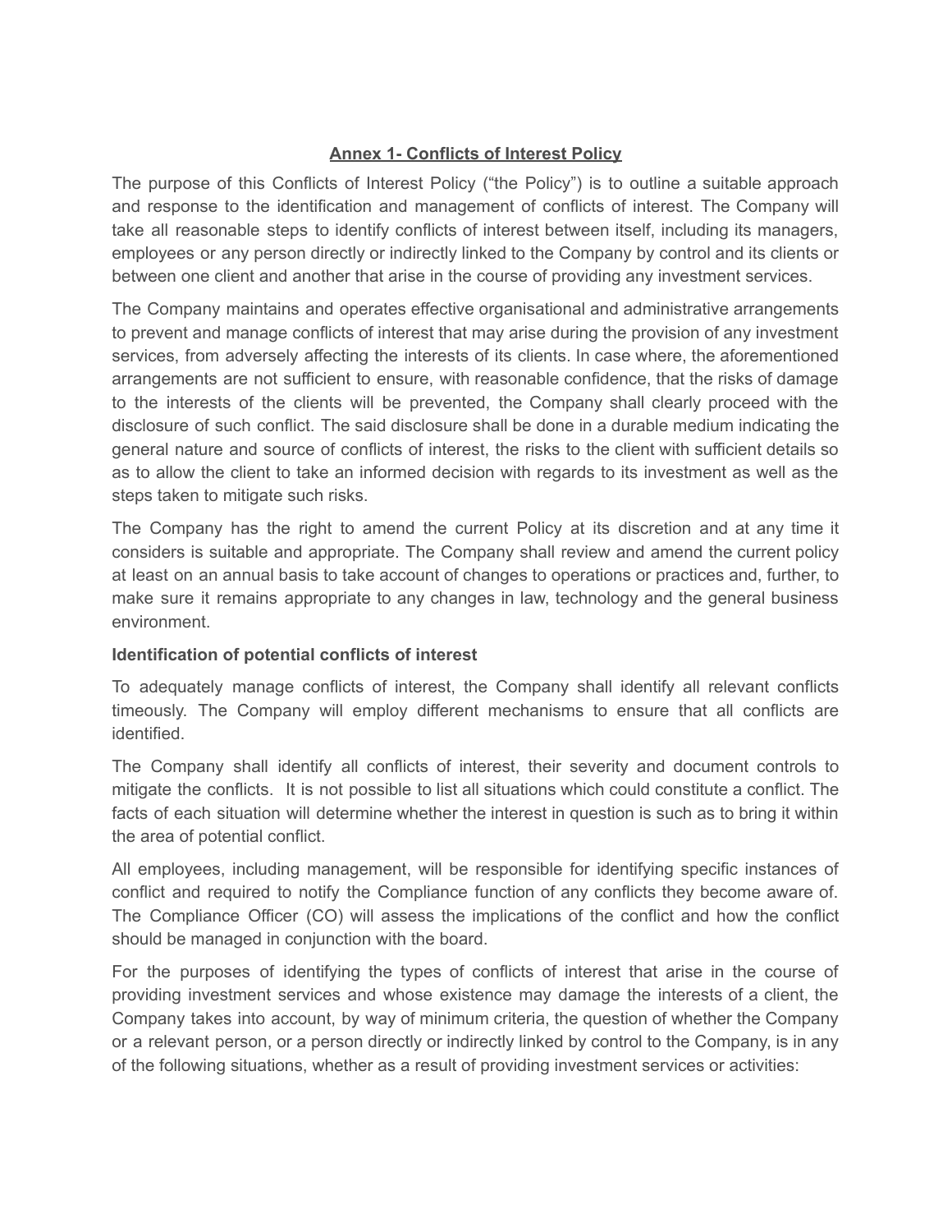## Annex 1- Conflicts of Interest Policy

The purpose of this Conflicts of Interest Policy ("the Policy") is to outline a suitable approach and response to the identification and management of conflicts of interest. The Company will take all reasonable steps to identify conflicts of interest between itself, including its managers, employees or any person directly or indirectly linked to the Company by control and its clients or between one client and another that arise in the course of providing any investment services.

The Company maintains and operates effective organisational and administrative arrangements to prevent and manage conflicts of interest that may arise during the provision of any investment services, from adversely affecting the interests of its clients. In case where, the aforementioned arrangements are not sufficient to ensure, with reasonable confidence, that the risks of damage to the interests of the clients will be prevented, the Company shall clearly proceed with the disclosure of such conflict. The said disclosure shall be done in a durable medium indicating the general nature and source of conflicts of interest, the risks to the client with sufficient details so as to allow the client to take an informed decision with regards to its investment as well as the steps taken to mitigate such risks.

The Company has the right to amend the current Policy at its discretion and at any time it considers is suitable and appropriate. The Company shall review and amend the current policy at least on an annual basis to take account of changes to operations or practices and, further, to make sure it remains appropriate to any changes in law, technology and the general business environment.

**Identification of potential conflicts of interest**

To adequately manage conflicts of interest, the Company shall identify all relevant conflicts timeously. The Company will employ different mechanisms to ensure that all conflicts are identified.

The Company shall identify all conflicts of interest, their severity and document controls to mitigate the conflicts. It is not possible to list all situations which could constitute a conflict. The facts of each situation will determine whether the interest in question is such as to bring it within the area of potential conflict.

All employees, including management, will be responsible for identifying specific instances of conflict and required to notify the Compliance function of any conflicts they become aware of. The Compliance Officer (CO) will assess the implications of the conflict and how the conflict should be managed in conjunction with the board.

For the purposes of identifying the types of conflicts of interest that arise in the course of providing investment services and whose existence may damage the interests of a client, the Company takes into account, by way of minimum criteria, the question of whether the Company or a relevant person, or a person directly or indirectly linked by control to the Company, is in any of the following situations, whether as a result of providing investment services or activities: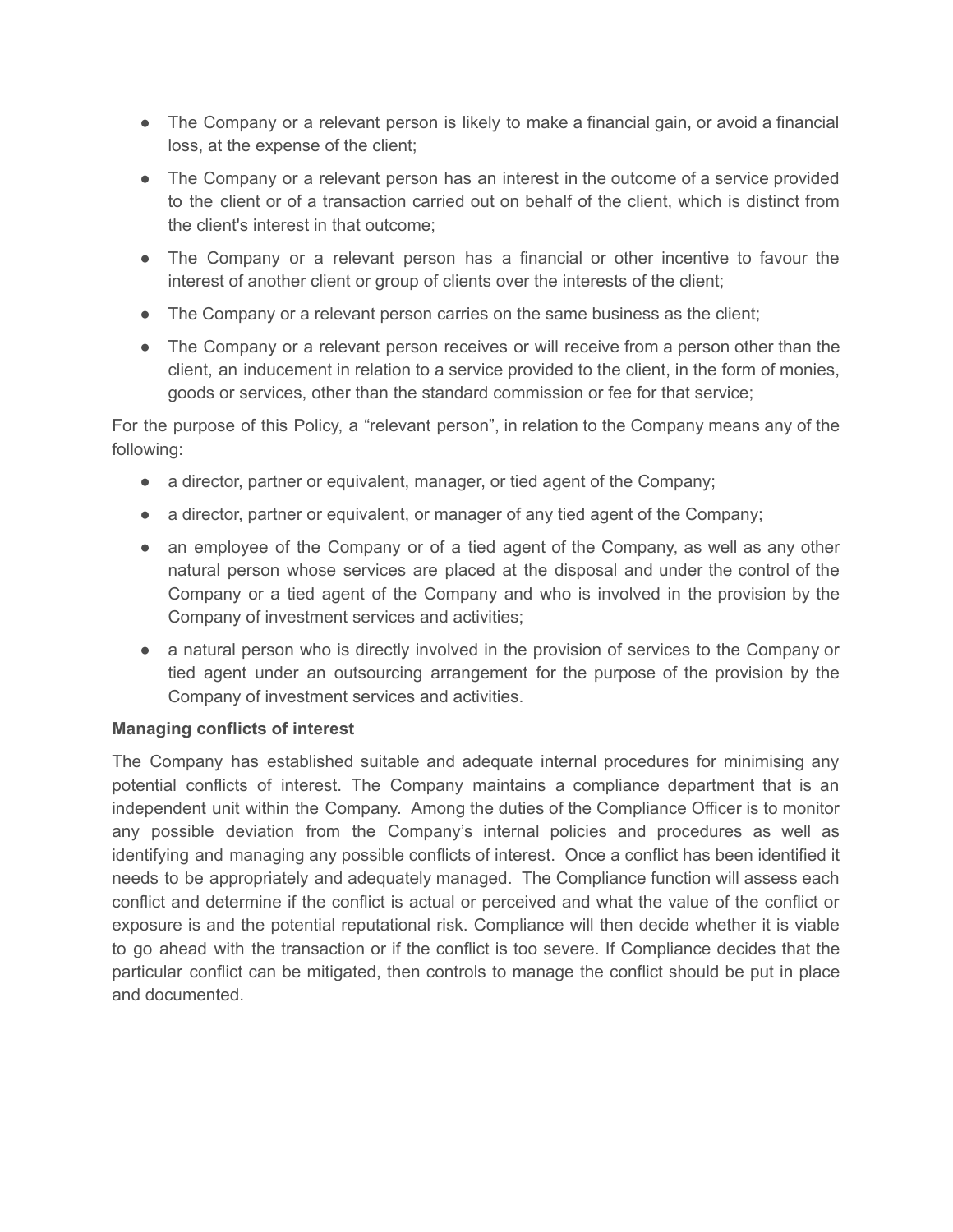- The Company or a relevant person is likely to make a financial gain, or avoid a financial loss, at the expense of the client;
- The Company or a relevant person has an interest in the outcome of a service provided to the client or of a transaction carried out on behalf of the client, which is distinct from the client's interest in that outcome;
- The Company or a relevant person has a financial or other incentive to favour the interest of another client or group of clients over the interests of the client;
- The Company or a relevant person carries on the same business as the client;
- The Company or a relevant person receives or will receive from a person other than the client, an inducement in relation to a service provided to the client, in the form of monies, goods or services, other than the standard commission or fee for that service;

For the purpose of this Policy, a "relevant person", in relation to the Company means any of the following:

- a director, partner or equivalent, manager, or tied agent of the Company;
- a director, partner or equivalent, or manager of any tied agent of the Company;
- an employee of the Company or of a tied agent of the Company, as well as any other natural person whose services are placed at the disposal and under the control of the Company or a tied agent of the Company and who is involved in the provision by the Company of investment services and activities;
- a natural person who is directly involved in the provision of services to the Company or tied agent under an outsourcing arrangement for the purpose of the provision by the Company of investment services and activities.

**Managing conflicts of interest**

The Company has established suitable and adequate internal procedures for minimising any potential conflicts of interest. The Company maintains a compliance department that is an independent unit within the Company. Among the duties of the Compliance Officer is to monitor any possible deviation from the Company's internal policies and procedures as well as identifying and managing any possible conflicts of interest. Once a conflict has been identified it needs to be appropriately and adequately managed. The Compliance function will assess each conflict and determine if the conflict is actual or perceived and what the value of the conflict or exposure is and the potential reputational risk. Compliance will then decide whether it is viable to go ahead with the transaction or if the conflict is too severe. If Compliance decides that the particular conflict can be mitigated, then controls to manage the conflict should be put in place and documented.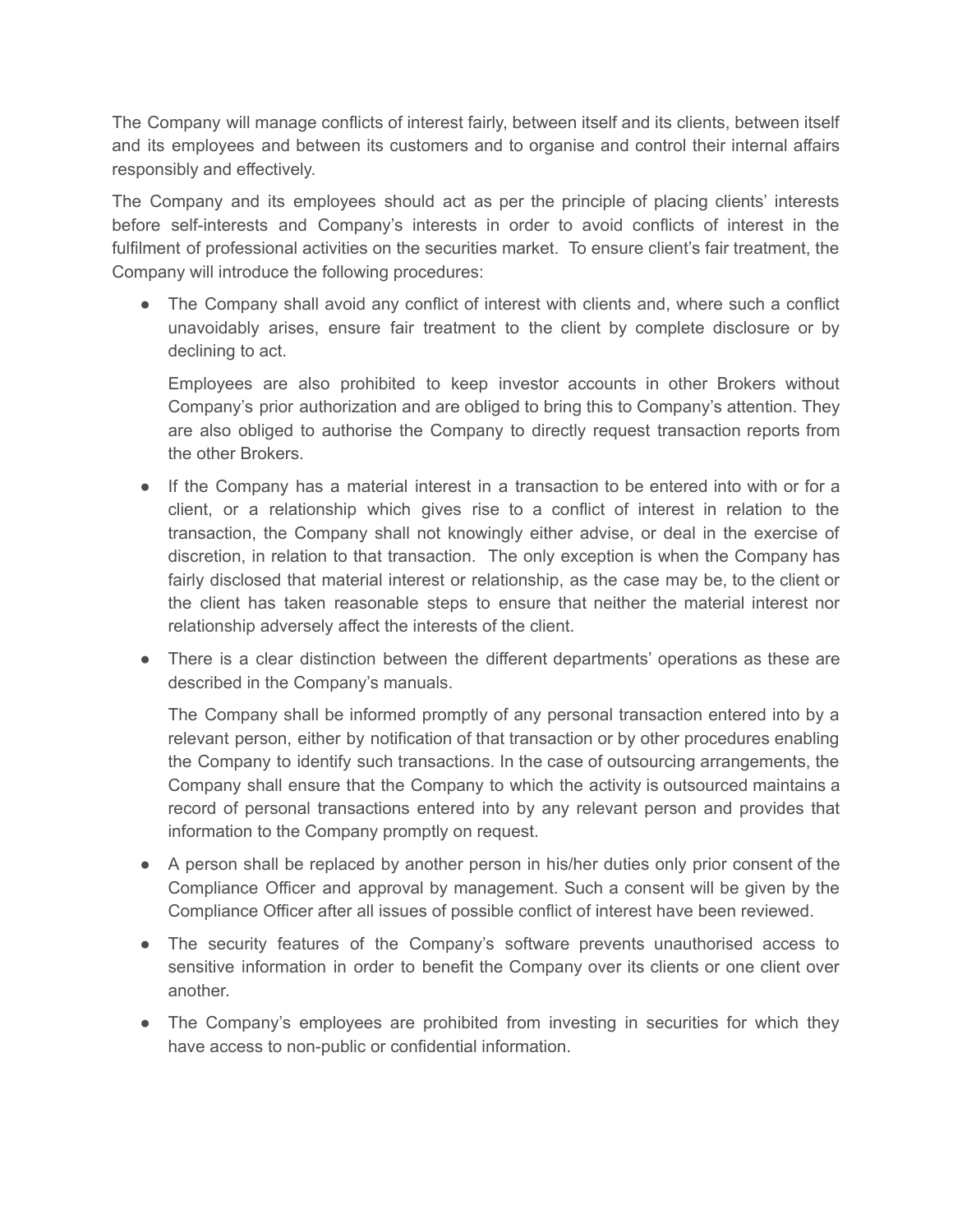The Company will manage conflicts of interest fairly, between itself and its clients, between itself and its employees and between its customers and to organise and control their internal affairs responsibly and effectively.

The Company and its employees should act as per the principle of placing clients' interests before self-interests and Company's interests in order to avoid conflicts of interest in the fulfilment of professional activities on the securities market. To ensure client's fair treatment, the Company will introduce the following procedures:

- The Company shall avoid any conflict of interest with clients and, where such a conflict unavoidably arises, ensure fair treatment to the client by complete disclosure or by declining to act.

  Employees are also prohibited to keep investor accounts in other Brokers without Company's prior authorization and are obliged to bring this to Company's attention. They are also obliged to authorise the Company to directly request transaction reports from the other Brokers.

- If the Company has a material interest in a transaction to be entered into with or for a client, or a relationship which gives rise to a conflict of interest in relation to the transaction, the Company shall not knowingly either advise, or deal in the exercise of discretion, in relation to that transaction. The only exception is when the Company has fairly disclosed that material interest or relationship, as the case may be, to the client or the client has taken reasonable steps to ensure that neither the material interest nor relationship adversely affect the interests of the client.

- There is a clear distinction between the different departments' operations as these are described in the Company's manuals.

  The Company shall be informed promptly of any personal transaction entered into by a relevant person, either by notification of that transaction or by other procedures enabling the Company to identify such transactions. In the case of outsourcing arrangements, the Company shall ensure that the Company to which the activity is outsourced maintains a record of personal transactions entered into by any relevant person and provides that information to the Company promptly on request.

- A person shall be replaced by another person in his/her duties only prior consent of the Compliance Officer and approval by management. Such a consent will be given by the Compliance Officer after all issues of possible conflict of interest have been reviewed.

- The security features of the Company's software prevents unauthorised access to sensitive information in order to benefit the Company over its clients or one client over another.

- The Company's employees are prohibited from investing in securities for which they have access to non-public or confidential information.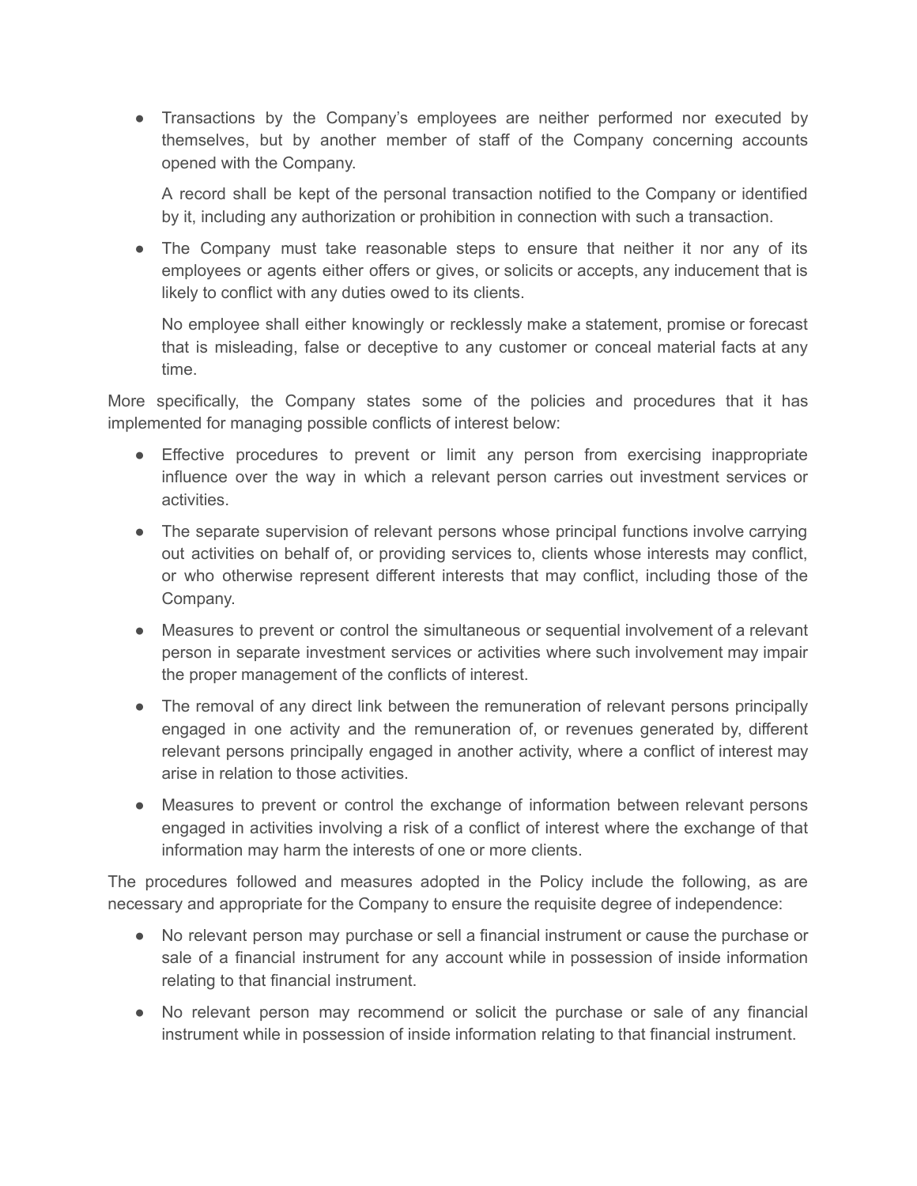- Transactions by the Company's employees are neither performed nor executed by themselves, but by another member of staff of the Company concerning accounts opened with the Company.

  A record shall be kept of the personal transaction notified to the Company or identified by it, including any authorization or prohibition in connection with such a transaction.

- The Company must take reasonable steps to ensure that neither it nor any of its employees or agents either offers or gives, or solicits or accepts, any inducement that is likely to conflict with any duties owed to its clients.

  No employee shall either knowingly or recklessly make a statement, promise or forecast that is misleading, false or deceptive to any customer or conceal material facts at any time.

More specifically, the Company states some of the policies and procedures that it has implemented for managing possible conflicts of interest below:

- Effective procedures to prevent or limit any person from exercising inappropriate influence over the way in which a relevant person carries out investment services or activities.
- The separate supervision of relevant persons whose principal functions involve carrying out activities on behalf of, or providing services to, clients whose interests may conflict, or who otherwise represent different interests that may conflict, including those of the Company.
- Measures to prevent or control the simultaneous or sequential involvement of a relevant person in separate investment services or activities where such involvement may impair the proper management of the conflicts of interest.
- The removal of any direct link between the remuneration of relevant persons principally engaged in one activity and the remuneration of, or revenues generated by, different relevant persons principally engaged in another activity, where a conflict of interest may arise in relation to those activities.
- Measures to prevent or control the exchange of information between relevant persons engaged in activities involving a risk of a conflict of interest where the exchange of that information may harm the interests of one or more clients.

The procedures followed and measures adopted in the Policy include the following, as are necessary and appropriate for the Company to ensure the requisite degree of independence:

- No relevant person may purchase or sell a financial instrument or cause the purchase or sale of a financial instrument for any account while in possession of inside information relating to that financial instrument.
- No relevant person may recommend or solicit the purchase or sale of any financial instrument while in possession of inside information relating to that financial instrument.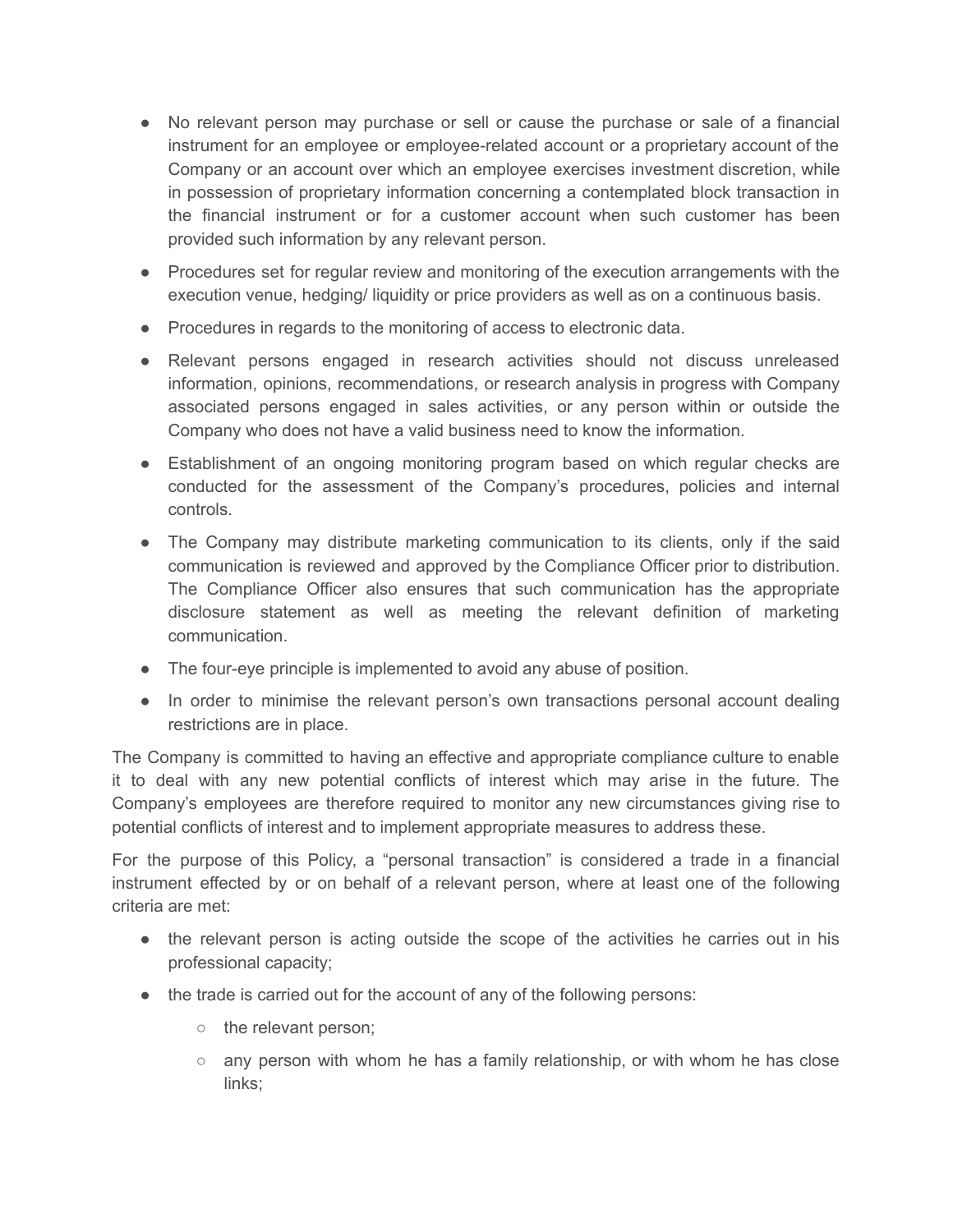- No relevant person may purchase or sell or cause the purchase or sale of a financial instrument for an employee or employee-related account or a proprietary account of the Company or an account over which an employee exercises investment discretion, while in possession of proprietary information concerning a contemplated block transaction in the financial instrument or for a customer account when such customer has been provided such information by any relevant person.
- Procedures set for regular review and monitoring of the execution arrangements with the execution venue, hedging/ liquidity or price providers as well as on a continuous basis.
- Procedures in regards to the monitoring of access to electronic data.
- Relevant persons engaged in research activities should not discuss unreleased information, opinions, recommendations, or research analysis in progress with Company associated persons engaged in sales activities, or any person within or outside the Company who does not have a valid business need to know the information.
- Establishment of an ongoing monitoring program based on which regular checks are conducted for the assessment of the Company's procedures, policies and internal controls.
- The Company may distribute marketing communication to its clients, only if the said communication is reviewed and approved by the Compliance Officer prior to distribution. The Compliance Officer also ensures that such communication has the appropriate disclosure statement as well as meeting the relevant definition of marketing communication.
- The four-eye principle is implemented to avoid any abuse of position.
- In order to minimise the relevant person's own transactions personal account dealing restrictions are in place.

The Company is committed to having an effective and appropriate compliance culture to enable it to deal with any new potential conflicts of interest which may arise in the future. The Company's employees are therefore required to monitor any new circumstances giving rise to potential conflicts of interest and to implement appropriate measures to address these.

For the purpose of this Policy, a "personal transaction" is considered a trade in a financial instrument effected by or on behalf of a relevant person, where at least one of the following criteria are met:

- the relevant person is acting outside the scope of the activities he carries out in his professional capacity;
- the trade is carried out for the account of any of the following persons:
  - the relevant person;
  - any person with whom he has a family relationship, or with whom he has close links;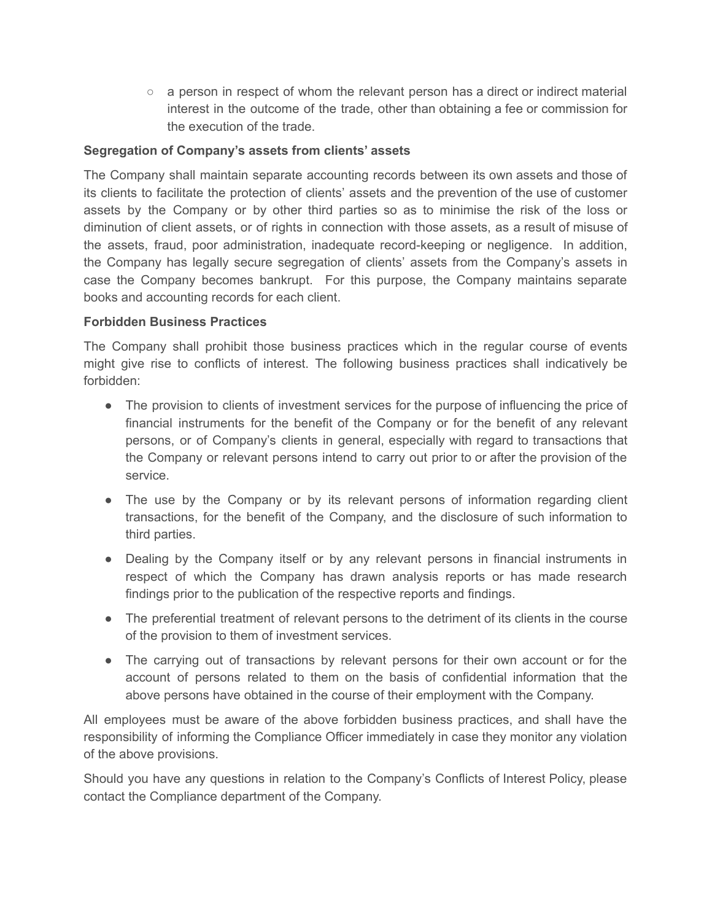- a person in respect of whom the relevant person has a direct or indirect material interest in the outcome of the trade, other than obtaining a fee or commission for the execution of the trade.

**Segregation of Company's assets from clients' assets**

The Company shall maintain separate accounting records between its own assets and those of its clients to facilitate the protection of clients' assets and the prevention of the use of customer assets by the Company or by other third parties so as to minimise the risk of the loss or diminution of client assets, or of rights in connection with those assets, as a result of misuse of the assets, fraud, poor administration, inadequate record-keeping or negligence. In addition, the Company has legally secure segregation of clients' assets from the Company's assets in case the Company becomes bankrupt. For this purpose, the Company maintains separate books and accounting records for each client.

**Forbidden Business Practices**

The Company shall prohibit those business practices which in the regular course of events might give rise to conflicts of interest. The following business practices shall indicatively be forbidden:

- The provision to clients of investment services for the purpose of influencing the price of financial instruments for the benefit of the Company or for the benefit of any relevant persons, or of Company's clients in general, especially with regard to transactions that the Company or relevant persons intend to carry out prior to or after the provision of the service.
- The use by the Company or by its relevant persons of information regarding client transactions, for the benefit of the Company, and the disclosure of such information to third parties.
- Dealing by the Company itself or by any relevant persons in financial instruments in respect of which the Company has drawn analysis reports or has made research findings prior to the publication of the respective reports and findings.
- The preferential treatment of relevant persons to the detriment of its clients in the course of the provision to them of investment services.
- The carrying out of transactions by relevant persons for their own account or for the account of persons related to them on the basis of confidential information that the above persons have obtained in the course of their employment with the Company.

All employees must be aware of the above forbidden business practices, and shall have the responsibility of informing the Compliance Officer immediately in case they monitor any violation of the above provisions.

Should you have any questions in relation to the Company's Conflicts of Interest Policy, please contact the Compliance department of the Company.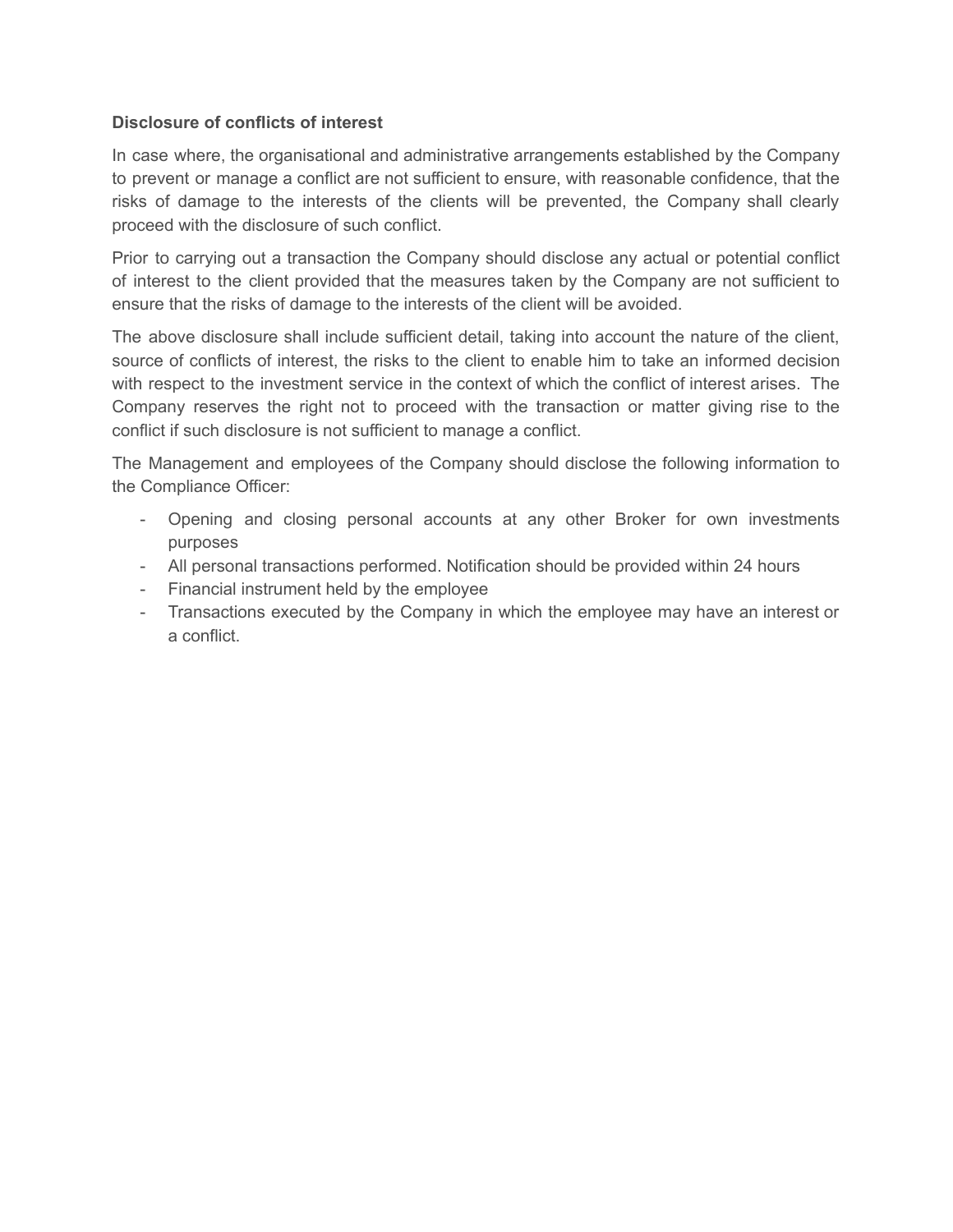**Disclosure of conflicts of interest**

In case where, the organisational and administrative arrangements established by the Company to prevent or manage a conflict are not sufficient to ensure, with reasonable confidence, that the risks of damage to the interests of the clients will be prevented, the Company shall clearly proceed with the disclosure of such conflict.

Prior to carrying out a transaction the Company should disclose any actual or potential conflict of interest to the client provided that the measures taken by the Company are not sufficient to ensure that the risks of damage to the interests of the client will be avoided.

The above disclosure shall include sufficient detail, taking into account the nature of the client, source of conflicts of interest, the risks to the client to enable him to take an informed decision with respect to the investment service in the context of which the conflict of interest arises. The Company reserves the right not to proceed with the transaction or matter giving rise to the conflict if such disclosure is not sufficient to manage a conflict.

The Management and employees of the Company should disclose the following information to the Compliance Officer:

- Opening and closing personal accounts at any other Broker for own investments purposes
- All personal transactions performed. Notification should be provided within 24 hours
- Financial instrument held by the employee
- Transactions executed by the Company in which the employee may have an interest or a conflict.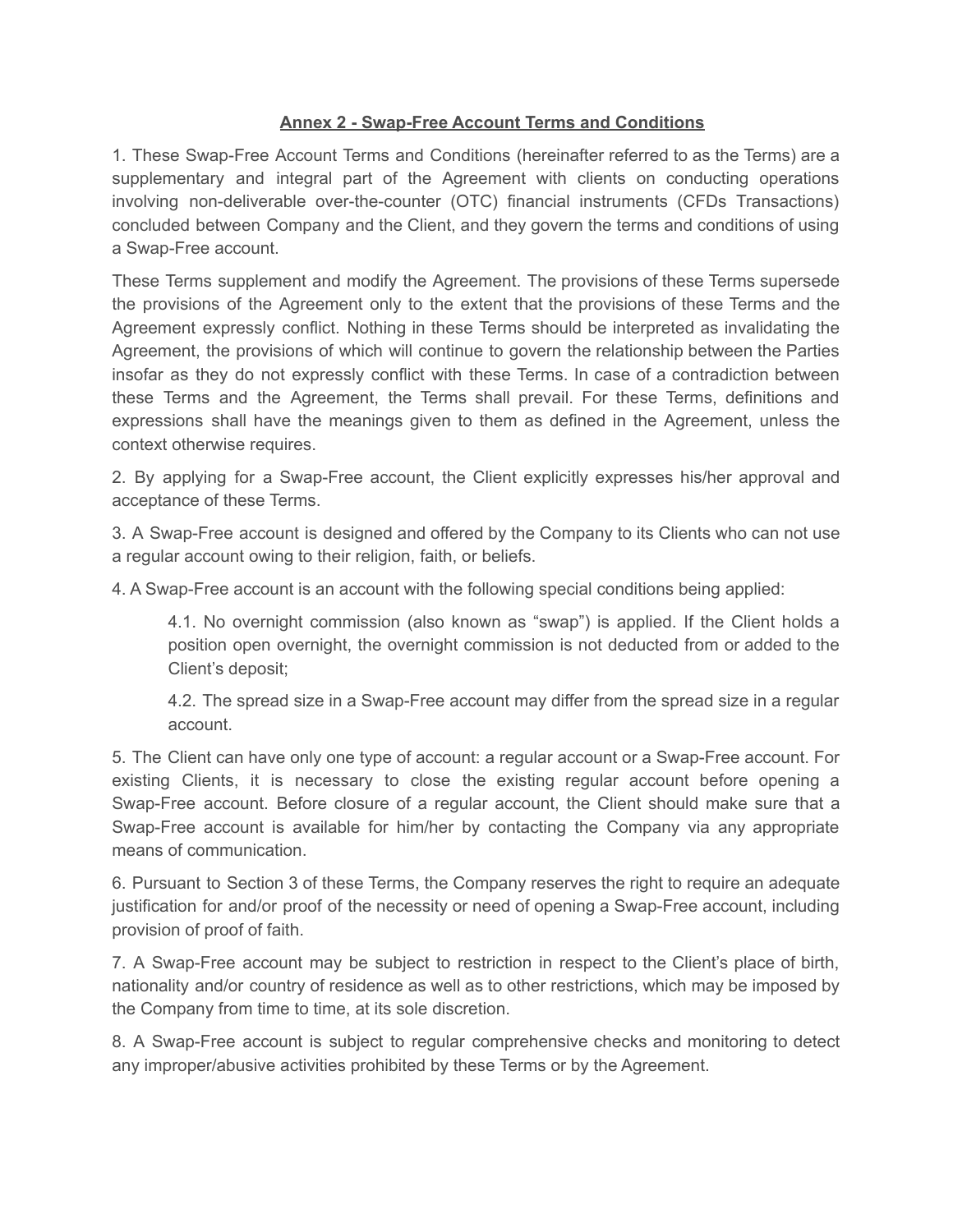## Annex 2 - Swap-Free Account Terms and Conditions

1. These Swap-Free Account Terms and Conditions (hereinafter referred to as the Terms) are a supplementary and integral part of the Agreement with clients on conducting operations involving non-deliverable over-the-counter (OTC) financial instruments (CFDs Transactions) concluded between Company and the Client, and they govern the terms and conditions of using a Swap-Free account.

These Terms supplement and modify the Agreement. The provisions of these Terms supersede the provisions of the Agreement only to the extent that the provisions of these Terms and the Agreement expressly conflict. Nothing in these Terms should be interpreted as invalidating the Agreement, the provisions of which will continue to govern the relationship between the Parties insofar as they do not expressly conflict with these Terms. In case of a contradiction between these Terms and the Agreement, the Terms shall prevail. For these Terms, definitions and expressions shall have the meanings given to them as defined in the Agreement, unless the context otherwise requires.

2. By applying for a Swap-Free account, the Client explicitly expresses his/her approval and acceptance of these Terms.

3. A Swap-Free account is designed and offered by the Company to its Clients who can not use a regular account owing to their religion, faith, or beliefs.

4. A Swap-Free account is an account with the following special conditions being applied:

> 4.1. No overnight commission (also known as “swap”) is applied. If the Client holds a position open overnight, the overnight commission is not deducted from or added to the Client’s deposit;
>
> 4.2. The spread size in a Swap-Free account may differ from the spread size in a regular account.

5. The Client can have only one type of account: a regular account or a Swap-Free account. For existing Clients, it is necessary to close the existing regular account before opening a Swap-Free account. Before closure of a regular account, the Client should make sure that a Swap-Free account is available for him/her by contacting the Company via any appropriate means of communication.

6. Pursuant to Section 3 of these Terms, the Company reserves the right to require an adequate justification for and/or proof of the necessity or need of opening a Swap-Free account, including provision of proof of faith.

7. A Swap-Free account may be subject to restriction in respect to the Client’s place of birth, nationality and/or country of residence as well as to other restrictions, which may be imposed by the Company from time to time, at its sole discretion.

8. A Swap-Free account is subject to regular comprehensive checks and monitoring to detect any improper/abusive activities prohibited by these Terms or by the Agreement.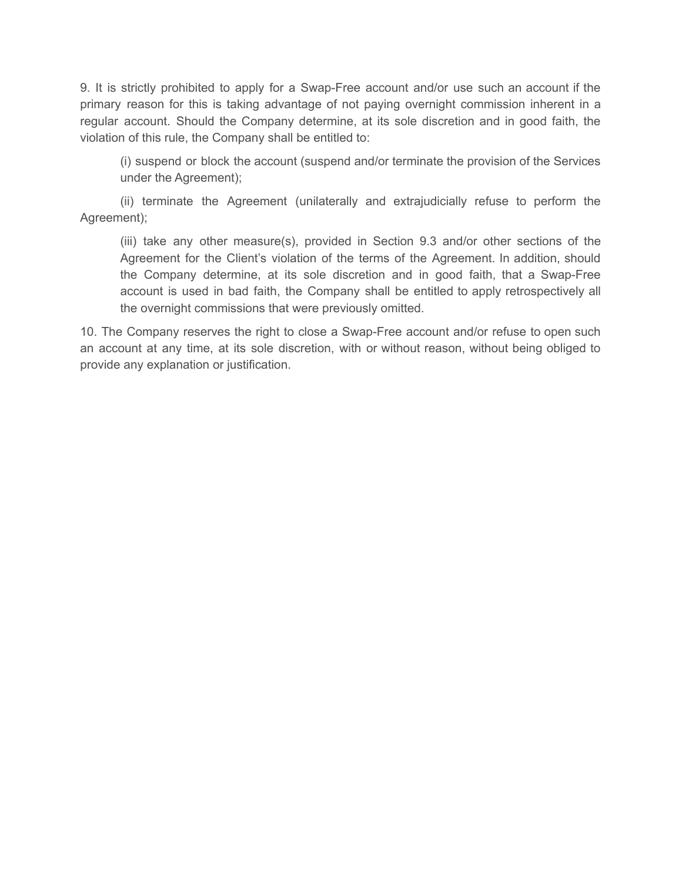9. It is strictly prohibited to apply for a Swap-Free account and/or use such an account if the primary reason for this is taking advantage of not paying overnight commission inherent in a regular account. Should the Company determine, at its sole discretion and in good faith, the violation of this rule, the Company shall be entitled to:

(i) suspend or block the account (suspend and/or terminate the provision of the Services under the Agreement);

(ii) terminate the Agreement (unilaterally and extrajudicially refuse to perform the Agreement);

(iii) take any other measure(s), provided in Section 9.3 and/or other sections of the Agreement for the Client's violation of the terms of the Agreement. In addition, should the Company determine, at its sole discretion and in good faith, that a Swap-Free account is used in bad faith, the Company shall be entitled to apply retrospectively all the overnight commissions that were previously omitted.

10. The Company reserves the right to close a Swap-Free account and/or refuse to open such an account at any time, at its sole discretion, with or without reason, without being obliged to provide any explanation or justification.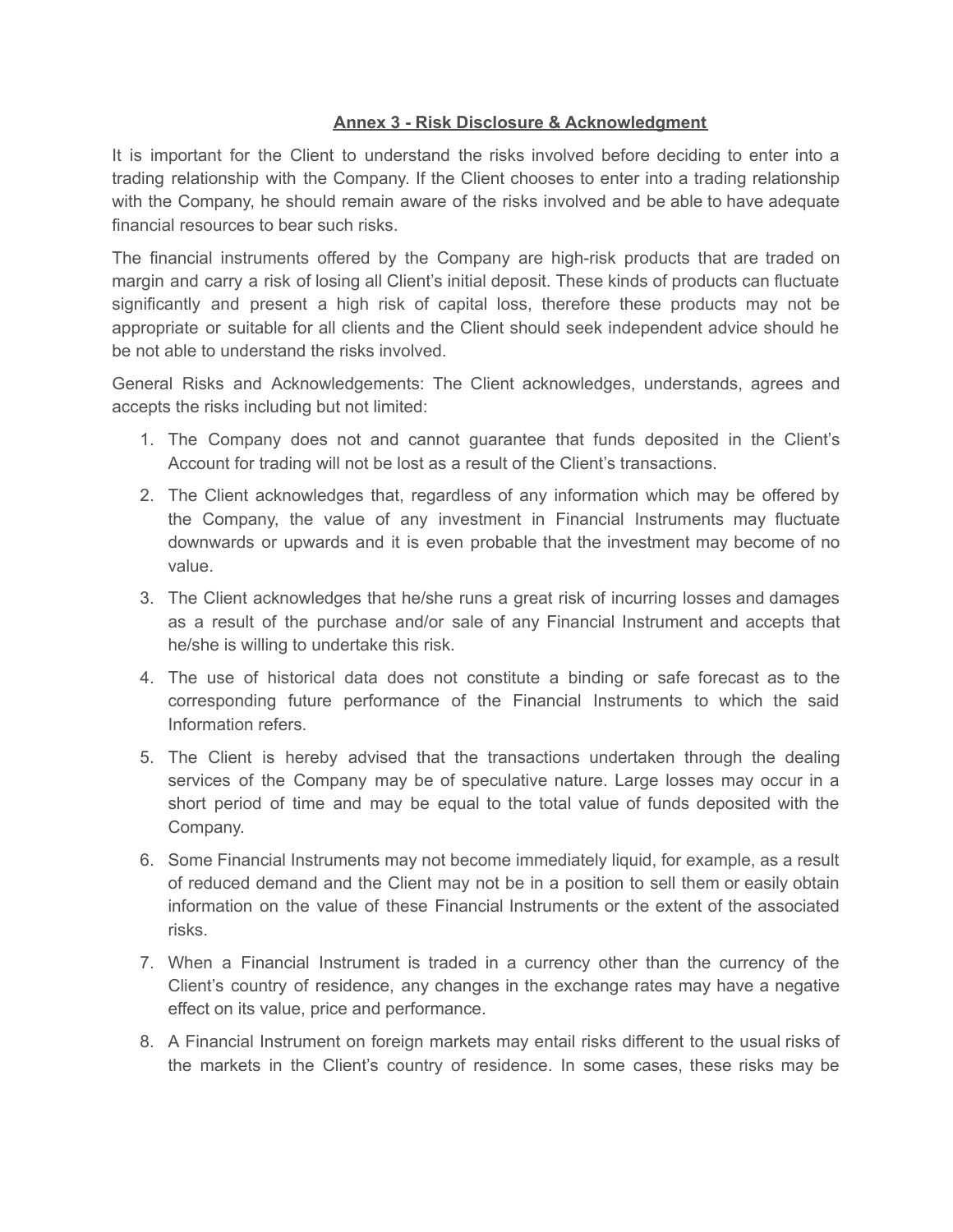## Annex 3 - Risk Disclosure & Acknowledgment

It is important for the Client to understand the risks involved before deciding to enter into a trading relationship with the Company. If the Client chooses to enter into a trading relationship with the Company, he should remain aware of the risks involved and be able to have adequate financial resources to bear such risks.

The financial instruments offered by the Company are high-risk products that are traded on margin and carry a risk of losing all Client's initial deposit. These kinds of products can fluctuate significantly and present a high risk of capital loss, therefore these products may not be appropriate or suitable for all clients and the Client should seek independent advice should he be not able to understand the risks involved.

General Risks and Acknowledgements: The Client acknowledges, understands, agrees and accepts the risks including but not limited:

1. The Company does not and cannot guarantee that funds deposited in the Client's Account for trading will not be lost as a result of the Client's transactions.
2. The Client acknowledges that, regardless of any information which may be offered by the Company, the value of any investment in Financial Instruments may fluctuate downwards or upwards and it is even probable that the investment may become of no value.
3. The Client acknowledges that he/she runs a great risk of incurring losses and damages as a result of the purchase and/or sale of any Financial Instrument and accepts that he/she is willing to undertake this risk.
4. The use of historical data does not constitute a binding or safe forecast as to the corresponding future performance of the Financial Instruments to which the said Information refers.
5. The Client is hereby advised that the transactions undertaken through the dealing services of the Company may be of speculative nature. Large losses may occur in a short period of time and may be equal to the total value of funds deposited with the Company.
6. Some Financial Instruments may not become immediately liquid, for example, as a result of reduced demand and the Client may not be in a position to sell them or easily obtain information on the value of these Financial Instruments or the extent of the associated risks.
7. When a Financial Instrument is traded in a currency other than the currency of the Client's country of residence, any changes in the exchange rates may have a negative effect on its value, price and performance.
8. A Financial Instrument on foreign markets may entail risks different to the usual risks of the markets in the Client's country of residence. In some cases, these risks may be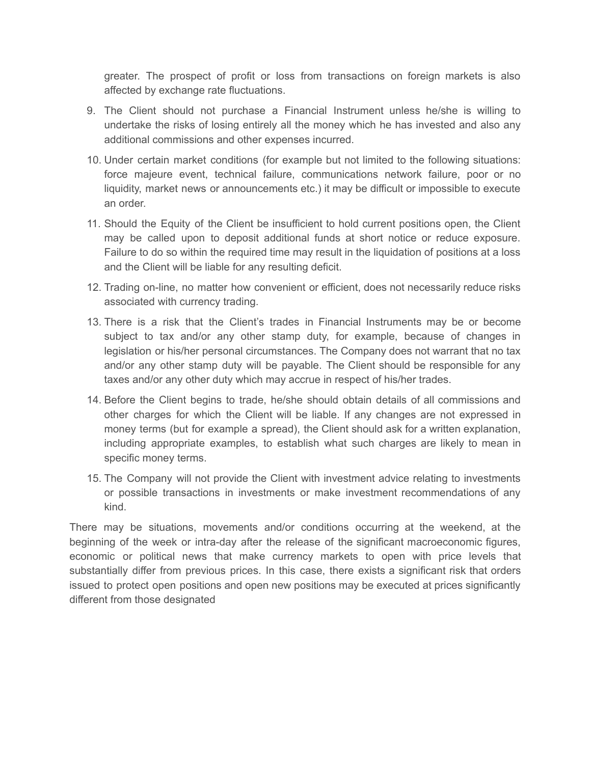greater. The prospect of profit or loss from transactions on foreign markets is also affected by exchange rate fluctuations.

9. The Client should not purchase a Financial Instrument unless he/she is willing to undertake the risks of losing entirely all the money which he has invested and also any additional commissions and other expenses incurred.
10. Under certain market conditions (for example but not limited to the following situations: force majeure event, technical failure, communications network failure, poor or no liquidity, market news or announcements etc.) it may be difficult or impossible to execute an order.
11. Should the Equity of the Client be insufficient to hold current positions open, the Client may be called upon to deposit additional funds at short notice or reduce exposure. Failure to do so within the required time may result in the liquidation of positions at a loss and the Client will be liable for any resulting deficit.
12. Trading on-line, no matter how convenient or efficient, does not necessarily reduce risks associated with currency trading.
13. There is a risk that the Client's trades in Financial Instruments may be or become subject to tax and/or any other stamp duty, for example, because of changes in legislation or his/her personal circumstances. The Company does not warrant that no tax and/or any other stamp duty will be payable. The Client should be responsible for any taxes and/or any other duty which may accrue in respect of his/her trades.
14. Before the Client begins to trade, he/she should obtain details of all commissions and other charges for which the Client will be liable. If any changes are not expressed in money terms (but for example a spread), the Client should ask for a written explanation, including appropriate examples, to establish what such charges are likely to mean in specific money terms.
15. The Company will not provide the Client with investment advice relating to investments or possible transactions in investments or make investment recommendations of any kind.

There may be situations, movements and/or conditions occurring at the weekend, at the beginning of the week or intra-day after the release of the significant macroeconomic figures, economic or political news that make currency markets to open with price levels that substantially differ from previous prices. In this case, there exists a significant risk that orders issued to protect open positions and open new positions may be executed at prices significantly different from those designated